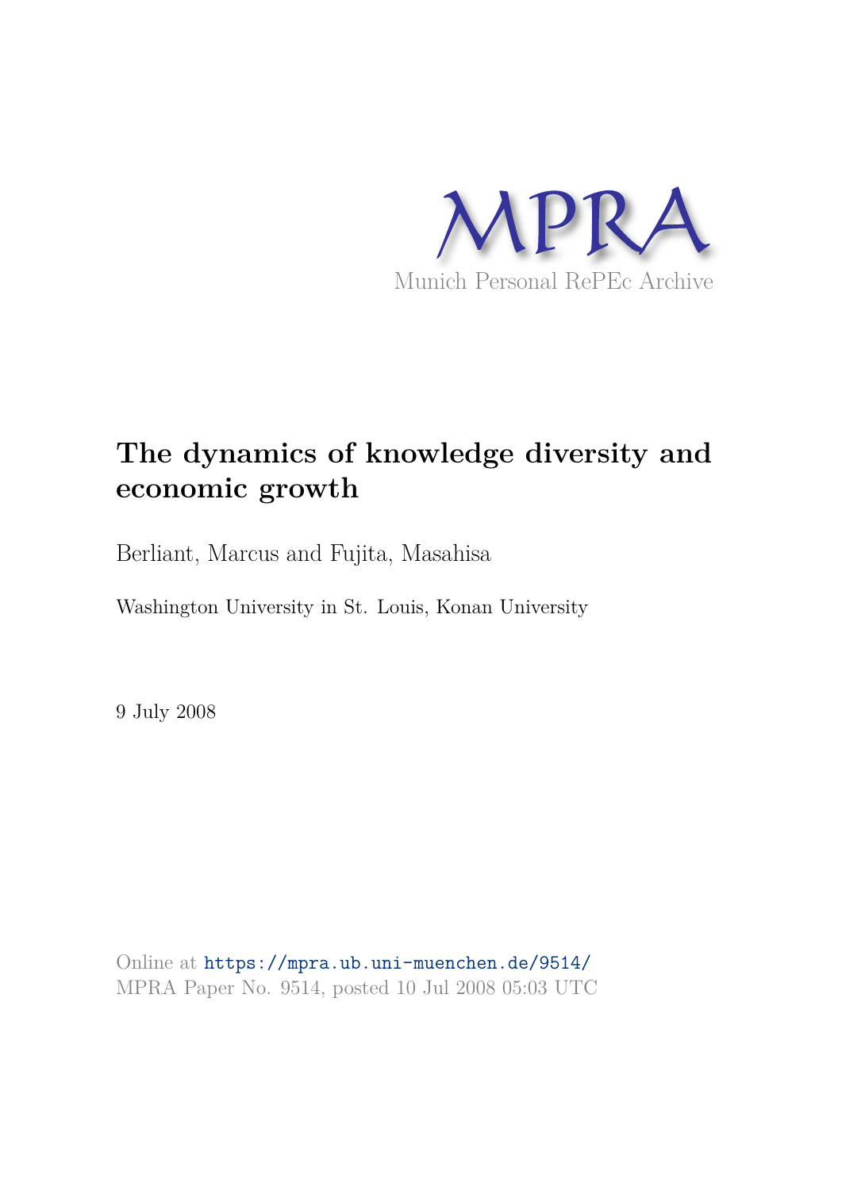MPRA

Munich Personal RePEc Archive

# The dynamics of knowledge diversity and economic growth

Berliant, Marcus and Fujita, Masahisa

Washington University in St. Louis, Konan University

9 July 2008

Online at https://mpra.ub.uni-muenchen.de/9514/
MPRA Paper No. 9514, posted 10 Jul 2008 05:03 UTC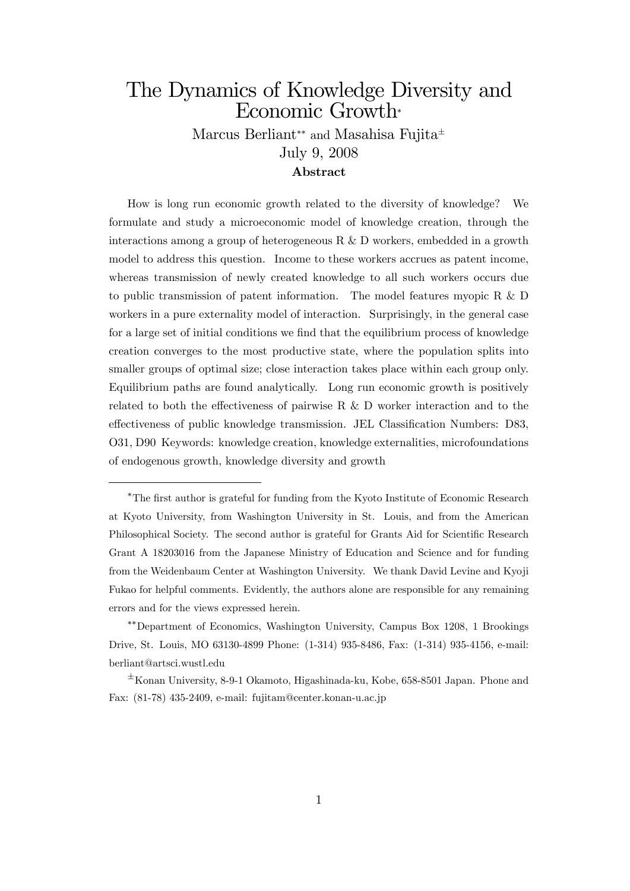# The Dynamics of Knowledge Diversity and Economic Growth*

Marcus Berliant** and Masahisa Fujita±

July 9, 2008

**Abstract**

How is long run economic growth related to the diversity of knowledge? We formulate and study a microeconomic model of knowledge creation, through the interactions among a group of heterogeneous R & D workers, embedded in a growth model to address this question. Income to these workers accrues as patent income, whereas transmission of newly created knowledge to all such workers occurs due to public transmission of patent information. The model features myopic R & D workers in a pure externality model of interaction. Surprisingly, in the general case for a large set of initial conditions we find that the equilibrium process of knowledge creation converges to the most productive state, where the population splits into smaller groups of optimal size; close interaction takes place within each group only. Equilibrium paths are found analytically. Long run economic growth is positively related to both the effectiveness of pairwise R & D worker interaction and to the effectiveness of public knowledge transmission. JEL Classification Numbers: D83, O31, D90 Keywords: knowledge creation, knowledge externalities, microfoundations of endogenous growth, knowledge diversity and growth

---

*The first author is grateful for funding from the Kyoto Institute of Economic Research at Kyoto University, from Washington University in St. Louis, and from the American Philosophical Society. The second author is grateful for Grants Aid for Scientific Research Grant A 18203016 from the Japanese Ministry of Education and Science and for funding from the Weidenbaum Center at Washington University. We thank David Levine and Kyoji Fukao for helpful comments. Evidently, the authors alone are responsible for any remaining errors and for the views expressed herein.

**Department of Economics, Washington University, Campus Box 1208, 1 Brookings Drive, St. Louis, MO 63130-4899 Phone: (1-314) 935-8486, Fax: (1-314) 935-4156, e-mail: berliant@artsci.wustl.edu

±Konan University, 8-9-1 Okamoto, Higashinada-ku, Kobe, 658-8501 Japan. Phone and Fax: (81-78) 435-2409, e-mail: fujitam@center.konan-u.ac.jp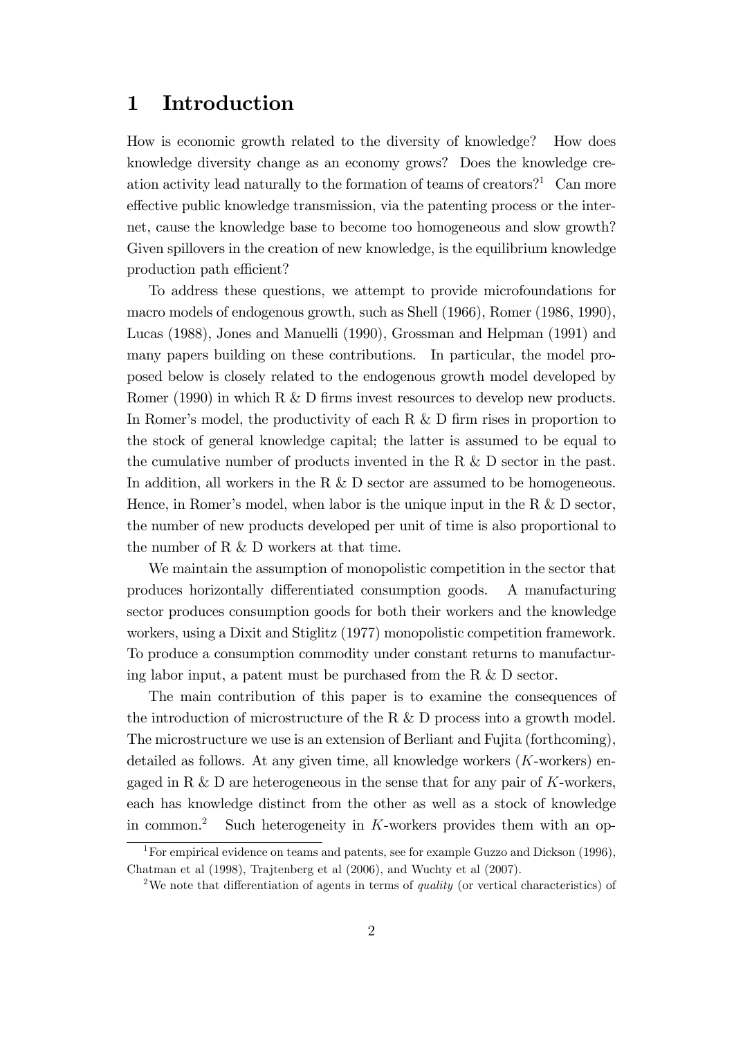# 1 Introduction

How is economic growth related to the diversity of knowledge? How does knowledge diversity change as an economy grows? Does the knowledge creation activity lead naturally to the formation of teams of creators?[1] Can more effective public knowledge transmission, via the patenting process or the internet, cause the knowledge base to become too homogeneous and slow growth? Given spillovers in the creation of new knowledge, is the equilibrium knowledge production path efficient?

To address these questions, we attempt to provide microfoundations for macro models of endogenous growth, such as Shell (1966), Romer (1986, 1990), Lucas (1988), Jones and Manuelli (1990), Grossman and Helpman (1991) and many papers building on these contributions. In particular, the model proposed below is closely related to the endogenous growth model developed by Romer (1990) in which R & D firms invest resources to develop new products. In Romer's model, the productivity of each R & D firm rises in proportion to the stock of general knowledge capital; the latter is assumed to be equal to the cumulative number of products invented in the R & D sector in the past. In addition, all workers in the R & D sector are assumed to be homogeneous. Hence, in Romer's model, when labor is the unique input in the R & D sector, the number of new products developed per unit of time is also proportional to the number of R & D workers at that time.

We maintain the assumption of monopolistic competition in the sector that produces horizontally differentiated consumption goods. A manufacturing sector produces consumption goods for both their workers and the knowledge workers, using a Dixit and Stiglitz (1977) monopolistic competition framework. To produce a consumption commodity under constant returns to manufacturing labor input, a patent must be purchased from the R & D sector.

The main contribution of this paper is to examine the consequences of the introduction of microstructure of the R & D process into a growth model. The microstructure we use is an extension of Berliant and Fujita (forthcoming), detailed as follows. At any given time, all knowledge workers ($K$-workers) engaged in R & D are heterogeneous in the sense that for any pair of $K$-workers, each has knowledge distinct from the other as well as a stock of knowledge in common.[2] Such heterogeneity in $K$-workers provides them with an op-

[1] For empirical evidence on teams and patents, see for example Guzzo and Dickson (1996), Chatman et al (1998), Trajtenberg et al (2006), and Wuchty et al (2007).

[2] We note that differentiation of agents in terms of *quality* (or vertical characteristics) of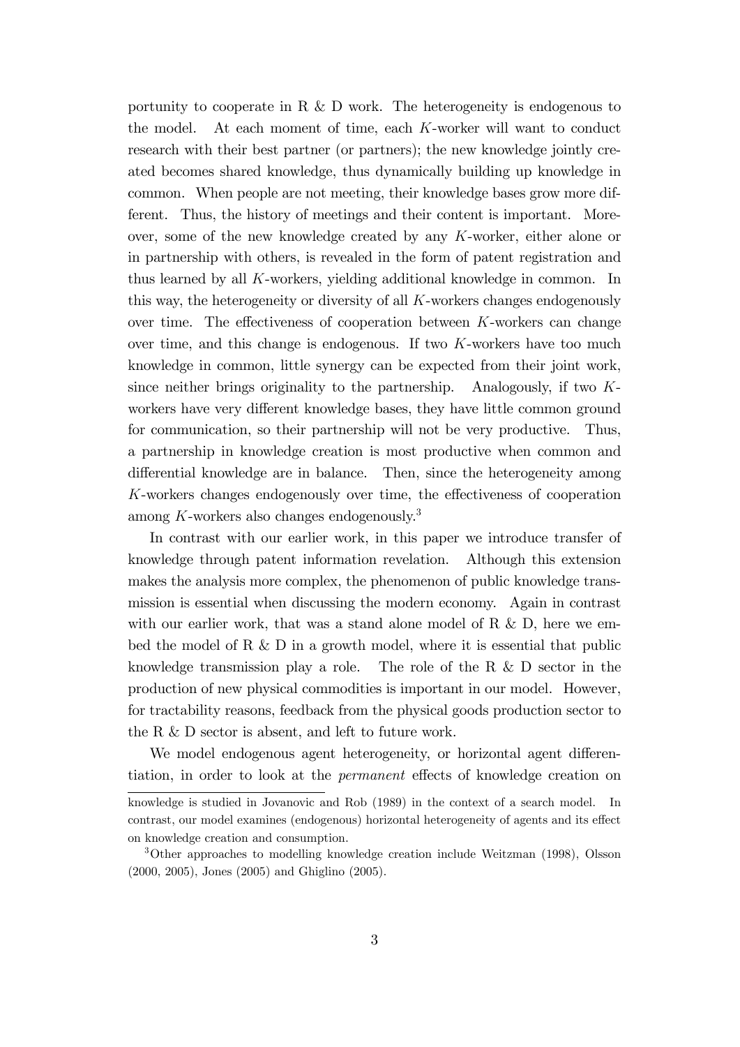portunity to cooperate in R & D work. The heterogeneity is endogenous to the model. At each moment of time, each $K$-worker will want to conduct research with their best partner (or partners); the new knowledge jointly created becomes shared knowledge, thus dynamically building up knowledge in common. When people are not meeting, their knowledge bases grow more different. Thus, the history of meetings and their content is important. Moreover, some of the new knowledge created by any $K$-worker, either alone or in partnership with others, is revealed in the form of patent registration and thus learned by all $K$-workers, yielding additional knowledge in common. In this way, the heterogeneity or diversity of all $K$-workers changes endogenously over time. The effectiveness of cooperation between $K$-workers can change over time, and this change is endogenous. If two $K$-workers have too much knowledge in common, little synergy can be expected from their joint work, since neither brings originality to the partnership. Analogously, if two $K$-workers have very different knowledge bases, they have little common ground for communication, so their partnership will not be very productive. Thus, a partnership in knowledge creation is most productive when common and differential knowledge are in balance. Then, since the heterogeneity among $K$-workers changes endogenously over time, the effectiveness of cooperation among $K$-workers also changes endogenously.[3]

In contrast with our earlier work, in this paper we introduce transfer of knowledge through patent information revelation. Although this extension makes the analysis more complex, the phenomenon of public knowledge transmission is essential when discussing the modern economy. Again in contrast with our earlier work, that was a stand alone model of R & D, here we embed the model of R & D in a growth model, where it is essential that public knowledge transmission play a role. The role of the R & D sector in the production of new physical commodities is important in our model. However, for tractability reasons, feedback from the physical goods production sector to the R & D sector is absent, and left to future work.

We model endogenous agent heterogeneity, or horizontal agent differentiation, in order to look at the *permanent* effects of knowledge creation on

knowledge is studied in Jovanovic and Rob (1989) in the context of a search model. In contrast, our model examines (endogenous) horizontal heterogeneity of agents and its effect on knowledge creation and consumption.

[3] Other approaches to modelling knowledge creation include Weitzman (1998), Olsson (2000, 2005), Jones (2005) and Ghiglino (2005).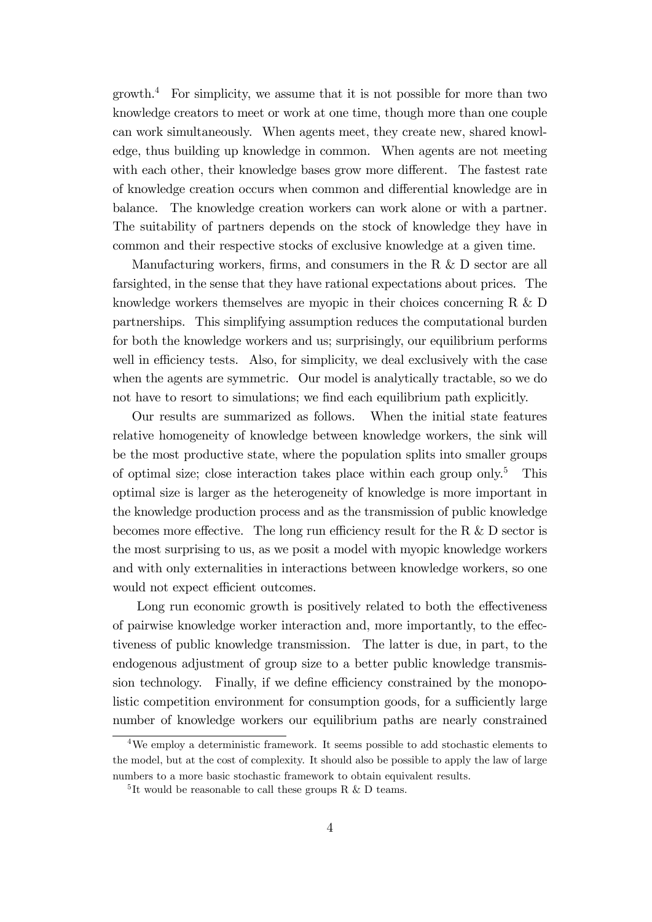growth.[4] For simplicity, we assume that it is not possible for more than two knowledge creators to meet or work at one time, though more than one couple can work simultaneously. When agents meet, they create new, shared knowledge, thus building up knowledge in common. When agents are not meeting with each other, their knowledge bases grow more different. The fastest rate of knowledge creation occurs when common and differential knowledge are in balance. The knowledge creation workers can work alone or with a partner. The suitability of partners depends on the stock of knowledge they have in common and their respective stocks of exclusive knowledge at a given time.

Manufacturing workers, firms, and consumers in the R & D sector are all farsighted, in the sense that they have rational expectations about prices. The knowledge workers themselves are myopic in their choices concerning R & D partnerships. This simplifying assumption reduces the computational burden for both the knowledge workers and us; surprisingly, our equilibrium performs well in efficiency tests. Also, for simplicity, we deal exclusively with the case when the agents are symmetric. Our model is analytically tractable, so we do not have to resort to simulations; we find each equilibrium path explicitly.

Our results are summarized as follows. When the initial state features relative homogeneity of knowledge between knowledge workers, the sink will be the most productive state, where the population splits into smaller groups of optimal size; close interaction takes place within each group only.[5] This optimal size is larger as the heterogeneity of knowledge is more important in the knowledge production process and as the transmission of public knowledge becomes more effective. The long run efficiency result for the R & D sector is the most surprising to us, as we posit a model with myopic knowledge workers and with only externalities in interactions between knowledge workers, so one would not expect efficient outcomes.

Long run economic growth is positively related to both the effectiveness of pairwise knowledge worker interaction and, more importantly, to the effectiveness of public knowledge transmission. The latter is due, in part, to the endogenous adjustment of group size to a better public knowledge transmission technology. Finally, if we define efficiency constrained by the monopolistic competition environment for consumption goods, for a sufficiently large number of knowledge workers our equilibrium paths are nearly constrained

[4] We employ a deterministic framework. It seems possible to add stochastic elements to the model, but at the cost of complexity. It should also be possible to apply the law of large numbers to a more basic stochastic framework to obtain equivalent results.

[5] It would be reasonable to call these groups R & D teams.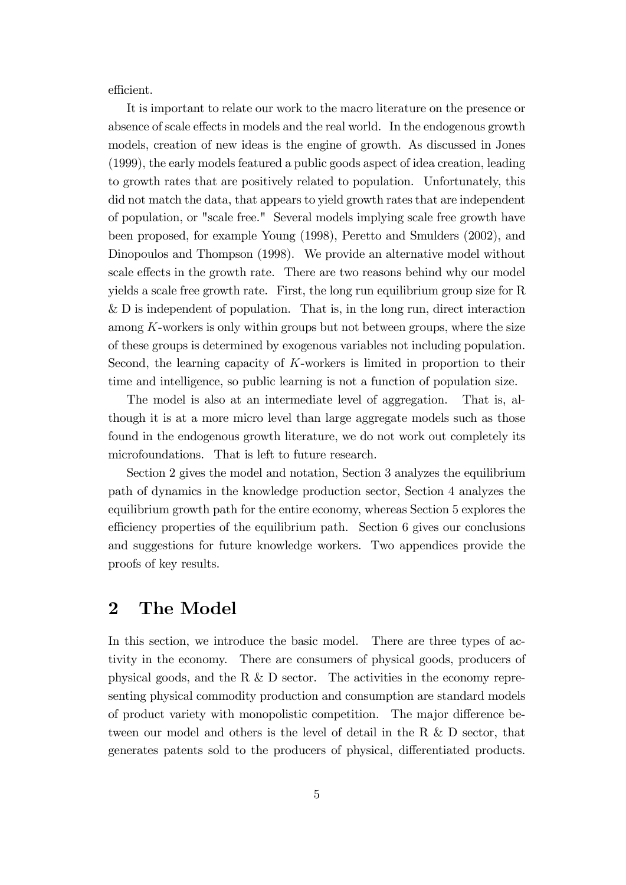efficient.

It is important to relate our work to the macro literature on the presence or absence of scale effects in models and the real world. In the endogenous growth models, creation of new ideas is the engine of growth. As discussed in Jones (1999), the early models featured a public goods aspect of idea creation, leading to growth rates that are positively related to population. Unfortunately, this did not match the data, that appears to yield growth rates that are independent of population, or "scale free." Several models implying scale free growth have been proposed, for example Young (1998), Peretto and Smulders (2002), and Dinopoulos and Thompson (1998). We provide an alternative model without scale effects in the growth rate. There are two reasons behind why our model yields a scale free growth rate. First, the long run equilibrium group size for R & D is independent of population. That is, in the long run, direct interaction among $K$-workers is only within groups but not between groups, where the size of these groups is determined by exogenous variables not including population. Second, the learning capacity of $K$-workers is limited in proportion to their time and intelligence, so public learning is not a function of population size.

The model is also at an intermediate level of aggregation. That is, although it is at a more micro level than large aggregate models such as those found in the endogenous growth literature, we do not work out completely its microfoundations. That is left to future research.

Section 2 gives the model and notation, Section 3 analyzes the equilibrium path of dynamics in the knowledge production sector, Section 4 analyzes the equilibrium growth path for the entire economy, whereas Section 5 explores the efficiency properties of the equilibrium path. Section 6 gives our conclusions and suggestions for future knowledge workers. Two appendices provide the proofs of key results.

# 2 The Model

In this section, we introduce the basic model. There are three types of activity in the economy. There are consumers of physical goods, producers of physical goods, and the R & D sector. The activities in the economy representing physical commodity production and consumption are standard models of product variety with monopolistic competition. The major difference between our model and others is the level of detail in the R & D sector, that generates patents sold to the producers of physical, differentiated products.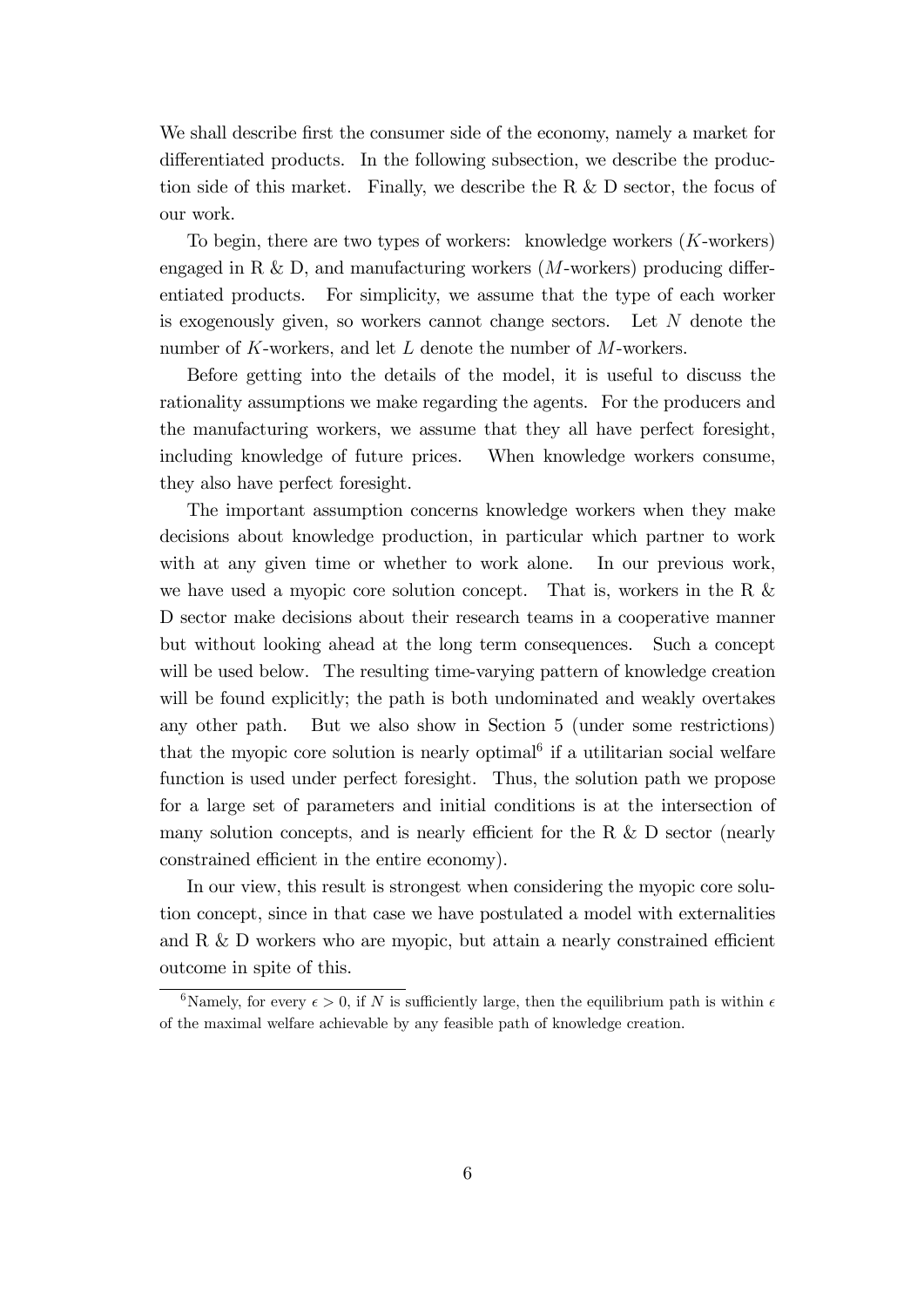We shall describe first the consumer side of the economy, namely a market for differentiated products. In the following subsection, we describe the production side of this market. Finally, we describe the R & D sector, the focus of our work.

To begin, there are two types of workers: knowledge workers ($K$-workers) engaged in R & D, and manufacturing workers ($M$-workers) producing differentiated products. For simplicity, we assume that the type of each worker is exogenously given, so workers cannot change sectors. Let $N$ denote the number of $K$-workers, and let $L$ denote the number of $M$-workers.

Before getting into the details of the model, it is useful to discuss the rationality assumptions we make regarding the agents. For the producers and the manufacturing workers, we assume that they all have perfect foresight, including knowledge of future prices. When knowledge workers consume, they also have perfect foresight.

The important assumption concerns knowledge workers when they make decisions about knowledge production, in particular which partner to work with at any given time or whether to work alone. In our previous work, we have used a myopic core solution concept. That is, workers in the R & D sector make decisions about their research teams in a cooperative manner but without looking ahead at the long term consequences. Such a concept will be used below. The resulting time-varying pattern of knowledge creation will be found explicitly; the path is both undominated and weakly overtakes any other path. But we also show in Section 5 (under some restrictions) that the myopic core solution is nearly optimal[6] if a utilitarian social welfare function is used under perfect foresight. Thus, the solution path we propose for a large set of parameters and initial conditions is at the intersection of many solution concepts, and is nearly efficient for the R & D sector (nearly constrained efficient in the entire economy).

In our view, this result is strongest when considering the myopic core solution concept, since in that case we have postulated a model with externalities and R & D workers who are myopic, but attain a nearly constrained efficient outcome in spite of this.

[6] Namely, for every $\epsilon > 0$, if $N$ is sufficiently large, then the equilibrium path is within $\epsilon$ of the maximal welfare achievable by any feasible path of knowledge creation.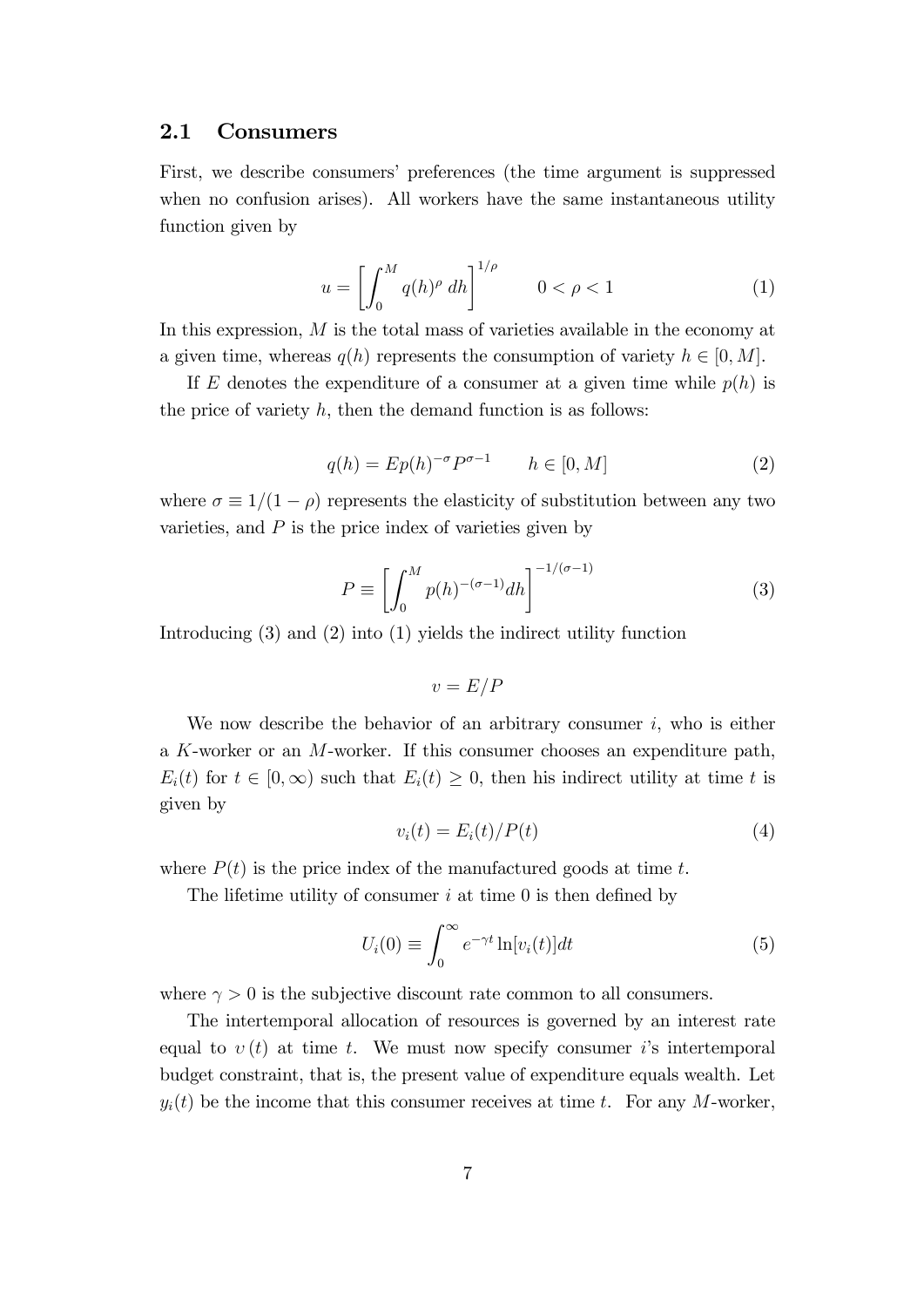## 2.1 Consumers

First, we describe consumers' preferences (the time argument is suppressed when no confusion arises). All workers have the same instantaneous utility function given by

$$u = \left[ \int_0^M q(h)^\rho \, dh \right]^{1/\rho} \qquad 0 < \rho < 1 \tag{1}$$

In this expression, $M$ is the total mass of varieties available in the economy at a given time, whereas $q(h)$ represents the consumption of variety $h \in [0, M]$.

If $E$ denotes the expenditure of a consumer at a given time while $p(h)$ is the price of variety $h$, then the demand function is as follows:

$$q(h) = Ep(h)^{-\sigma} P^{\sigma - 1} \qquad h \in [0, M] \tag{2}$$

where $\sigma \equiv 1/(1 - \rho)$ represents the elasticity of substitution between any two varieties, and $P$ is the price index of varieties given by

$$P \equiv \left[ \int_0^M p(h)^{-(\sigma-1)} dh \right]^{-1/(\sigma-1)} \tag{3}$$

Introducing (3) and (2) into (1) yields the indirect utility function

$$v = E/P$$

We now describe the behavior of an arbitrary consumer $i$, who is either a $K$-worker or an $M$-worker. If this consumer chooses an expenditure path, $E_i(t)$ for $t \in [0, \infty)$ such that $E_i(t) \geq 0$, then his indirect utility at time $t$ is given by

$$v_i(t) = E_i(t)/P(t) \tag{4}$$

where $P(t)$ is the price index of the manufactured goods at time $t$.

The lifetime utility of consumer $i$ at time 0 is then defined by

$$U_i(0) \equiv \int_0^\infty e^{-\gamma t} \ln[v_i(t)] dt \tag{5}$$

where $\gamma > 0$ is the subjective discount rate common to all consumers.

The intertemporal allocation of resources is governed by an interest rate equal to $\upsilon(t)$ at time $t$. We must now specify consumer $i$'s intertemporal budget constraint, that is, the present value of expenditure equals wealth. Let $y_i(t)$ be the income that this consumer receives at time $t$. For any $M$-worker,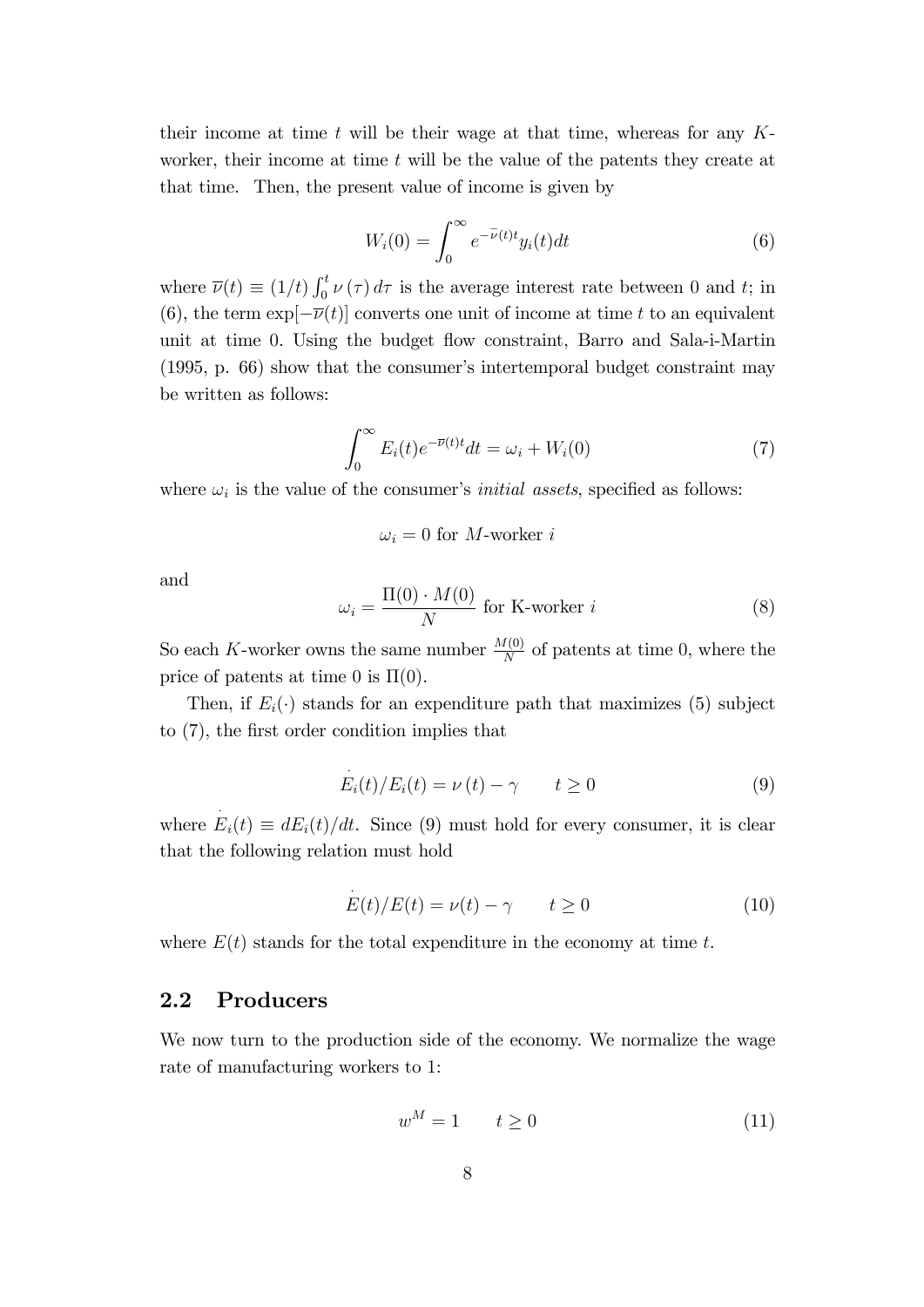their income at time $t$ will be their wage at that time, whereas for any $K$-worker, their income at time $t$ will be the value of the patents they create at that time. Then, the present value of income is given by

$$W_i(0) = \int_0^\infty e^{-\overline{\nu}(t)t} y_i(t) dt \tag{6}$$

where $\overline{\nu}(t) \equiv (1/t) \int_0^t \nu(\tau) d\tau$ is the average interest rate between 0 and $t$; in (6), the term $\exp[-\overline{\nu}(t)]$ converts one unit of income at time $t$ to an equivalent unit at time 0. Using the budget flow constraint, Barro and Sala-i-Martin (1995, p. 66) show that the consumer's intertemporal budget constraint may be written as follows:

$$\int_0^\infty E_i(t) e^{-\overline{\nu}(t)t} dt = \omega_i + W_i(0) \tag{7}$$

where $\omega_i$ is the value of the consumer's *initial assets*, specified as follows:

$$\omega_i = 0 \text{ for } M\text{-worker } i$$

and

$$\omega_i = \frac{\Pi(0) \cdot M(0)}{N} \text{ for K-worker } i \tag{8}$$

So each $K$-worker owns the same number $\frac{M(0)}{N}$ of patents at time 0, where the price of patents at time 0 is $\Pi(0)$.

Then, if $E_i(\cdot)$ stands for an expenditure path that maximizes (5) subject to (7), the first order condition implies that

$$\dot{E}_i(t)/E_i(t) = \nu(t) - \gamma \qquad t \geq 0 \tag{9}$$

where $\dot{E}_i(t) \equiv dE_i(t)/dt$. Since (9) must hold for every consumer, it is clear that the following relation must hold

$$\dot{E}(t)/E(t) = \nu(t) - \gamma \qquad t \geq 0 \tag{10}$$

where $E(t)$ stands for the total expenditure in the economy at time $t$.

## 2.2 Producers

We now turn to the production side of the economy. We normalize the wage rate of manufacturing workers to 1:

$$w^M = 1 \qquad t \geq 0 \tag{11}$$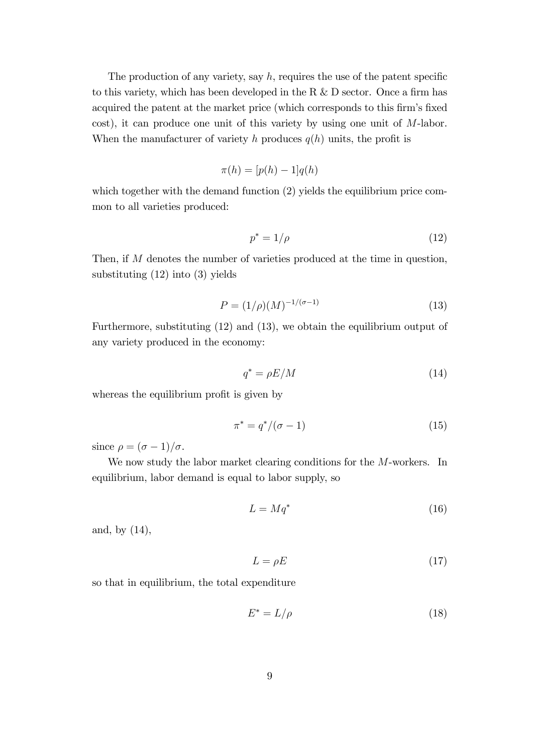The production of any variety, say $h$, requires the use of the patent specific to this variety, which has been developed in the R & D sector. Once a firm has acquired the patent at the market price (which corresponds to this firm's fixed cost), it can produce one unit of this variety by using one unit of $M$-labor. When the manufacturer of variety $h$ produces $q(h)$ units, the profit is

$$\pi(h) = [p(h) - 1]q(h)$$

which together with the demand function (2) yields the equilibrium price common to all varieties produced:

$$p^* = 1/\rho \tag{12}$$

Then, if $M$ denotes the number of varieties produced at the time in question, substituting (12) into (3) yields

$$P = (1/\rho)(M)^{-1/(\sigma-1)} \tag{13}$$

Furthermore, substituting (12) and (13), we obtain the equilibrium output of any variety produced in the economy:

$$q^* = \rho E/M \tag{14}$$

whereas the equilibrium profit is given by

$$\pi^* = q^*/(\sigma - 1) \tag{15}$$

since $\rho = (\sigma - 1)/\sigma$.

We now study the labor market clearing conditions for the $M$-workers. In equilibrium, labor demand is equal to labor supply, so

$$L = Mq^* \tag{16}$$

and, by (14),

$$L = \rho E \tag{17}$$

so that in equilibrium, the total expenditure

$$E^* = L/\rho \tag{18}$$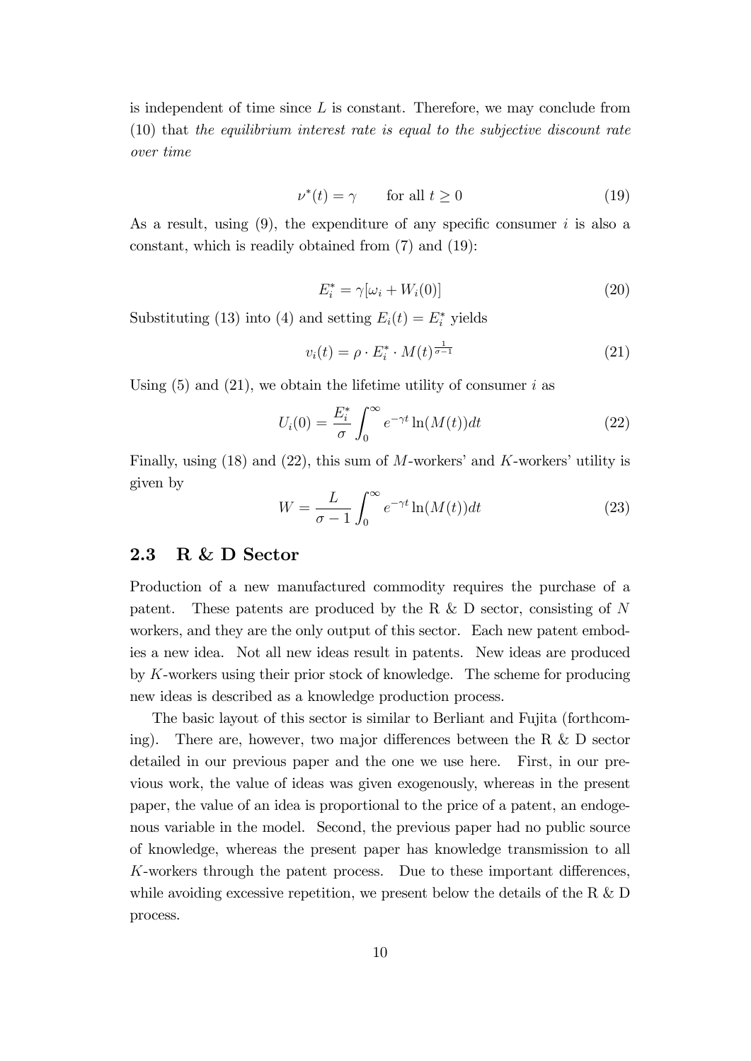is independent of time since $L$ is constant. Therefore, we may conclude from (10) that *the equilibrium interest rate is equal to the subjective discount rate over time*

$$\nu^*(t) = \gamma \qquad \text{for all } t \geq 0 \tag{19}$$

As a result, using (9), the expenditure of any specific consumer $i$ is also a constant, which is readily obtained from (7) and (19):

$$E_i^* = \gamma[\omega_i + W_i(0)] \tag{20}$$

Substituting (13) into (4) and setting $E_i(t) = E_i^*$ yields

$$v_i(t) = \rho \cdot E_i^* \cdot M(t)^{\frac{1}{\sigma-1}} \tag{21}$$

Using (5) and (21), we obtain the lifetime utility of consumer $i$ as

$$U_i(0) = \frac{E_i^*}{\sigma} \int_0^\infty e^{-\gamma t} \ln(M(t))dt \tag{22}$$

Finally, using (18) and (22), this sum of $M$-workers' and $K$-workers' utility is given by

$$W = \frac{L}{\sigma - 1} \int_0^\infty e^{-\gamma t} \ln(M(t))dt \tag{23}$$

## 2.3 R & D Sector

Production of a new manufactured commodity requires the purchase of a patent. These patents are produced by the R & D sector, consisting of $N$ workers, and they are the only output of this sector. Each new patent embodies a new idea. Not all new ideas result in patents. New ideas are produced by $K$-workers using their prior stock of knowledge. The scheme for producing new ideas is described as a knowledge production process.

The basic layout of this sector is similar to Berliant and Fujita (forthcoming). There are, however, two major differences between the R & D sector detailed in our previous paper and the one we use here. First, in our previous work, the value of ideas was given exogenously, whereas in the present paper, the value of an idea is proportional to the price of a patent, an endogenous variable in the model. Second, the previous paper had no public source of knowledge, whereas the present paper has knowledge transmission to all $K$-workers through the patent process. Due to these important differences, while avoiding excessive repetition, we present below the details of the R & D process.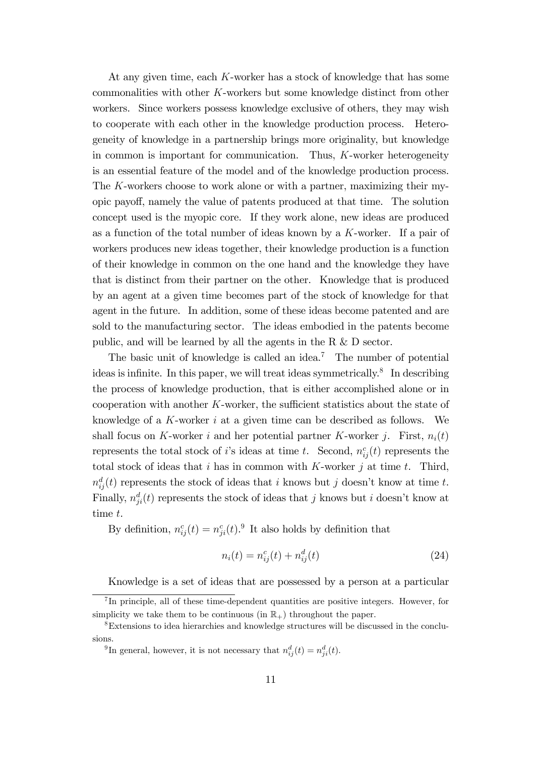At any given time, each $K$-worker has a stock of knowledge that has some commonalities with other $K$-workers but some knowledge distinct from other workers. Since workers possess knowledge exclusive of others, they may wish to cooperate with each other in the knowledge production process. Heterogeneity of knowledge in a partnership brings more originality, but knowledge in common is important for communication. Thus, $K$-worker heterogeneity is an essential feature of the model and of the knowledge production process. The $K$-workers choose to work alone or with a partner, maximizing their myopic payoff, namely the value of patents produced at that time. The solution concept used is the myopic core. If they work alone, new ideas are produced as a function of the total number of ideas known by a $K$-worker. If a pair of workers produces new ideas together, their knowledge production is a function of their knowledge in common on the one hand and the knowledge they have that is distinct from their partner on the other. Knowledge that is produced by an agent at a given time becomes part of the stock of knowledge for that agent in the future. In addition, some of these ideas become patented and are sold to the manufacturing sector. The ideas embodied in the patents become public, and will be learned by all the agents in the R & D sector.

The basic unit of knowledge is called an idea.[7] The number of potential ideas is infinite. In this paper, we will treat ideas symmetrically.[8] In describing the process of knowledge production, that is either accomplished alone or in cooperation with another $K$-worker, the sufficient statistics about the state of knowledge of a $K$-worker $i$ at a given time can be described as follows. We shall focus on $K$-worker $i$ and her potential partner $K$-worker $j$. First, $n_i(t)$ represents the total stock of $i$'s ideas at time $t$. Second, $n_{ij}^c(t)$ represents the total stock of ideas that $i$ has in common with $K$-worker $j$ at time $t$. Third, $n_{ij}^d(t)$ represents the stock of ideas that $i$ knows but $j$ doesn't know at time $t$. Finally, $n_{ji}^d(t)$ represents the stock of ideas that $j$ knows but $i$ doesn't know at time $t$.

By definition, $n_{ij}^c(t) = n_{ji}^c(t)$.[9] It also holds by definition that

$$n_i(t) = n_{ij}^c(t) + n_{ij}^d(t) \tag{24}$$

Knowledge is a set of ideas that are possessed by a person at a particular

---

[7] In principle, all of these time-dependent quantities are positive integers. However, for simplicity we take them to be continuous (in $\mathbb{R}_+$) throughout the paper.

[8] Extensions to idea hierarchies and knowledge structures will be discussed in the conclusions.

[9] In general, however, it is not necessary that $n_{ij}^d(t) = n_{ji}^d(t)$.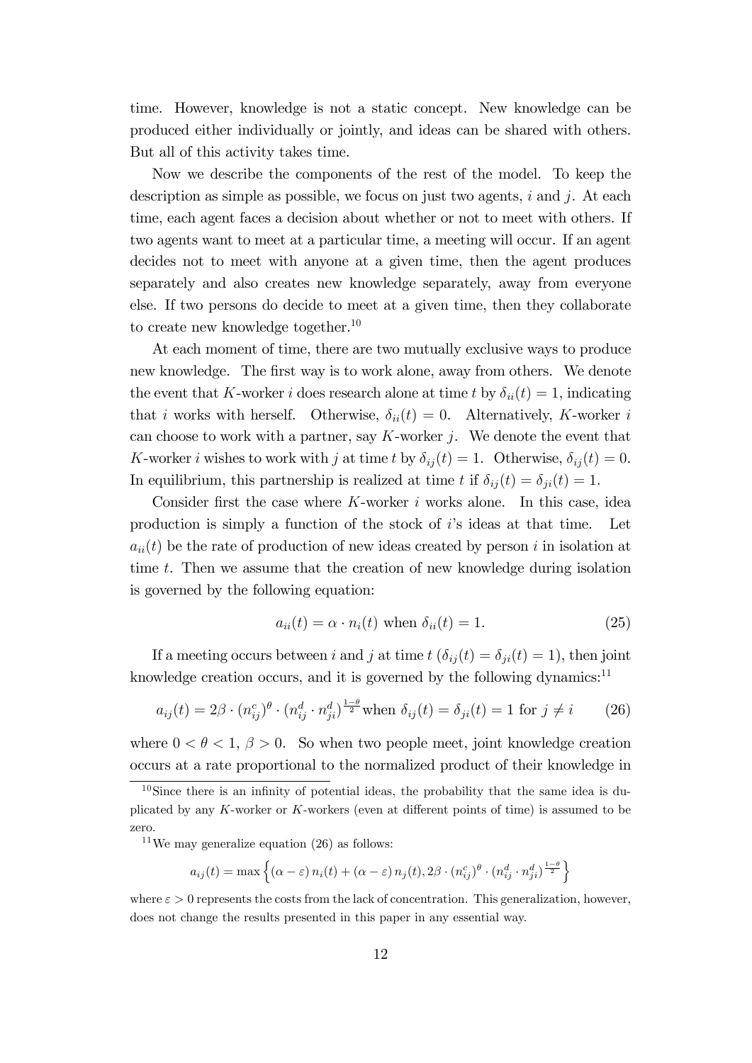time. However, knowledge is not a static concept. New knowledge can be produced either individually or jointly, and ideas can be shared with others. But all of this activity takes time.

Now we describe the components of the rest of the model. To keep the description as simple as possible, we focus on just two agents, $i$ and $j$. At each time, each agent faces a decision about whether or not to meet with others. If two agents want to meet at a particular time, a meeting will occur. If an agent decides not to meet with anyone at a given time, then the agent produces separately and also creates new knowledge separately, away from everyone else. If two persons do decide to meet at a given time, then they collaborate to create new knowledge together.[10]

At each moment of time, there are two mutually exclusive ways to produce new knowledge. The first way is to work alone, away from others. We denote the event that $K$-worker $i$ does research alone at time $t$ by $\delta_{ii}(t) = 1$, indicating that $i$ works with herself. Otherwise, $\delta_{ii}(t) = 0$. Alternatively, $K$-worker $i$ can choose to work with a partner, say $K$-worker $j$. We denote the event that $K$-worker $i$ wishes to work with $j$ at time $t$ by $\delta_{ij}(t) = 1$. Otherwise, $\delta_{ij}(t) = 0$. In equilibrium, this partnership is realized at time $t$ if $\delta_{ij}(t) = \delta_{ji}(t) = 1$.

Consider first the case where $K$-worker $i$ works alone. In this case, idea production is simply a function of the stock of $i$'s ideas at that time. Let $a_{ii}(t)$ be the rate of production of new ideas created by person $i$ in isolation at time $t$. Then we assume that the creation of new knowledge during isolation is governed by the following equation:

$$a_{ii}(t) = \alpha \cdot n_i(t) \text{ when } \delta_{ii}(t) = 1. \tag{25}$$

If a meeting occurs between $i$ and $j$ at time $t$ ($\delta_{ij}(t) = \delta_{ji}(t) = 1$), then joint knowledge creation occurs, and it is governed by the following dynamics:[11]

$$a_{ij}(t) = 2\beta \cdot (n_{ij}^c)^\theta \cdot (n_{ij}^d \cdot n_{ji}^d)^{\frac{1-\theta}{2}} \text{ when } \delta_{ij}(t) = \delta_{ji}(t) = 1 \text{ for } j \neq i \tag{26}$$

where $0 < \theta < 1$, $\beta > 0$. So when two people meet, joint knowledge creation occurs at a rate proportional to the normalized product of their knowledge in

---

[10] Since there is an infinity of potential ideas, the probability that the same idea is duplicated by any $K$-worker or $K$-workers (even at different points of time) is assumed to be zero.

[11] We may generalize equation (26) as follows:

$$a_{ij}(t) = \max \left\{ (\alpha - \varepsilon)\, n_i(t) + (\alpha - \varepsilon)\, n_j(t), 2\beta \cdot (n_{ij}^c)^\theta \cdot (n_{ij}^d \cdot n_{ji}^d)^{\frac{1-\theta}{2}} \right\}$$

where $\varepsilon > 0$ represents the costs from the lack of concentration. This generalization, however, does not change the results presented in this paper in any essential way.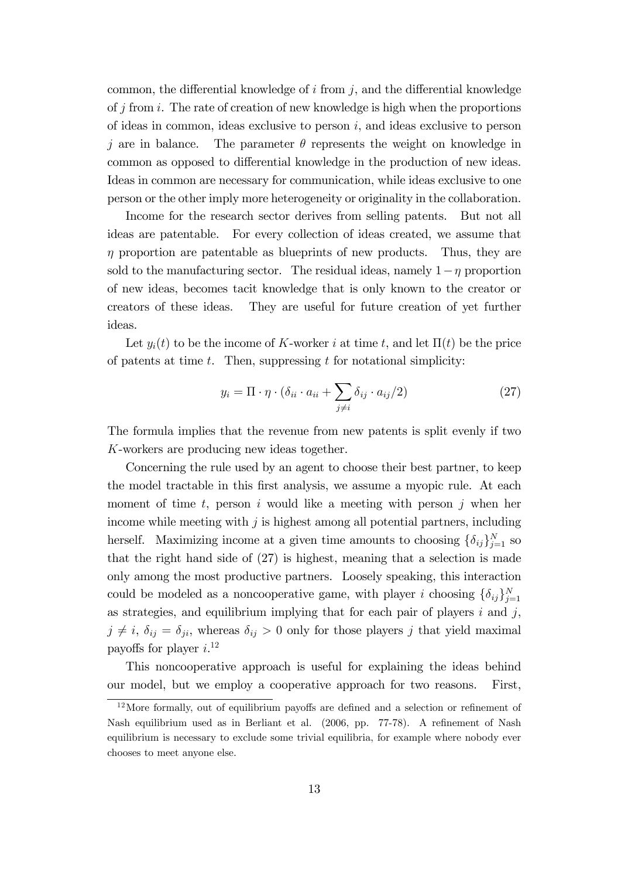common, the differential knowledge of $i$ from $j$, and the differential knowledge of $j$ from $i$. The rate of creation of new knowledge is high when the proportions of ideas in common, ideas exclusive to person $i$, and ideas exclusive to person $j$ are in balance. The parameter $\theta$ represents the weight on knowledge in common as opposed to differential knowledge in the production of new ideas. Ideas in common are necessary for communication, while ideas exclusive to one person or the other imply more heterogeneity or originality in the collaboration.

Income for the research sector derives from selling patents. But not all ideas are patentable. For every collection of ideas created, we assume that $\eta$ proportion are patentable as blueprints of new products. Thus, they are sold to the manufacturing sector. The residual ideas, namely $1-\eta$ proportion of new ideas, becomes tacit knowledge that is only known to the creator or creators of these ideas. They are useful for future creation of yet further ideas.

Let $y_i(t)$ to be the income of $K$-worker $i$ at time $t$, and let $\Pi(t)$ be the price of patents at time $t$. Then, suppressing $t$ for notational simplicity:

$$y_i = \Pi \cdot \eta \cdot (\delta_{ii} \cdot a_{ii} + \sum_{j \neq i} \delta_{ij} \cdot a_{ij}/2) \tag{27}$$

The formula implies that the revenue from new patents is split evenly if two $K$-workers are producing new ideas together.

Concerning the rule used by an agent to choose their best partner, to keep the model tractable in this first analysis, we assume a myopic rule. At each moment of time $t$, person $i$ would like a meeting with person $j$ when her income while meeting with $j$ is highest among all potential partners, including herself. Maximizing income at a given time amounts to choosing $\{\delta_{ij}\}_{j=1}^{N}$ so that the right hand side of (27) is highest, meaning that a selection is made only among the most productive partners. Loosely speaking, this interaction could be modeled as a noncooperative game, with player $i$ choosing $\{\delta_{ij}\}_{j=1}^{N}$ as strategies, and equilibrium implying that for each pair of players $i$ and $j$, $j \neq i$, $\delta_{ij} = \delta_{ji}$, whereas $\delta_{ij} > 0$ only for those players $j$ that yield maximal payoffs for player $i$.[12]

This noncooperative approach is useful for explaining the ideas behind our model, but we employ a cooperative approach for two reasons. First,

[12] More formally, out of equilibrium payoffs are defined and a selection or refinement of Nash equilibrium used as in Berliant et al. (2006, pp. 77-78). A refinement of Nash equilibrium is necessary to exclude some trivial equilibria, for example where nobody ever chooses to meet anyone else.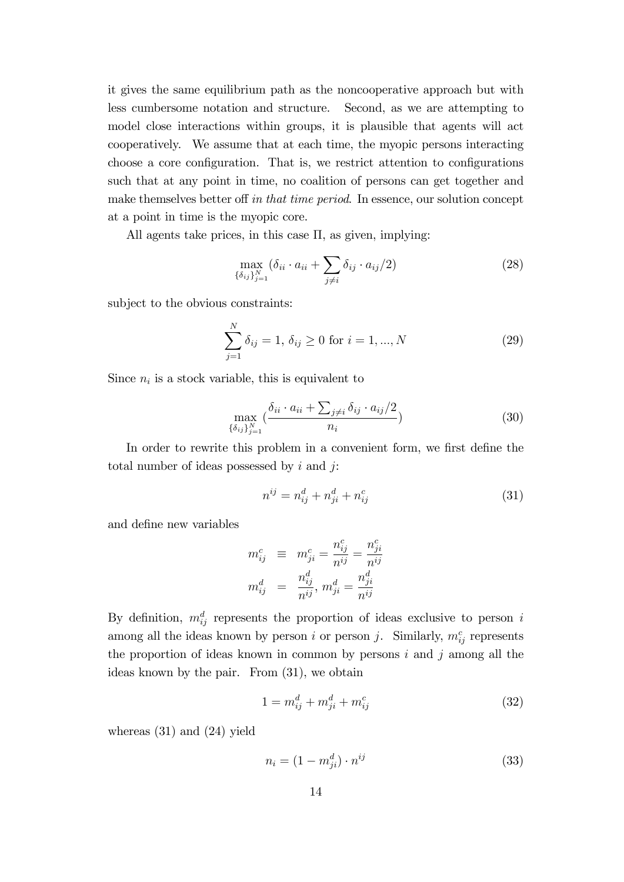it gives the same equilibrium path as the noncooperative approach but with less cumbersome notation and structure. Second, as we are attempting to model close interactions within groups, it is plausible that agents will act cooperatively. We assume that at each time, the myopic persons interacting choose a core configuration. That is, we restrict attention to configurations such that at any point in time, no coalition of persons can get together and make themselves better off *in that time period*. In essence, our solution concept at a point in time is the myopic core.

All agents take prices, in this case $\Pi$, as given, implying:

$$\max_{\{\delta_{ij}\}_{j=1}^{N}} (\delta_{ii} \cdot a_{ii} + \sum_{j \neq i} \delta_{ij} \cdot a_{ij}/2) \tag{28}$$

subject to the obvious constraints:

$$\sum_{j=1}^{N} \delta_{ij} = 1,\ \delta_{ij} \geq 0 \text{ for } i = 1, ..., N \tag{29}$$

Since $n_i$ is a stock variable, this is equivalent to

$$\max_{\{\delta_{ij}\}_{j=1}^{N}} (\frac{\delta_{ii} \cdot a_{ii} + \sum_{j \neq i} \delta_{ij} \cdot a_{ij}/2}{n_i}) \tag{30}$$

In order to rewrite this problem in a convenient form, we first define the total number of ideas possessed by $i$ and $j$:

$$n^{ij} = n_{ij}^{d} + n_{ji}^{d} + n_{ij}^{c} \tag{31}$$

and define new variables

$$\begin{aligned} m_{ij}^{c} &\equiv m_{ji}^{c} = \frac{n_{ij}^{c}}{n^{ij}} = \frac{n_{ji}^{c}}{n^{ij}} \\ m_{ij}^{d} &= \frac{n_{ij}^{d}}{n^{ij}},\ m_{ji}^{d} = \frac{n_{ji}^{d}}{n^{ij}} \end{aligned}$$

By definition, $m_{ij}^{d}$ represents the proportion of ideas exclusive to person $i$ among all the ideas known by person $i$ or person $j$. Similarly, $m_{ij}^{c}$ represents the proportion of ideas known in common by persons $i$ and $j$ among all the ideas known by the pair. From (31), we obtain

$$1 = m_{ij}^{d} + m_{ji}^{d} + m_{ij}^{c} \tag{32}$$

whereas (31) and (24) yield

$$n_i = (1 - m_{ji}^{d}) \cdot n^{ij} \tag{33}$$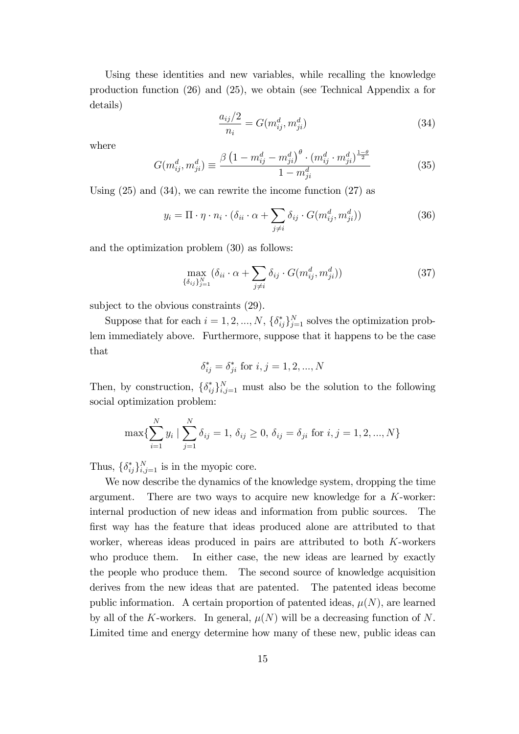Using these identities and new variables, while recalling the knowledge production function (26) and (25), we obtain (see Technical Appendix a for details)

$$\frac{a_{ij}/2}{n_i} = G(m_{ij}^d, m_{ji}^d) \tag{34}$$

where

$$G(m_{ij}^d, m_{ji}^d) \equiv \frac{\beta \left(1 - m_{ij}^d - m_{ji}^d\right)^{\theta} \cdot (m_{ij}^d \cdot m_{ji}^d)^{\frac{1-\theta}{2}}}{1 - m_{ji}^d} \tag{35}$$

Using (25) and (34), we can rewrite the income function (27) as

$$y_i = \Pi \cdot \eta \cdot n_i \cdot (\delta_{ii} \cdot \alpha + \sum_{j \neq i} \delta_{ij} \cdot G(m_{ij}^d, m_{ji}^d)) \tag{36}$$

and the optimization problem (30) as follows:

$$\max_{\{\delta_{ij}\}_{j=1}^N} (\delta_{ii} \cdot \alpha + \sum_{j \neq i} \delta_{ij} \cdot G(m_{ij}^d, m_{ji}^d)) \tag{37}$$

subject to the obvious constraints (29).

Suppose that for each $i = 1, 2, ..., N$, $\{\delta_{ij}^*\}_{j=1}^N$ solves the optimization problem immediately above. Furthermore, suppose that it happens to be the case that

$$\delta_{ij}^* = \delta_{ji}^* \text{ for } i, j = 1, 2, ..., N$$

Then, by construction, $\{\delta_{ij}^*\}_{i,j=1}^N$ must also be the solution to the following social optimization problem:

$$\max\{\sum_{i=1}^N y_i \mid \sum_{j=1}^N \delta_{ij} = 1, \; \delta_{ij} \geq 0, \; \delta_{ij} = \delta_{ji} \text{ for } i, j = 1, 2, ..., N\}$$

Thus, $\{\delta_{ij}^*\}_{i,j=1}^N$ is in the myopic core.

We now describe the dynamics of the knowledge system, dropping the time argument. There are two ways to acquire new knowledge for a $K$-worker: internal production of new ideas and information from public sources. The first way has the feature that ideas produced alone are attributed to that worker, whereas ideas produced in pairs are attributed to both $K$-workers who produce them. In either case, the new ideas are learned by exactly the people who produce them. The second source of knowledge acquisition derives from the new ideas that are patented. The patented ideas become public information. A certain proportion of patented ideas, $\mu(N)$, are learned by all of the $K$-workers. In general, $\mu(N)$ will be a decreasing function of $N$. Limited time and energy determine how many of these new, public ideas can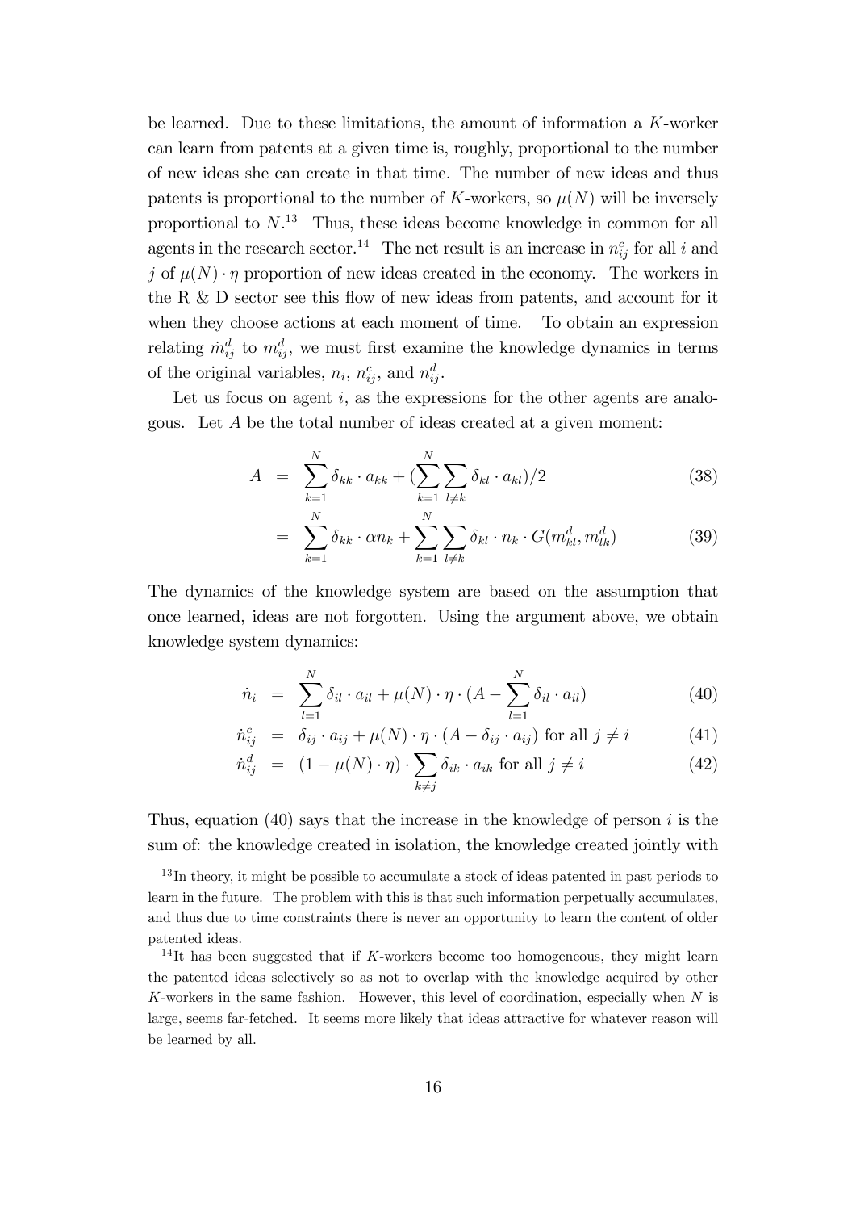be learned. Due to these limitations, the amount of information a $K$-worker can learn from patents at a given time is, roughly, proportional to the number of new ideas she can create in that time. The number of new ideas and thus patents is proportional to the number of $K$-workers, so $\mu(N)$ will be inversely proportional to $N$.[13] Thus, these ideas become knowledge in common for all agents in the research sector.[14] The net result is an increase in $n_{ij}^c$ for all $i$ and $j$ of $\mu(N) \cdot \eta$ proportion of new ideas created in the economy. The workers in the R & D sector see this flow of new ideas from patents, and account for it when they choose actions at each moment of time. To obtain an expression relating $\dot{m}_{ij}^d$ to $m_{ij}^d$, we must first examine the knowledge dynamics in terms of the original variables, $n_i$, $n_{ij}^c$, and $n_{ij}^d$.

Let us focus on agent $i$, as the expressions for the other agents are analogous. Let $A$ be the total number of ideas created at a given moment:

$$
\begin{aligned}
A &= \sum_{k=1}^{N} \delta_{kk} \cdot a_{kk} + \left(\sum_{k=1}^{N} \sum_{l \neq k} \delta_{kl} \cdot a_{kl}\right)/2 && (38) \\
&= \sum_{k=1}^{N} \delta_{kk} \cdot \alpha n_k + \sum_{k=1}^{N} \sum_{l \neq k} \delta_{kl} \cdot n_k \cdot G(m_{kl}^d, m_{lk}^d) && (39)
\end{aligned}
$$

The dynamics of the knowledge system are based on the assumption that once learned, ideas are not forgotten. Using the argument above, we obtain knowledge system dynamics:

$$
\begin{aligned}
\dot{n}_i &= \sum_{l=1}^{N} \delta_{il} \cdot a_{il} + \mu(N) \cdot \eta \cdot \left(A - \sum_{l=1}^{N} \delta_{il} \cdot a_{il}\right) && (40) \\
\dot{n}_{ij}^c &= \delta_{ij} \cdot a_{ij} + \mu(N) \cdot \eta \cdot (A - \delta_{ij} \cdot a_{ij}) \text{ for all } j \neq i && (41) \\
\dot{n}_{ij}^d &= (1 - \mu(N) \cdot \eta) \cdot \sum_{k \neq j} \delta_{ik} \cdot a_{ik} \text{ for all } j \neq i && (42)
\end{aligned}
$$

Thus, equation (40) says that the increase in the knowledge of person $i$ is the sum of: the knowledge created in isolation, the knowledge created jointly with

---

[13] In theory, it might be possible to accumulate a stock of ideas patented in past periods to learn in the future. The problem with this is that such information perpetually accumulates, and thus due to time constraints there is never an opportunity to learn the content of older patented ideas.

[14] It has been suggested that if $K$-workers become too homogeneous, they might learn the patented ideas selectively so as not to overlap with the knowledge acquired by other $K$-workers in the same fashion. However, this level of coordination, especially when $N$ is large, seems far-fetched. It seems more likely that ideas attractive for whatever reason will be learned by all.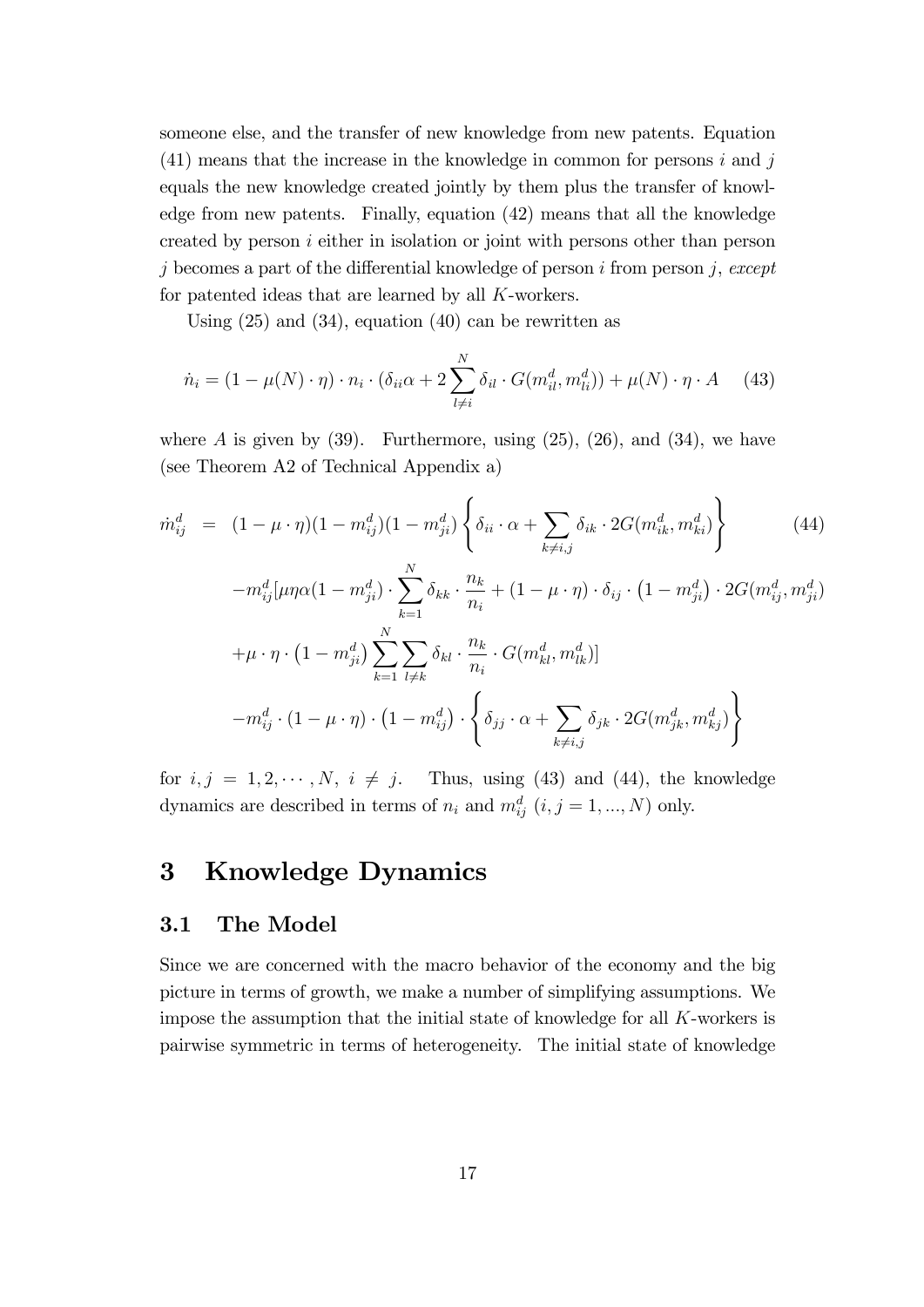someone else, and the transfer of new knowledge from new patents. Equation (41) means that the increase in the knowledge in common for persons $i$ and $j$ equals the new knowledge created jointly by them plus the transfer of knowledge from new patents. Finally, equation (42) means that all the knowledge created by person $i$ either in isolation or joint with persons other than person $j$ becomes a part of the differential knowledge of person $i$ from person $j$, *except* for patented ideas that are learned by all $K$-workers.

Using (25) and (34), equation (40) can be rewritten as

$$\dot{n}_i = (1 - \mu(N) \cdot \eta) \cdot n_i \cdot (\delta_{ii}\alpha + 2\sum_{l \neq i}^{N} \delta_{il} \cdot G(m_{il}^d, m_{li}^d)) + \mu(N) \cdot \eta \cdot A \qquad (43)$$

where $A$ is given by (39). Furthermore, using (25), (26), and (34), we have (see Theorem A2 of Technical Appendix a)

$$\begin{aligned}
\dot{m}_{ij}^d &= (1-\mu\cdot\eta)(1-m_{ij}^d)(1-m_{ji}^d)\left\{\delta_{ii}\cdot\alpha + \sum_{k\neq i,j}\delta_{ik}\cdot 2G(m_{ik}^d, m_{ki}^d)\right\} \qquad (44) \\
&\quad - m_{ij}^d[\mu\eta\alpha(1-m_{ji}^d)\cdot\sum_{k=1}^{N}\delta_{kk}\cdot\frac{n_k}{n_i} + (1-\mu\cdot\eta)\cdot\delta_{ij}\cdot\left(1-m_{ji}^d\right)\cdot 2G(m_{ij}^d, m_{ji}^d) \\
&\quad + \mu\cdot\eta\cdot\left(1-m_{ji}^d\right)\sum_{k=1}^{N}\sum_{l\neq k}\delta_{kl}\cdot\frac{n_k}{n_i}\cdot G(m_{kl}^d, m_{lk}^d)] \\
&\quad - m_{ij}^d\cdot(1-\mu\cdot\eta)\cdot\left(1-m_{ij}^d\right)\cdot\left\{\delta_{jj}\cdot\alpha + \sum_{k\neq i,j}\delta_{jk}\cdot 2G(m_{jk}^d, m_{kj}^d)\right\}
\end{aligned}$$

for $i, j = 1, 2, \cdots, N$, $i \neq j$. Thus, using (43) and (44), the knowledge dynamics are described in terms of $n_i$ and $m_{ij}^d$ $(i, j = 1, ..., N)$ only.

# 3 Knowledge Dynamics

## 3.1 The Model

Since we are concerned with the macro behavior of the economy and the big picture in terms of growth, we make a number of simplifying assumptions. We impose the assumption that the initial state of knowledge for all $K$-workers is pairwise symmetric in terms of heterogeneity. The initial state of knowledge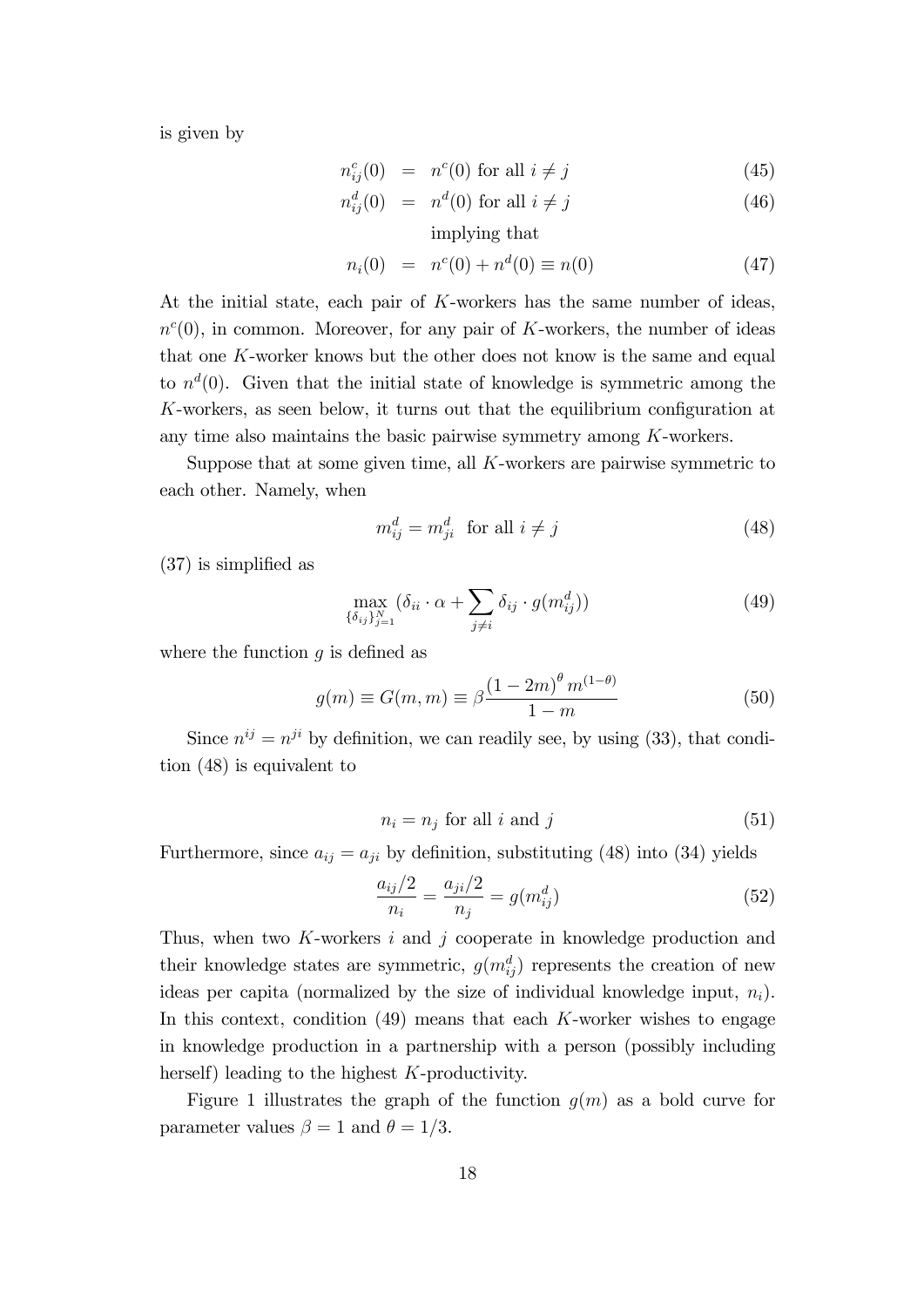is given by

$$n_{ij}^c(0) = n^c(0) \text{ for all } i \neq j \tag{45}$$

$$n_{ij}^d(0) = n^d(0) \text{ for all } i \neq j \tag{46}$$

implying that

$$n_i(0) = n^c(0) + n^d(0) \equiv n(0) \tag{47}$$

At the initial state, each pair of $K$-workers has the same number of ideas, $n^c(0)$, in common. Moreover, for any pair of $K$-workers, the number of ideas that one $K$-worker knows but the other does not know is the same and equal to $n^d(0)$. Given that the initial state of knowledge is symmetric among the $K$-workers, as seen below, it turns out that the equilibrium configuration at any time also maintains the basic pairwise symmetry among $K$-workers.

Suppose that at some given time, all $K$-workers are pairwise symmetric to each other. Namely, when

$$m_{ij}^d = m_{ji}^d \quad \text{for all } i \neq j \tag{48}$$

(37) is simplified as

$$\max_{\{\delta_{ij}\}_{j=1}^N} (\delta_{ii} \cdot \alpha + \sum_{j \neq i} \delta_{ij} \cdot g(m_{ij}^d)) \tag{49}$$

where the function $g$ is defined as

$$g(m) \equiv G(m, m) \equiv \beta \frac{(1-2m)^{\theta} m^{(1-\theta)}}{1-m} \tag{50}$$

Since $n^{ij} = n^{ji}$ by definition, we can readily see, by using (33), that condition (48) is equivalent to

$$n_i = n_j \text{ for all } i \text{ and } j \tag{51}$$

Furthermore, since $a_{ij} = a_{ji}$ by definition, substituting (48) into (34) yields

$$\frac{a_{ij}/2}{n_i} = \frac{a_{ji}/2}{n_j} = g(m_{ij}^d) \tag{52}$$

Thus, when two $K$-workers $i$ and $j$ cooperate in knowledge production and their knowledge states are symmetric, $g(m_{ij}^d)$ represents the creation of new ideas per capita (normalized by the size of individual knowledge input, $n_i$). In this context, condition (49) means that each $K$-worker wishes to engage in knowledge production in a partnership with a person (possibly including herself) leading to the highest $K$-productivity.

Figure 1 illustrates the graph of the function $g(m)$ as a bold curve for parameter values $\beta = 1$ and $\theta = 1/3$.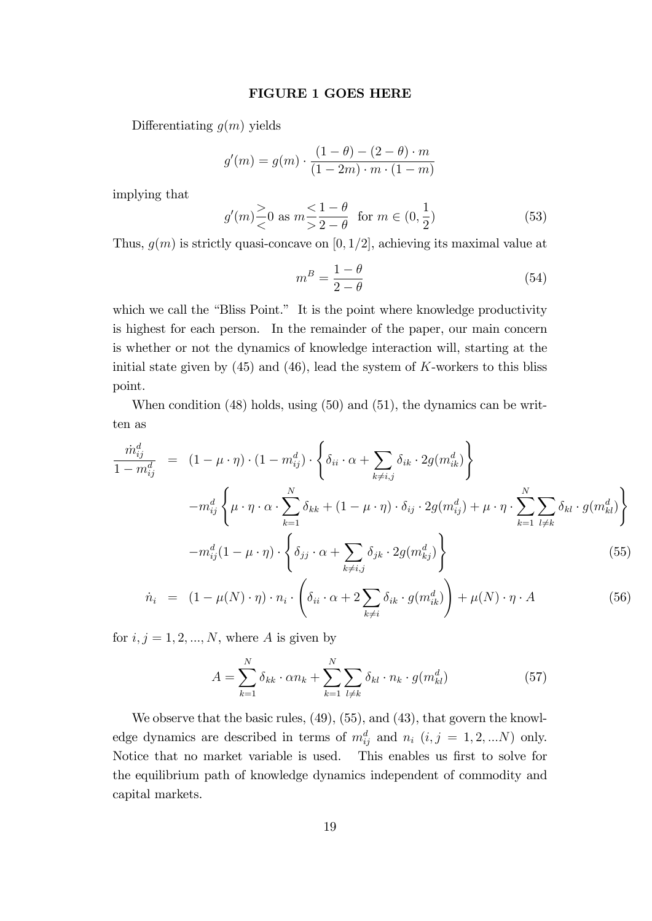**FIGURE 1 GOES HERE**

Differentiating $g(m)$ yields

$$g'(m) = g(m) \cdot \frac{(1-\theta) - (2-\theta) \cdot m}{(1-2m) \cdot m \cdot (1-m)}$$

implying that

$$g'(m) \underset{<}{\overset{>}{}} 0 \text{ as } m \underset{>}{\overset{<}{}} \frac{1-\theta}{2-\theta} \quad \text{for } m \in (0, \frac{1}{2}) \tag{53}$$

Thus, $g(m)$ is strictly quasi-concave on $[0, 1/2]$, achieving its maximal value at

$$m^B = \frac{1-\theta}{2-\theta} \tag{54}$$

which we call the "Bliss Point." It is the point where knowledge productivity is highest for each person. In the remainder of the paper, our main concern is whether or not the dynamics of knowledge interaction will, starting at the initial state given by (45) and (46), lead the system of $K$-workers to this bliss point.

When condition (48) holds, using (50) and (51), the dynamics can be written as

$$\begin{aligned}
\frac{\dot{m}_{ij}^d}{1-m_{ij}^d} &= (1-\mu \cdot \eta) \cdot (1-m_{ij}^d) \cdot \left\{ \delta_{ii} \cdot \alpha + \sum_{k \neq i,j} \delta_{ik} \cdot 2g(m_{ik}^d) \right\} \\
&\quad - m_{ij}^d \left\{ \mu \cdot \eta \cdot \alpha \cdot \sum_{k=1}^{N} \delta_{kk} + (1-\mu \cdot \eta) \cdot \delta_{ij} \cdot 2g(m_{ij}^d) + \mu \cdot \eta \cdot \sum_{k=1}^{N} \sum_{l \neq k} \delta_{kl} \cdot g(m_{kl}^d) \right\} \\
&\quad - m_{ij}^d (1-\mu \cdot \eta) \cdot \left\{ \delta_{jj} \cdot \alpha + \sum_{k \neq i,j} \delta_{jk} \cdot 2g(m_{kj}^d) \right\} \qquad (55) \\
\dot{n}_i &= (1-\mu(N) \cdot \eta) \cdot n_i \cdot \left( \delta_{ii} \cdot \alpha + 2 \sum_{k \neq i} \delta_{ik} \cdot g(m_{ik}^d) \right) + \mu(N) \cdot \eta \cdot A \qquad (56)
\end{aligned}$$

for $i, j = 1, 2, ..., N$, where $A$ is given by

$$A = \sum_{k=1}^{N} \delta_{kk} \cdot \alpha n_k + \sum_{k=1}^{N} \sum_{l \neq k} \delta_{kl} \cdot n_k \cdot g(m_{kl}^d) \tag{57}$$

We observe that the basic rules, (49), (55), and (43), that govern the knowledge dynamics are described in terms of $m_{ij}^d$ and $n_i$ $(i, j = 1, 2, ...N)$ only. Notice that no market variable is used. This enables us first to solve for the equilibrium path of knowledge dynamics independent of commodity and capital markets.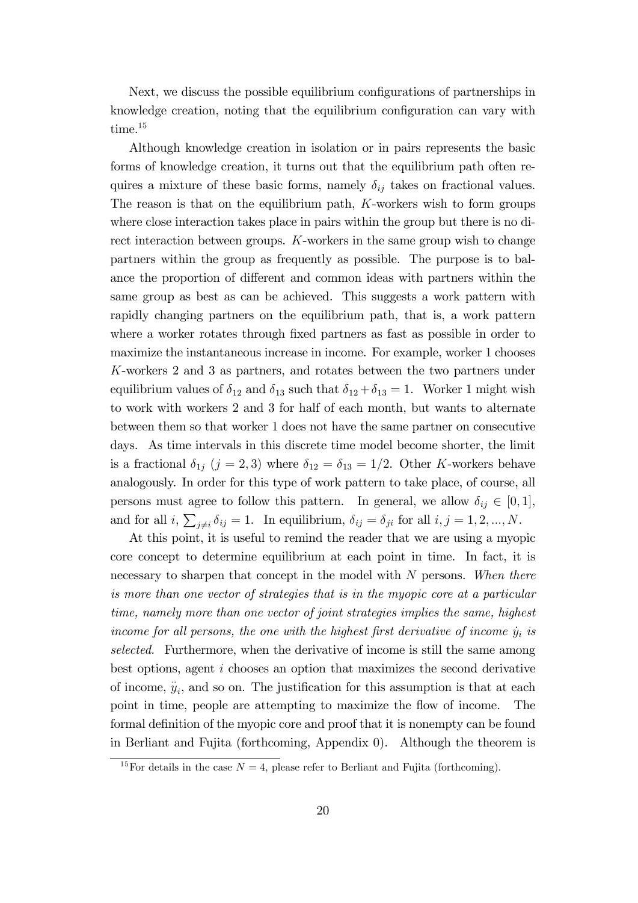Next, we discuss the possible equilibrium configurations of partnerships in knowledge creation, noting that the equilibrium configuration can vary with time.[15]

Although knowledge creation in isolation or in pairs represents the basic forms of knowledge creation, it turns out that the equilibrium path often requires a mixture of these basic forms, namely $\delta_{ij}$ takes on fractional values. The reason is that on the equilibrium path, $K$-workers wish to form groups where close interaction takes place in pairs within the group but there is no direct interaction between groups. $K$-workers in the same group wish to change partners within the group as frequently as possible. The purpose is to balance the proportion of different and common ideas with partners within the same group as best as can be achieved. This suggests a work pattern with rapidly changing partners on the equilibrium path, that is, a work pattern where a worker rotates through fixed partners as fast as possible in order to maximize the instantaneous increase in income. For example, worker 1 chooses $K$-workers 2 and 3 as partners, and rotates between the two partners under equilibrium values of $\delta_{12}$ and $\delta_{13}$ such that $\delta_{12} + \delta_{13} = 1$. Worker 1 might wish to work with workers 2 and 3 for half of each month, but wants to alternate between them so that worker 1 does not have the same partner on consecutive days. As time intervals in this discrete time model become shorter, the limit is a fractional $\delta_{1j}$ ($j = 2, 3$) where $\delta_{12} = \delta_{13} = 1/2$. Other $K$-workers behave analogously. In order for this type of work pattern to take place, of course, all persons must agree to follow this pattern. In general, we allow $\delta_{ij} \in [0, 1]$, and for all $i$, $\sum_{j \neq i} \delta_{ij} = 1$. In equilibrium, $\delta_{ij} = \delta_{ji}$ for all $i, j = 1, 2, ..., N$.

At this point, it is useful to remind the reader that we are using a myopic core concept to determine equilibrium at each point in time. In fact, it is necessary to sharpen that concept in the model with $N$ persons. *When there is more than one vector of strategies that is in the myopic core at a particular time, namely more than one vector of joint strategies implies the same, highest income for all persons, the one with the highest first derivative of income $\dot{y}_i$ is selected.* Furthermore, when the derivative of income is still the same among best options, agent $i$ chooses an option that maximizes the second derivative of income, $\ddot{y}_i$, and so on. The justification for this assumption is that at each point in time, people are attempting to maximize the flow of income. The formal definition of the myopic core and proof that it is nonempty can be found in Berliant and Fujita (forthcoming, Appendix 0). Although the theorem is

[15] For details in the case $N = 4$, please refer to Berliant and Fujita (forthcoming).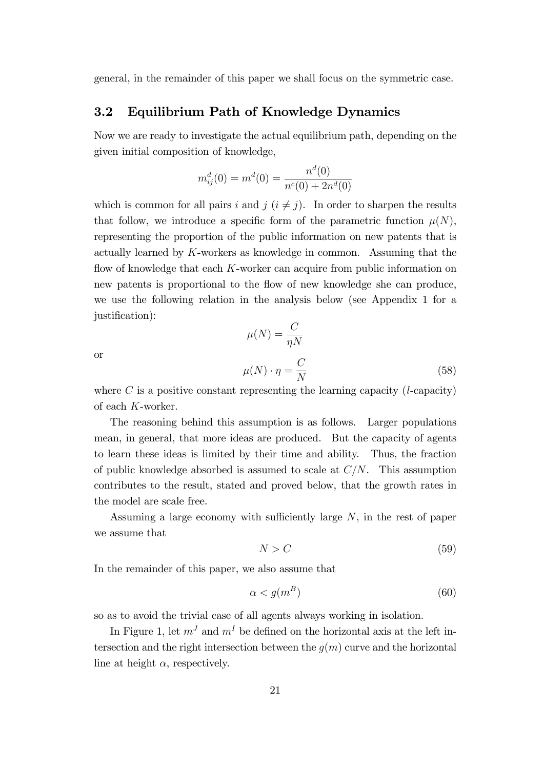general, in the remainder of this paper we shall focus on the symmetric case.

### 3.2 Equilibrium Path of Knowledge Dynamics

Now we are ready to investigate the actual equilibrium path, depending on the given initial composition of knowledge,

$$m_{ij}^d(0) = m^d(0) = \frac{n^d(0)}{n^c(0) + 2n^d(0)}$$

which is common for all pairs $i$ and $j$ ($i \neq j$). In order to sharpen the results that follow, we introduce a specific form of the parametric function $\mu(N)$, representing the proportion of the public information on new patents that is actually learned by $K$-workers as knowledge in common. Assuming that the flow of knowledge that each $K$-worker can acquire from public information on new patents is proportional to the flow of new knowledge she can produce, we use the following relation in the analysis below (see Appendix 1 for a justification):

$$\mu(N) = \frac{C}{\eta N}$$

or

$$\mu(N) \cdot \eta = \frac{C}{N} \tag{58}$$

where $C$ is a positive constant representing the learning capacity ($l$-capacity) of each $K$-worker.

The reasoning behind this assumption is as follows. Larger populations mean, in general, that more ideas are produced. But the capacity of agents to learn these ideas is limited by their time and ability. Thus, the fraction of public knowledge absorbed is assumed to scale at $C/N$. This assumption contributes to the result, stated and proved below, that the growth rates in the model are scale free.

Assuming a large economy with sufficiently large $N$, in the rest of paper we assume that

$$N > C \tag{59}$$

In the remainder of this paper, we also assume that

$$\alpha < g(m^B) \tag{60}$$

so as to avoid the trivial case of all agents always working in isolation.

In Figure 1, let $m^J$ and $m^I$ be defined on the horizontal axis at the left intersection and the right intersection between the $g(m)$ curve and the horizontal line at height $\alpha$, respectively.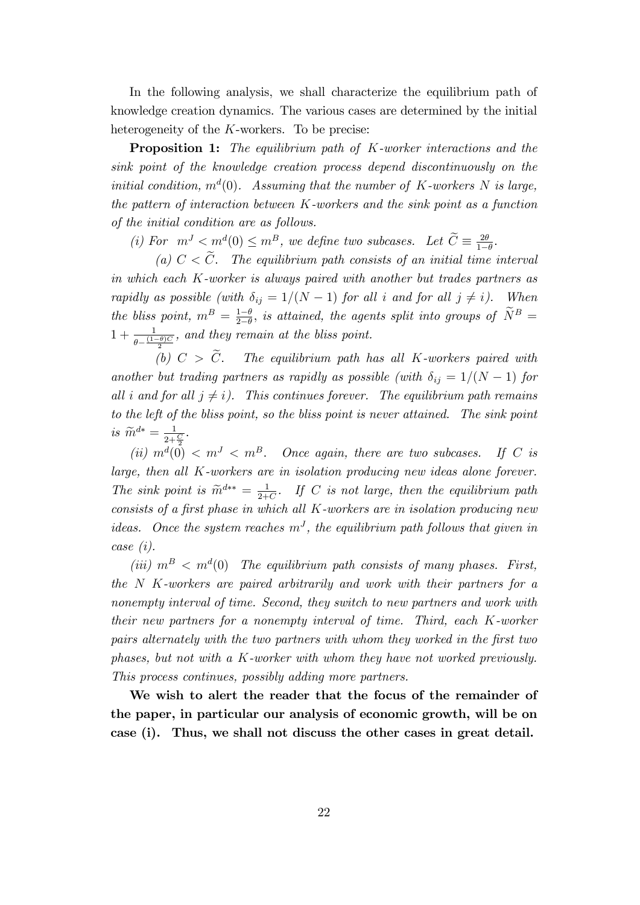In the following analysis, we shall characterize the equilibrium path of knowledge creation dynamics. The various cases are determined by the initial heterogeneity of the $K$-workers. To be precise:

**Proposition 1:** *The equilibrium path of $K$-worker interactions and the sink point of the knowledge creation process depend discontinuously on the initial condition, $m^d(0)$. Assuming that the number of $K$-workers $N$ is large, the pattern of interaction between $K$-workers and the sink point as a function of the initial condition are as follows.*

*(i) For $m^J < m^d(0) \leq m^B$, we define two subcases. Let $\widetilde{C} \equiv \frac{2\theta}{1-\theta}$.*

*(a) $C < \widetilde{C}$. The equilibrium path consists of an initial time interval in which each $K$-worker is always paired with another but trades partners as rapidly as possible (with $\delta_{ij} = 1/(N-1)$ for all $i$ and for all $j \neq i$). When the bliss point, $m^B = \frac{1-\theta}{2-\theta}$, is attained, the agents split into groups of $\widetilde{N}^B = 1 + \frac{1}{\theta - \frac{(1-\theta)C}{2}}$, and they remain at the bliss point.*

*(b) $C > \widetilde{C}$. The equilibrium path has all $K$-workers paired with another but trading partners as rapidly as possible (with $\delta_{ij} = 1/(N-1)$ for all $i$ and for all $j \neq i$). This continues forever. The equilibrium path remains to the left of the bliss point, so the bliss point is never attained. The sink point is $\widetilde{m}^{d*} = \frac{1}{2+\frac{C}{2}}$.*

*(ii) $m^d(0) < m^J < m^B$. Once again, there are two subcases. If $C$ is large, then all $K$-workers are in isolation producing new ideas alone forever. The sink point is $\widetilde{m}^{d**} = \frac{1}{2+C}$. If $C$ is not large, then the equilibrium path consists of a first phase in which all $K$-workers are in isolation producing new ideas. Once the system reaches $m^J$, the equilibrium path follows that given in case (i).*

*(iii) $m^B < m^d(0)$ The equilibrium path consists of many phases. First, the $N$ $K$-workers are paired arbitrarily and work with their partners for a nonempty interval of time. Second, they switch to new partners and work with their new partners for a nonempty interval of time. Third, each $K$-worker pairs alternately with the two partners with whom they worked in the first two phases, but not with a $K$-worker with whom they have not worked previously. This process continues, possibly adding more partners.*

**We wish to alert the reader that the focus of the remainder of the paper, in particular our analysis of economic growth, will be on case (i). Thus, we shall not discuss the other cases in great detail.**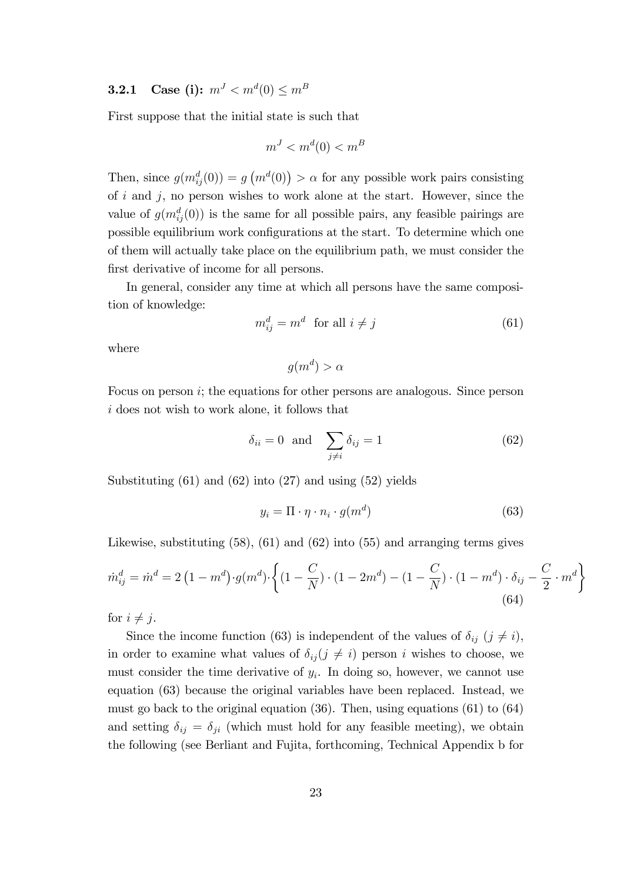### 3.2.1 Case (i): $m^J < m^d(0) \leq m^B$

First suppose that the initial state is such that

$$m^J < m^d(0) < m^B$$

Then, since $g(m_{ij}^d(0)) = g\left(m^d(0)\right) > \alpha$ for any possible work pairs consisting of $i$ and $j$, no person wishes to work alone at the start. However, since the value of $g(m_{ij}^d(0))$ is the same for all possible pairs, any feasible pairings are possible equilibrium work configurations at the start. To determine which one of them will actually take place on the equilibrium path, we must consider the first derivative of income for all persons.

In general, consider any time at which all persons have the same composition of knowledge:

$$m_{ij}^d = m^d \text{ for all } i \neq j \tag{61}$$

where

$$g(m^d) > \alpha$$

Focus on person $i$; the equations for other persons are analogous. Since person $i$ does not wish to work alone, it follows that

$$\delta_{ii} = 0 \text{ and } \sum_{j \neq i} \delta_{ij} = 1 \tag{62}$$

Substituting (61) and (62) into (27) and using (52) yields

$$y_i = \Pi \cdot \eta \cdot n_i \cdot g(m^d) \tag{63}$$

Likewise, substituting (58), (61) and (62) into (55) and arranging terms gives

$$\dot{m}_{ij}^d = \dot{m}^d = 2\left(1 - m^d\right) \cdot g(m^d) \cdot \left\{(1 - \frac{C}{N}) \cdot (1 - 2m^d) - (1 - \frac{C}{N}) \cdot (1 - m^d) \cdot \delta_{ij} - \frac{C}{2} \cdot m^d\right\} \tag{64}$$

for $i \neq j$.

Since the income function (63) is independent of the values of $\delta_{ij}$ $(j \neq i)$, in order to examine what values of $\delta_{ij} (j \neq i)$ person $i$ wishes to choose, we must consider the time derivative of $y_i$. In doing so, however, we cannot use equation (63) because the original variables have been replaced. Instead, we must go back to the original equation (36). Then, using equations (61) to (64) and setting $\delta_{ij} = \delta_{ji}$ (which must hold for any feasible meeting), we obtain the following (see Berliant and Fujita, forthcoming, Technical Appendix b for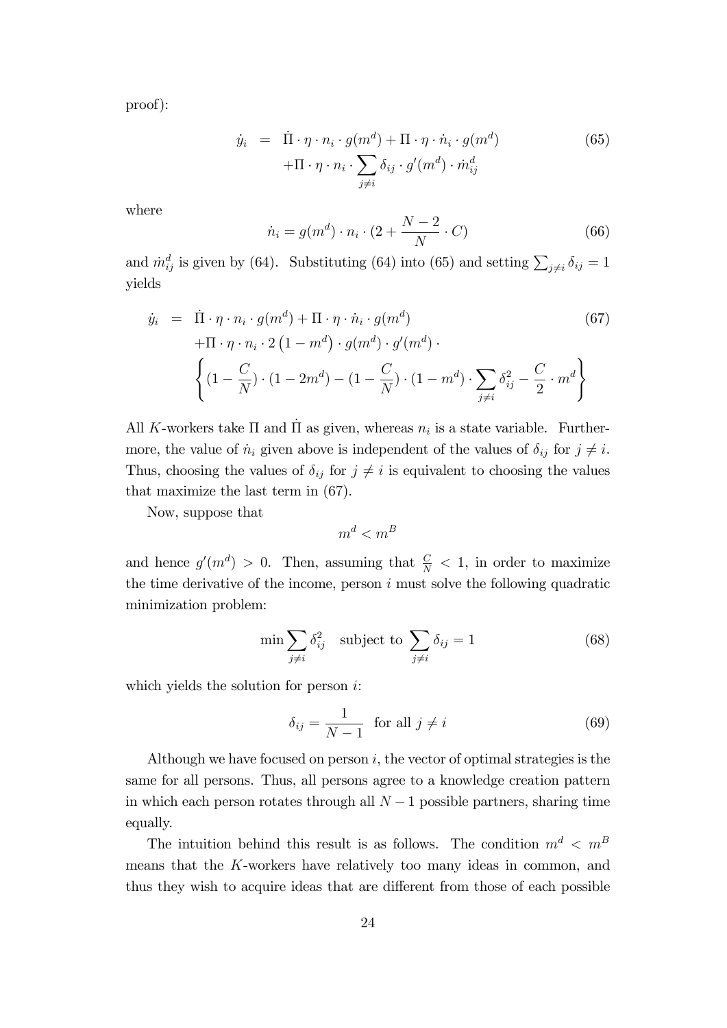proof):

$$
\begin{aligned}
\dot{y}_i &= \dot{\Pi} \cdot \eta \cdot n_i \cdot g(m^d) + \Pi \cdot \eta \cdot \dot{n}_i \cdot g(m^d) \\
&\quad + \Pi \cdot \eta \cdot n_i \cdot \sum_{j \neq i} \delta_{ij} \cdot g'(m^d) \cdot \dot{m}_{ij}^d
\end{aligned} \tag{65}
$$

where

$$
\dot{n}_i = g(m^d) \cdot n_i \cdot (2 + \frac{N-2}{N} \cdot C) \tag{66}
$$

and $\dot{m}_{ij}^d$ is given by (64). Substituting (64) into (65) and setting $\sum_{j \neq i} \delta_{ij} = 1$ yields

$$
\begin{aligned}
\dot{y}_i &= \dot{\Pi} \cdot \eta \cdot n_i \cdot g(m^d) + \Pi \cdot \eta \cdot \dot{n}_i \cdot g(m^d) \\
&\quad + \Pi \cdot \eta \cdot n_i \cdot 2\left(1 - m^d\right) \cdot g(m^d) \cdot g'(m^d) \cdot \\
&\quad \left\{ (1 - \frac{C}{N}) \cdot (1 - 2m^d) - (1 - \frac{C}{N}) \cdot (1 - m^d) \cdot \sum_{j \neq i} \delta_{ij}^2 - \frac{C}{2} \cdot m^d \right\}
\end{aligned} \tag{67}
$$

All $K$-workers take $\Pi$ and $\dot{\Pi}$ as given, whereas $n_i$ is a state variable. Furthermore, the value of $\dot{n}_i$ given above is independent of the values of $\delta_{ij}$ for $j \neq i$. Thus, choosing the values of $\delta_{ij}$ for $j \neq i$ is equivalent to choosing the values that maximize the last term in (67).

Now, suppose that

$$
m^d < m^B
$$

and hence $g'(m^d) > 0$. Then, assuming that $\frac{C}{N} < 1$, in order to maximize the time derivative of the income, person $i$ must solve the following quadratic minimization problem:

$$
\min \sum_{j \neq i} \delta_{ij}^2 \quad \text{subject to } \sum_{j \neq i} \delta_{ij} = 1 \tag{68}
$$

which yields the solution for person $i$:

$$
\delta_{ij} = \frac{1}{N-1} \quad \text{for all } j \neq i \tag{69}
$$

Although we have focused on person $i$, the vector of optimal strategies is the same for all persons. Thus, all persons agree to a knowledge creation pattern in which each person rotates through all $N-1$ possible partners, sharing time equally.

The intuition behind this result is as follows. The condition $m^d < m^B$ means that the $K$-workers have relatively too many ideas in common, and thus they wish to acquire ideas that are different from those of each possible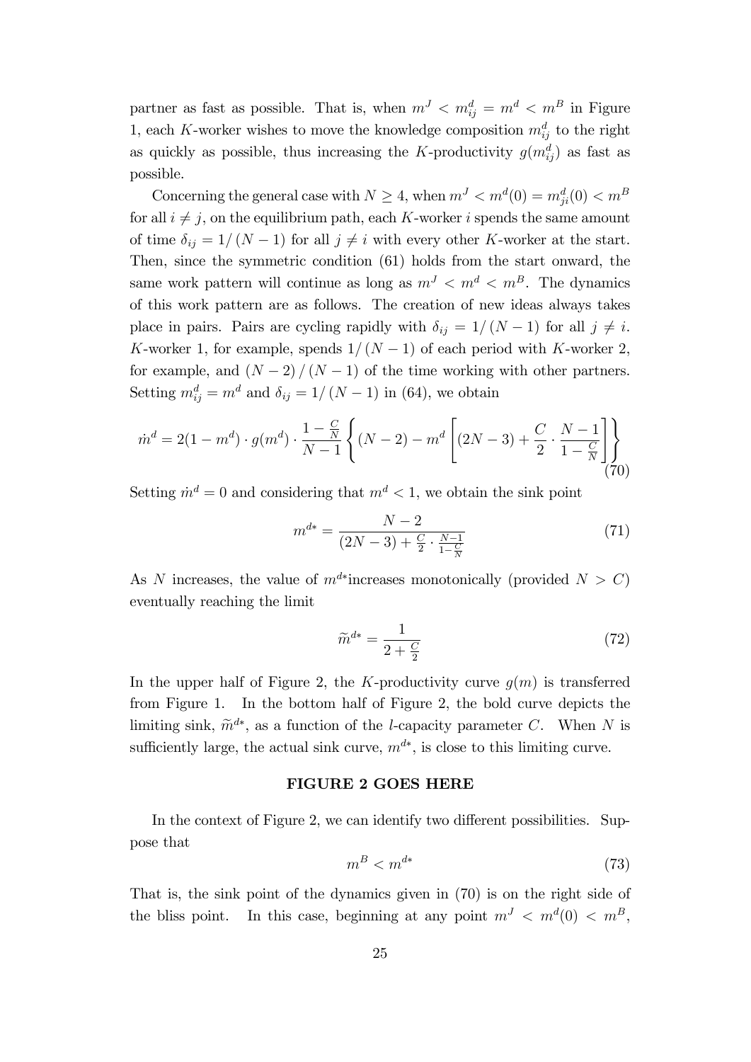partner as fast as possible. That is, when $m^J < m^d_{ij} = m^d < m^B$ in Figure 1, each $K$-worker wishes to move the knowledge composition $m^d_{ij}$ to the right as quickly as possible, thus increasing the $K$-productivity $g(m^d_{ij})$ as fast as possible.

Concerning the general case with $N \geq 4$, when $m^J < m^d(0) = m^d_{ji}(0) < m^B$ for all $i \neq j$, on the equilibrium path, each $K$-worker $i$ spends the same amount of time $\delta_{ij} = 1/(N-1)$ for all $j \neq i$ with every other $K$-worker at the start. Then, since the symmetric condition (61) holds from the start onward, the same work pattern will continue as long as $m^J < m^d < m^B$. The dynamics of this work pattern are as follows. The creation of new ideas always takes place in pairs. Pairs are cycling rapidly with $\delta_{ij} = 1/(N-1)$ for all $j \neq i$. $K$-worker 1, for example, spends $1/(N-1)$ of each period with $K$-worker 2, for example, and $(N-2)/(N-1)$ of the time working with other partners. Setting $m^d_{ij} = m^d$ and $\delta_{ij} = 1/(N-1)$ in (64), we obtain

$$\dot{m}^d = 2(1-m^d) \cdot g(m^d) \cdot \frac{1-\frac{C}{N}}{N-1} \left\{ (N-2) - m^d \left[ (2N-3) + \frac{C}{2} \cdot \frac{N-1}{1-\frac{C}{N}} \right] \right\} \tag{70}$$

Setting $\dot{m}^d = 0$ and considering that $m^d < 1$, we obtain the sink point

$$m^{d*} = \frac{N-2}{(2N-3) + \frac{C}{2} \cdot \frac{N-1}{1-\frac{C}{N}}} \tag{71}$$

As $N$ increases, the value of $m^{d*}$increases monotonically (provided $N > C$) eventually reaching the limit

$$\widetilde{m}^{d*} = \frac{1}{2 + \frac{C}{2}} \tag{72}$$

In the upper half of Figure 2, the $K$-productivity curve $g(m)$ is transferred from Figure 1. In the bottom half of Figure 2, the bold curve depicts the limiting sink, $\widetilde{m}^{d*}$, as a function of the $l$-capacity parameter $C$. When $N$ is sufficiently large, the actual sink curve, $m^{d*}$, is close to this limiting curve.

**FIGURE 2 GOES HERE**

In the context of Figure 2, we can identify two different possibilities. Suppose that

$$m^B < m^{d*} \tag{73}$$

That is, the sink point of the dynamics given in (70) is on the right side of the bliss point. In this case, beginning at any point $m^J < m^d(0) < m^B$,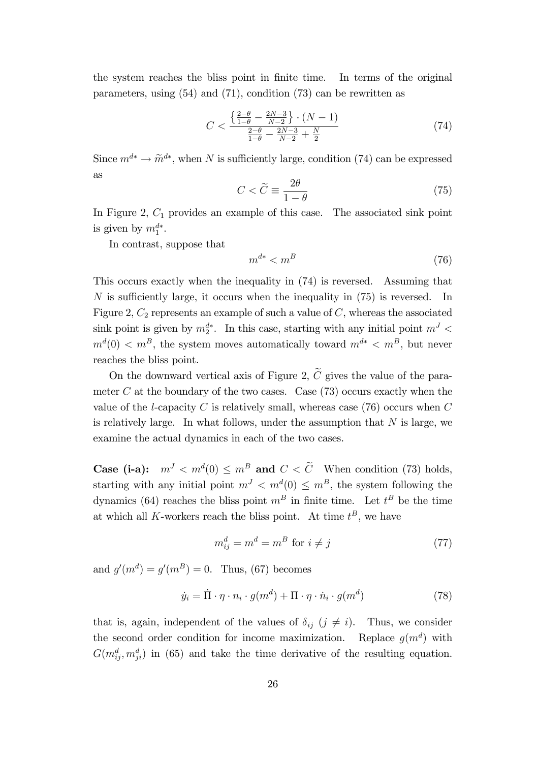the system reaches the bliss point in finite time. In terms of the original parameters, using (54) and (71), condition (73) can be rewritten as

$$C < \frac{\left\{\frac{2-\theta}{1-\theta} - \frac{2N-3}{N-2}\right\} \cdot (N-1)}{\frac{2-\theta}{1-\theta} - \frac{2N-3}{N-2} + \frac{N}{2}} \tag{74}$$

Since $m^{d*} \to \widetilde{m}^{d*}$, when $N$ is sufficiently large, condition (74) can be expressed as

$$C < \widetilde{C} \equiv \frac{2\theta}{1-\theta} \tag{75}$$

In Figure 2, $C_1$ provides an example of this case. The associated sink point is given by $m_1^{d*}$.

In contrast, suppose that

$$m^{d*} < m^B \tag{76}$$

This occurs exactly when the inequality in (74) is reversed. Assuming that $N$ is sufficiently large, it occurs when the inequality in (75) is reversed. In Figure 2, $C_2$ represents an example of such a value of $C$, whereas the associated sink point is given by $m_2^{d*}$. In this case, starting with any initial point $m^J < m^d(0) < m^B$, the system moves automatically toward $m^{d*} < m^B$, but never reaches the bliss point.

On the downward vertical axis of Figure 2, $\widetilde{C}$ gives the value of the parameter $C$ at the boundary of the two cases. Case (73) occurs exactly when the value of the $l$-capacity $C$ is relatively small, whereas case (76) occurs when $C$ is relatively large. In what follows, under the assumption that $N$ is large, we examine the actual dynamics in each of the two cases.

**Case (i-a):** $m^J < m^d(0) \leq m^B$ **and** $C < \widetilde{C}$ When condition (73) holds, starting with any initial point $m^J < m^d(0) \leq m^B$, the system following the dynamics (64) reaches the bliss point $m^B$ in finite time. Let $t^B$ be the time at which all $K$-workers reach the bliss point. At time $t^B$, we have

$$m_{ij}^d = m^d = m^B \text{ for } i \neq j \tag{77}$$

and $g'(m^d) = g'(m^B) = 0$. Thus, (67) becomes

$$\dot{y}_i = \dot{\Pi} \cdot \eta \cdot n_i \cdot g(m^d) + \Pi \cdot \eta \cdot \dot{n}_i \cdot g(m^d) \tag{78}$$

that is, again, independent of the values of $\delta_{ij}$ $(j \neq i)$. Thus, we consider the second order condition for income maximization. Replace $g(m^d)$ with $G(m_{ij}^d, m_{ji}^d)$ in (65) and take the time derivative of the resulting equation.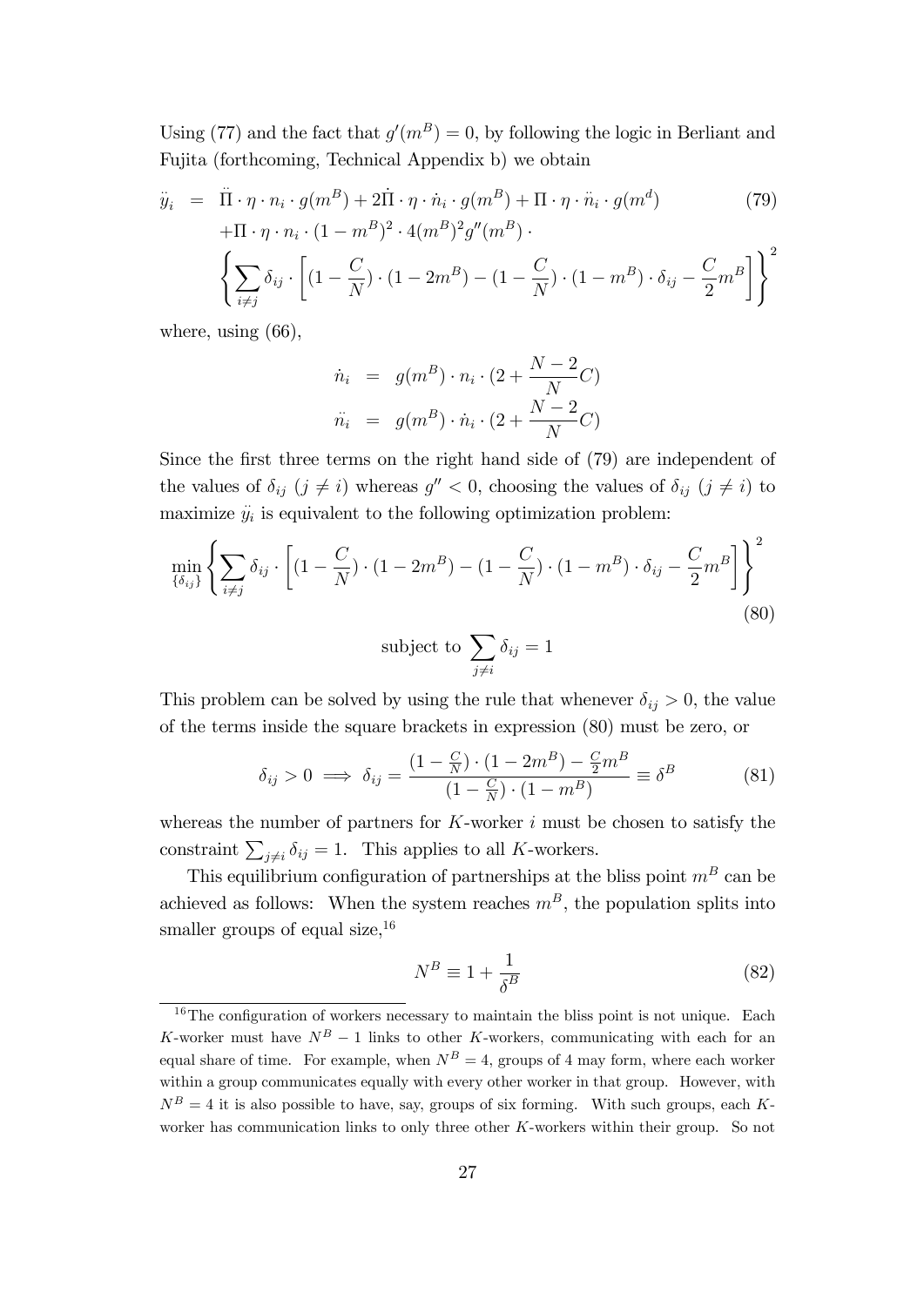Using (77) and the fact that $g'(m^B) = 0$, by following the logic in Berliant and Fujita (forthcoming, Technical Appendix b) we obtain

$$
\begin{aligned}
\ddot{y}_i &= \ddot{\Pi} \cdot \eta \cdot n_i \cdot g(m^B) + 2\dot{\Pi} \cdot \eta \cdot \dot{n}_i \cdot g(m^B) + \Pi \cdot \eta \cdot \ddot{n}_i \cdot g(m^d) \\
&\quad + \Pi \cdot \eta \cdot n_i \cdot (1 - m^B)^2 \cdot 4(m^B)^2 g''(m^B) \cdot \\
&\quad \left\{ \sum_{i \neq j} \delta_{ij} \cdot \left[ (1 - \frac{C}{N}) \cdot (1 - 2m^B) - (1 - \frac{C}{N}) \cdot (1 - m^B) \cdot \delta_{ij} - \frac{C}{2} m^B \right] \right\}^2
\end{aligned}
\tag{79}
$$

where, using (66),

$$
\begin{aligned}
\dot{n}_i &= g(m^B) \cdot n_i \cdot (2 + \frac{N-2}{N} C) \\
\ddot{n}_i &= g(m^B) \cdot \dot{n}_i \cdot (2 + \frac{N-2}{N} C)
\end{aligned}
$$

Since the first three terms on the right hand side of (79) are independent of the values of $\delta_{ij}$ $(j \neq i)$ whereas $g'' < 0$, choosing the values of $\delta_{ij}$ $(j \neq i)$ to maximize $\ddot{y}_i$ is equivalent to the following optimization problem:

$$
\min_{\{\delta_{ij}\}} \left\{ \sum_{i \neq j} \delta_{ij} \cdot \left[ (1 - \frac{C}{N}) \cdot (1 - 2m^B) - (1 - \frac{C}{N}) \cdot (1 - m^B) \cdot \delta_{ij} - \frac{C}{2} m^B \right] \right\}^2
\tag{80}
$$

$$
\text{subject to } \sum_{j \neq i} \delta_{ij} = 1
$$

This problem can be solved by using the rule that whenever $\delta_{ij} > 0$, the value of the terms inside the square brackets in expression (80) must be zero, or

$$
\delta_{ij} > 0 \implies \delta_{ij} = \frac{(1 - \frac{C}{N}) \cdot (1 - 2m^B) - \frac{C}{2} m^B}{(1 - \frac{C}{N}) \cdot (1 - m^B)} \equiv \delta^B
\tag{81}
$$

whereas the number of partners for $K$-worker $i$ must be chosen to satisfy the constraint $\sum_{j \neq i} \delta_{ij} = 1$. This applies to all $K$-workers.

This equilibrium configuration of partnerships at the bliss point $m^B$ can be achieved as follows: When the system reaches $m^B$, the population splits into smaller groups of equal size,[16]

$$
N^B \equiv 1 + \frac{1}{\delta^B}
\tag{82}
$$

[16] The configuration of workers necessary to maintain the bliss point is not unique. Each $K$-worker must have $N^B - 1$ links to other $K$-workers, communicating with each for an equal share of time. For example, when $N^B = 4$, groups of 4 may form, where each worker within a group communicates equally with every other worker in that group. However, with $N^B = 4$ it is also possible to have, say, groups of six forming. With such groups, each $K$-worker has communication links to only three other $K$-workers within their group. So not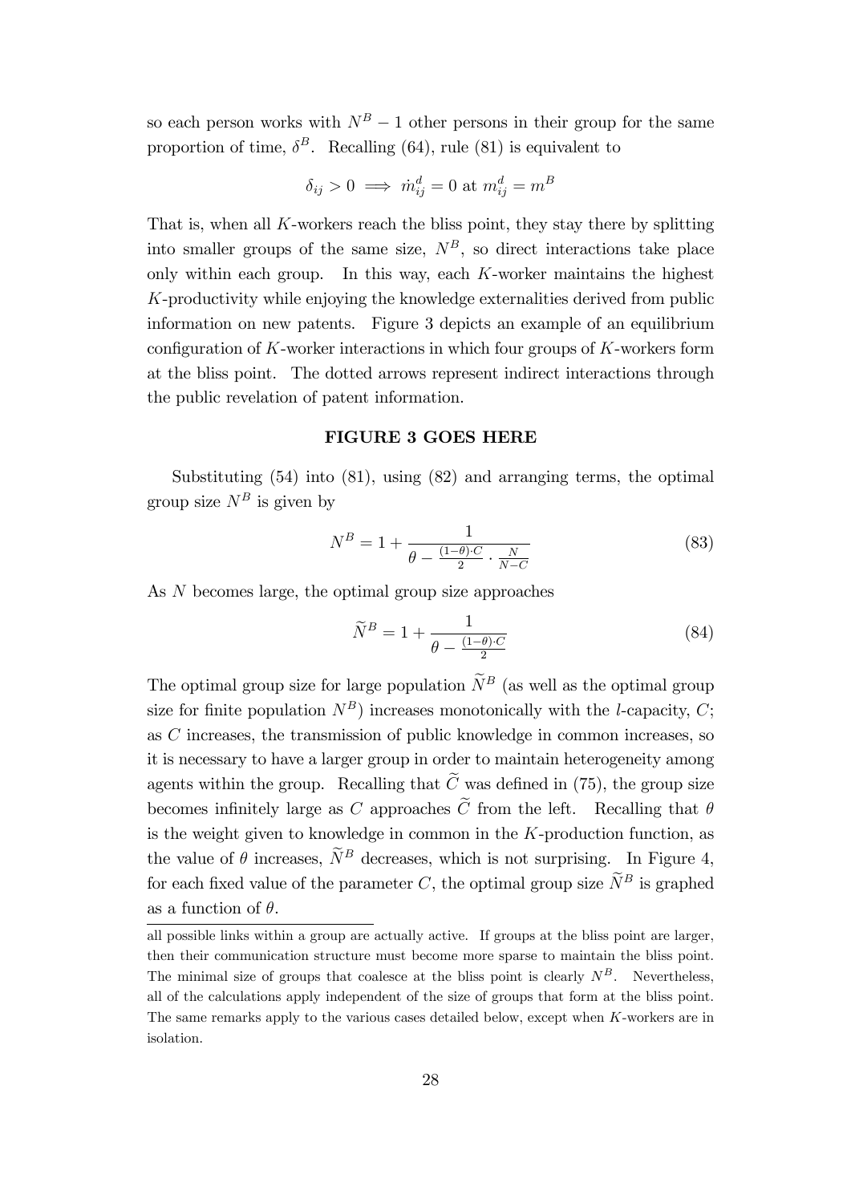so each person works with $N^B - 1$ other persons in their group for the same proportion of time, $\delta^B$. Recalling (64), rule (81) is equivalent to

$$\delta_{ij} > 0 \implies \dot{m}_{ij}^d = 0 \text{ at } m_{ij}^d = m^B$$

That is, when all $K$-workers reach the bliss point, they stay there by splitting into smaller groups of the same size, $N^B$, so direct interactions take place only within each group. In this way, each $K$-worker maintains the highest $K$-productivity while enjoying the knowledge externalities derived from public information on new patents. Figure 3 depicts an example of an equilibrium configuration of $K$-worker interactions in which four groups of $K$-workers form at the bliss point. The dotted arrows represent indirect interactions through the public revelation of patent information.

**FIGURE 3 GOES HERE**

Substituting (54) into (81), using (82) and arranging terms, the optimal group size $N^B$ is given by

$$N^B = 1 + \frac{1}{\theta - \frac{(1-\theta) \cdot C}{2} \cdot \frac{N}{N-C}} \tag{83}$$

As $N$ becomes large, the optimal group size approaches

$$\widetilde{N}^B = 1 + \frac{1}{\theta - \frac{(1-\theta) \cdot C}{2}} \tag{84}$$

The optimal group size for large population $\widetilde{N}^B$ (as well as the optimal group size for finite population $N^B$) increases monotonically with the $l$-capacity, $C$; as $C$ increases, the transmission of public knowledge in common increases, so it is necessary to have a larger group in order to maintain heterogeneity among agents within the group. Recalling that $\widetilde{C}$ was defined in (75), the group size becomes infinitely large as $C$ approaches $\widetilde{C}$ from the left. Recalling that $\theta$ is the weight given to knowledge in common in the $K$-production function, as the value of $\theta$ increases, $\widetilde{N}^B$ decreases, which is not surprising. In Figure 4, for each fixed value of the parameter $C$, the optimal group size $\widetilde{N}^B$ is graphed as a function of $\theta$.

all possible links within a group are actually active. If groups at the bliss point are larger, then their communication structure must become more sparse to maintain the bliss point. The minimal size of groups that coalesce at the bliss point is clearly $N^B$. Nevertheless, all of the calculations apply independent of the size of groups that form at the bliss point. The same remarks apply to the various cases detailed below, except when $K$-workers are in isolation.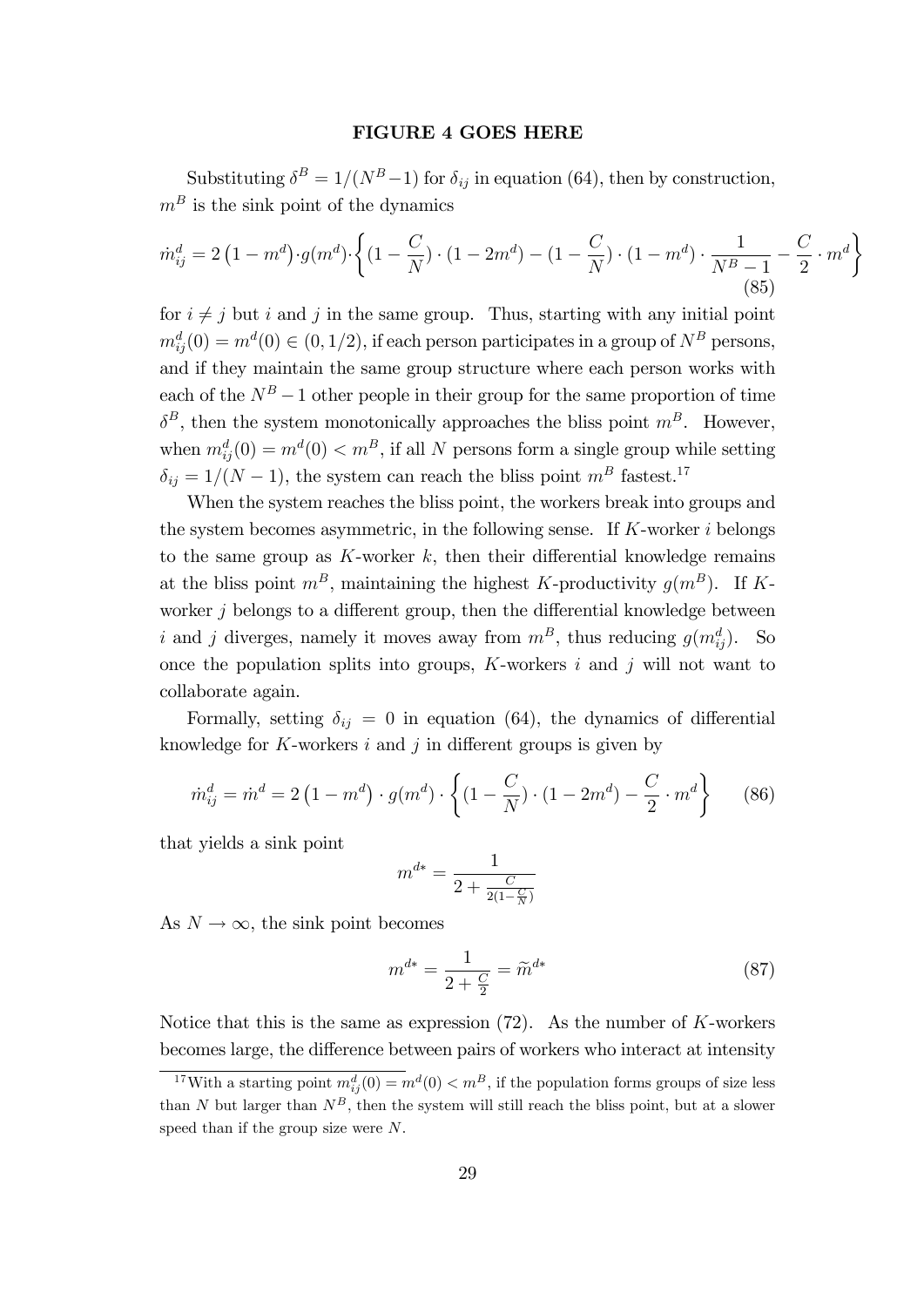**FIGURE 4 GOES HERE**

Substituting $\delta^B = 1/(N^B - 1)$ for $\delta_{ij}$ in equation (64), then by construction, $m^B$ is the sink point of the dynamics

$$\dot{m}_{ij}^d = 2\left(1 - m^d\right) \cdot g(m^d) \cdot \left\{(1 - \frac{C}{N}) \cdot (1 - 2m^d) - (1 - \frac{C}{N}) \cdot (1 - m^d) \cdot \frac{1}{N^B - 1} - \frac{C}{2} \cdot m^d\right\} \tag{85}$$

for $i \neq j$ but $i$ and $j$ in the same group. Thus, starting with any initial point $m_{ij}^d(0) = m^d(0) \in (0, 1/2)$, if each person participates in a group of $N^B$ persons, and if they maintain the same group structure where each person works with each of the $N^B - 1$ other people in their group for the same proportion of time $\delta^B$, then the system monotonically approaches the bliss point $m^B$. However, when $m_{ij}^d(0) = m^d(0) < m^B$, if all $N$ persons form a single group while setting $\delta_{ij} = 1/(N - 1)$, the system can reach the bliss point $m^B$ fastest.[17]

When the system reaches the bliss point, the workers break into groups and the system becomes asymmetric, in the following sense. If $K$-worker $i$ belongs to the same group as $K$-worker $k$, then their differential knowledge remains at the bliss point $m^B$, maintaining the highest $K$-productivity $g(m^B)$. If $K$-worker $j$ belongs to a different group, then the differential knowledge between $i$ and $j$ diverges, namely it moves away from $m^B$, thus reducing $g(m_{ij}^d)$. So once the population splits into groups, $K$-workers $i$ and $j$ will not want to collaborate again.

Formally, setting $\delta_{ij} = 0$ in equation (64), the dynamics of differential knowledge for $K$-workers $i$ and $j$ in different groups is given by

$$\dot{m}_{ij}^d = \dot{m}^d = 2\left(1 - m^d\right) \cdot g(m^d) \cdot \left\{(1 - \frac{C}{N}) \cdot (1 - 2m^d) - \frac{C}{2} \cdot m^d\right\} \tag{86}$$

that yields a sink point

$$m^{d*} = \frac{1}{2 + \frac{C}{2(1 - \frac{C}{N})}}$$

As $N \to \infty$, the sink point becomes

$$m^{d*} = \frac{1}{2 + \frac{C}{2}} = \widetilde{m}^{d*} \tag{87}$$

Notice that this is the same as expression (72). As the number of $K$-workers becomes large, the difference between pairs of workers who interact at intensity

[17] With a starting point $m_{ij}^d(0) = m^d(0) < m^B$, if the population forms groups of size less than $N$ but larger than $N^B$, then the system will still reach the bliss point, but at a slower speed than if the group size were $N$.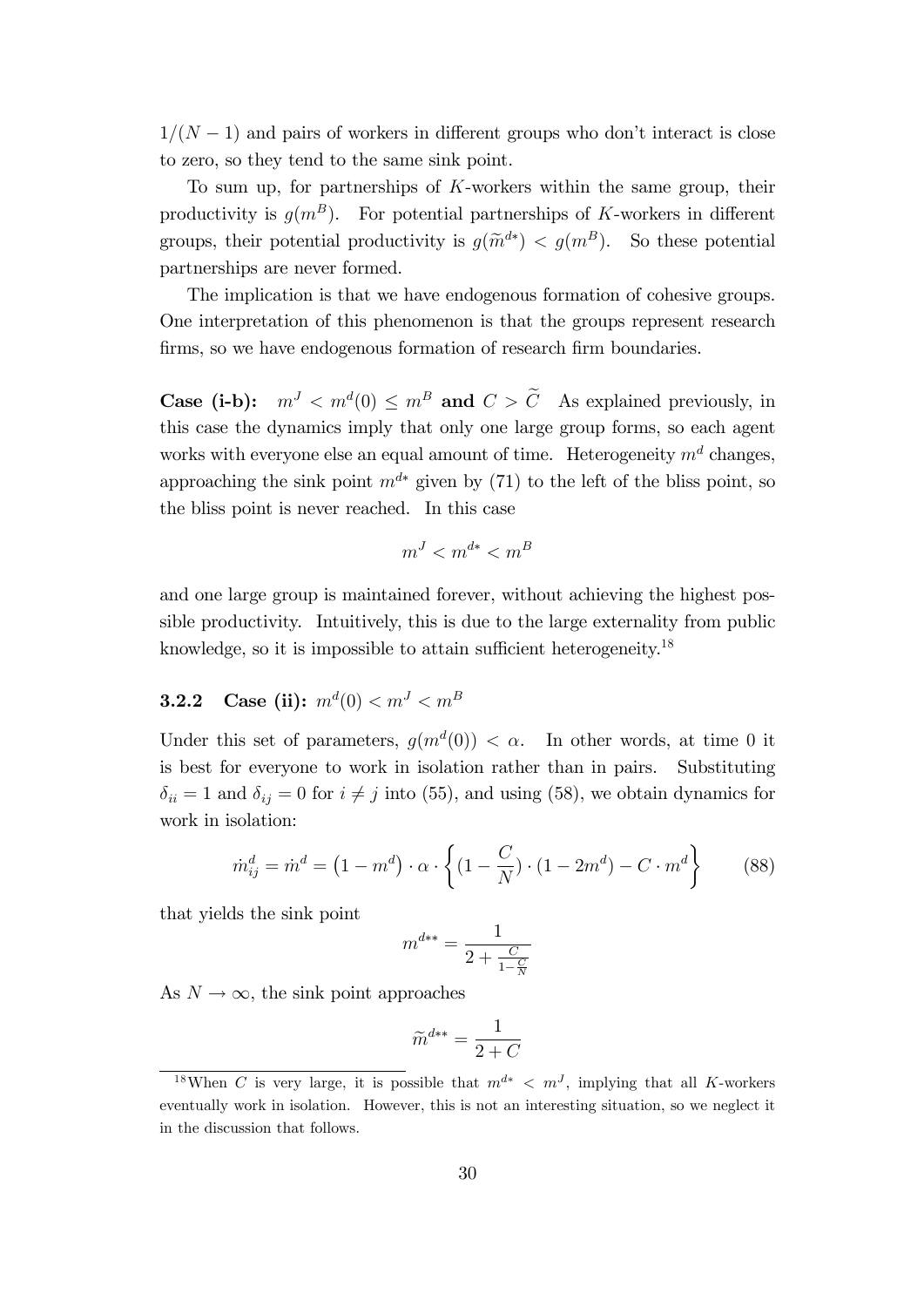$1/(N-1)$ and pairs of workers in different groups who don't interact is close to zero, so they tend to the same sink point.

To sum up, for partnerships of $K$-workers within the same group, their productivity is $g(m^B)$. For potential partnerships of $K$-workers in different groups, their potential productivity is $g(\widetilde{m}^{d*}) < g(m^B)$. So these potential partnerships are never formed.

The implication is that we have endogenous formation of cohesive groups. One interpretation of this phenomenon is that the groups represent research firms, so we have endogenous formation of research firm boundaries.

**Case (i-b):** $m^J < m^d(0) \leq m^B$ **and** $C > \widetilde{C}$ As explained previously, in this case the dynamics imply that only one large group forms, so each agent works with everyone else an equal amount of time. Heterogeneity $m^d$ changes, approaching the sink point $m^{d*}$ given by (71) to the left of the bliss point, so the bliss point is never reached. In this case

$$m^J < m^{d*} < m^B$$

and one large group is maintained forever, without achieving the highest possible productivity. Intuitively, this is due to the large externality from public knowledge, so it is impossible to attain sufficient heterogeneity.[18]

### 3.2.2 Case (ii): $m^d(0) < m^J < m^B$

Under this set of parameters, $g(m^d(0)) < \alpha$. In other words, at time 0 it is best for everyone to work in isolation rather than in pairs. Substituting $\delta_{ii} = 1$ and $\delta_{ij} = 0$ for $i \neq j$ into (55), and using (58), we obtain dynamics for work in isolation:

$$\dot{m}_{ij}^d = \dot{m}^d = \left(1 - m^d\right) \cdot \alpha \cdot \left\{ (1 - \frac{C}{N}) \cdot (1 - 2m^d) - C \cdot m^d \right\} \tag{88}$$

that yields the sink point

$$m^{d**} = \frac{1}{2 + \frac{C}{1 - \frac{C}{N}}}$$

As $N \to \infty$, the sink point approaches

$$\widetilde{m}^{d**} = \frac{1}{2 + C}$$

[18] When $C$ is very large, it is possible that $m^{d*} < m^J$, implying that all $K$-workers eventually work in isolation. However, this is not an interesting situation, so we neglect it in the discussion that follows.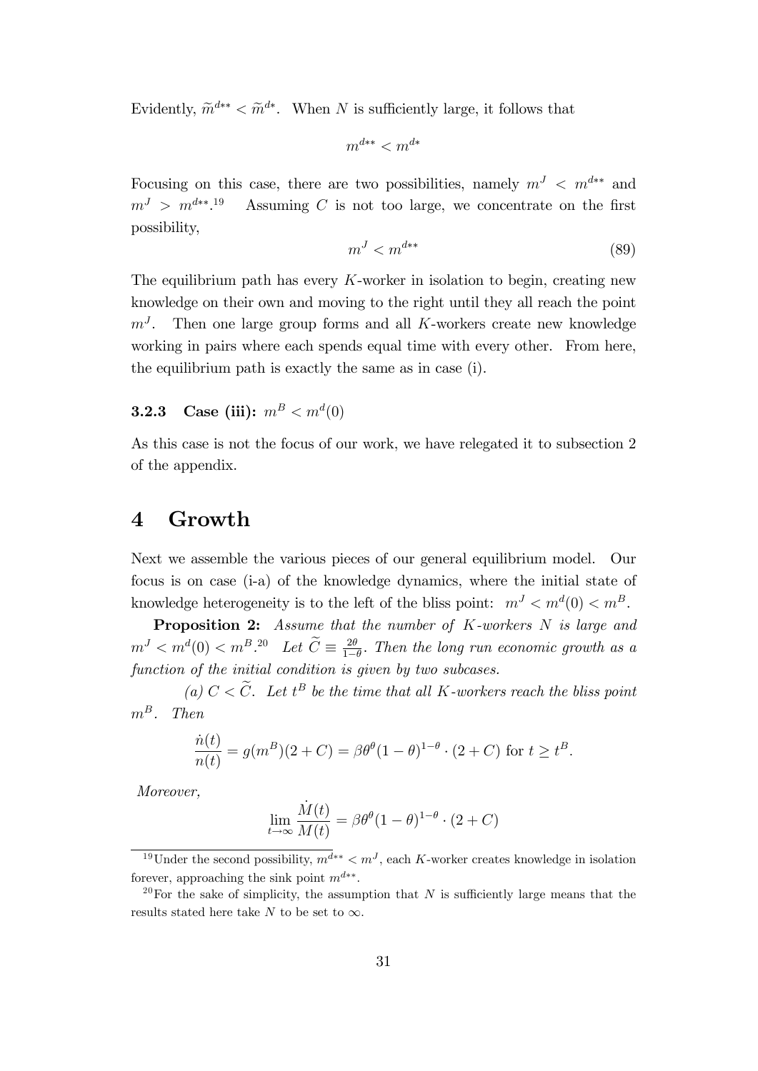Evidently, $\widetilde{m}^{d**} < \widetilde{m}^{d*}$. When $N$ is sufficiently large, it follows that

$$m^{d**} < m^{d*}$$

Focusing on this case, there are two possibilities, namely $m^J < m^{d**}$ and $m^J > m^{d**}$.[19] Assuming $C$ is not too large, we concentrate on the first possibility,

$$m^J < m^{d**} \tag{89}$$

The equilibrium path has every $K$-worker in isolation to begin, creating new knowledge on their own and moving to the right until they all reach the point $m^J$. Then one large group forms and all $K$-workers create new knowledge working in pairs where each spends equal time with every other. From here, the equilibrium path is exactly the same as in case (i).

### 3.2.3 Case (iii): $m^B < m^d(0)$

As this case is not the focus of our work, we have relegated it to subsection 2 of the appendix.

# 4 Growth

Next we assemble the various pieces of our general equilibrium model. Our focus is on case (i-a) of the knowledge dynamics, where the initial state of knowledge heterogeneity is to the left of the bliss point: $m^J < m^d(0) < m^B$.

**Proposition 2:** *Assume that the number of $K$-workers $N$ is large and $m^J < m^d(0) < m^B$.[20] Let $\widetilde{C} \equiv \frac{2\theta}{1-\theta}$. Then the long run economic growth as a function of the initial condition is given by two subcases.*

*(a) $C < \widetilde{C}$. Let $t^B$ be the time that all $K$-workers reach the bliss point $m^B$. Then*

$$\frac{\dot{n}(t)}{n(t)} = g(m^B)(2 + C) = \beta\theta^\theta(1-\theta)^{1-\theta} \cdot (2 + C) \text{ for } t \geq t^B.$$

*Moreover,*

$$\lim_{t\to\infty} \frac{\dot{M}(t)}{M(t)} = \beta\theta^\theta(1-\theta)^{1-\theta} \cdot (2 + C)$$

[19] Under the second possibility, $m^{d**} < m^J$, each $K$-worker creates knowledge in isolation forever, approaching the sink point $m^{d**}$.

[20] For the sake of simplicity, the assumption that $N$ is sufficiently large means that the results stated here take $N$ to be set to $\infty$.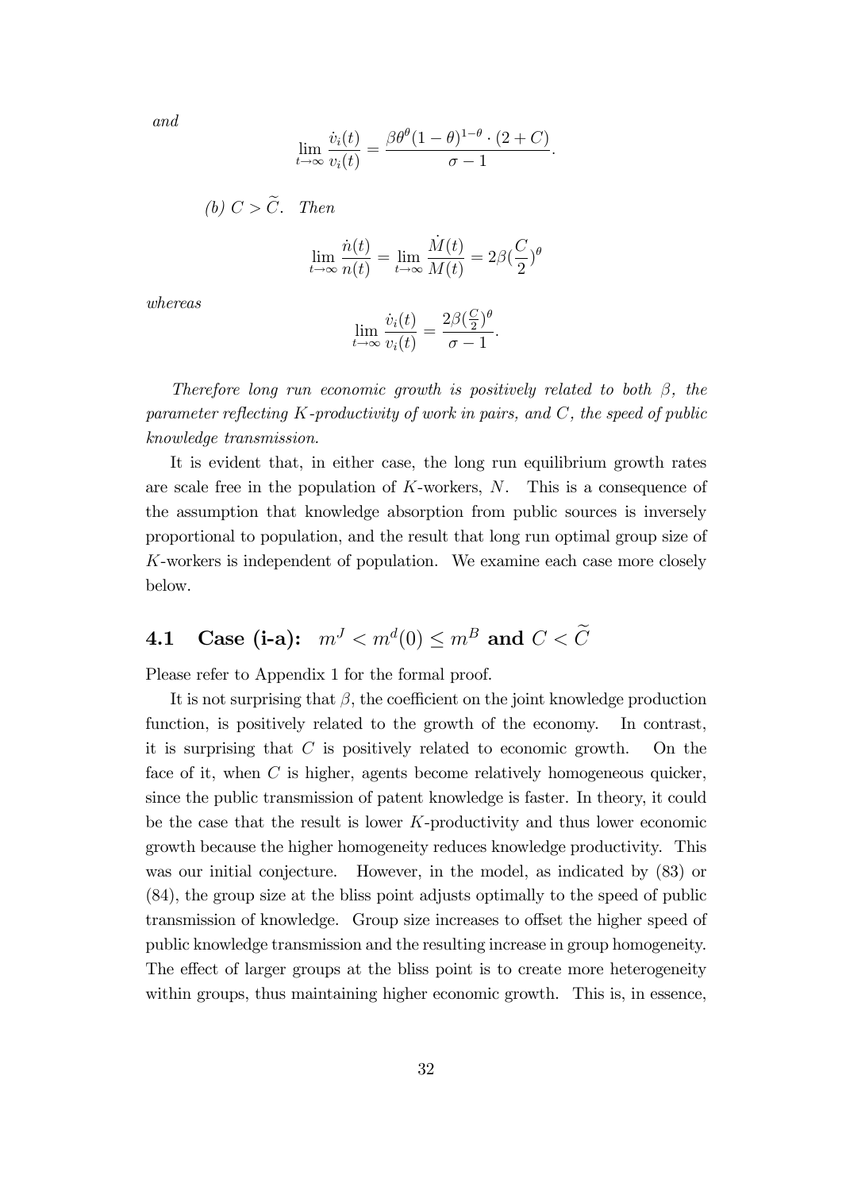*and*

$$\lim_{t\to\infty}\frac{\dot{v}_i(t)}{v_i(t)}=\frac{\beta\theta^{\theta}(1-\theta)^{1-\theta}\cdot(2+C)}{\sigma-1}.$$

*(b)* $C>\widetilde{C}$. *Then*

$$\lim_{t\to\infty}\frac{\dot{n}(t)}{n(t)}=\lim_{t\to\infty}\frac{\dot{M}(t)}{M(t)}=2\beta(\frac{C}{2})^{\theta}$$

*whereas*

$$\lim_{t\to\infty}\frac{\dot{v}_i(t)}{v_i(t)}=\frac{2\beta(\frac{C}{2})^{\theta}}{\sigma-1}.$$

*Therefore long run economic growth is positively related to both* $\beta$*, the parameter reflecting* $K$*-productivity of work in pairs, and* $C$*, the speed of public knowledge transmission.*

It is evident that, in either case, the long run equilibrium growth rates are scale free in the population of $K$-workers, $N$. This is a consequence of the assumption that knowledge absorption from public sources is inversely proportional to population, and the result that long run optimal group size of $K$-workers is independent of population. We examine each case more closely below.

## 4.1 Case (i-a): $m^J < m^d(0) \leq m^B$ and $C < \widetilde{C}$

Please refer to Appendix 1 for the formal proof.

It is not surprising that $\beta$, the coefficient on the joint knowledge production function, is positively related to the growth of the economy. In contrast, it is surprising that $C$ is positively related to economic growth. On the face of it, when $C$ is higher, agents become relatively homogeneous quicker, since the public transmission of patent knowledge is faster. In theory, it could be the case that the result is lower $K$-productivity and thus lower economic growth because the higher homogeneity reduces knowledge productivity. This was our initial conjecture. However, in the model, as indicated by (83) or (84), the group size at the bliss point adjusts optimally to the speed of public transmission of knowledge. Group size increases to offset the higher speed of public knowledge transmission and the resulting increase in group homogeneity. The effect of larger groups at the bliss point is to create more heterogeneity within groups, thus maintaining higher economic growth. This is, in essence,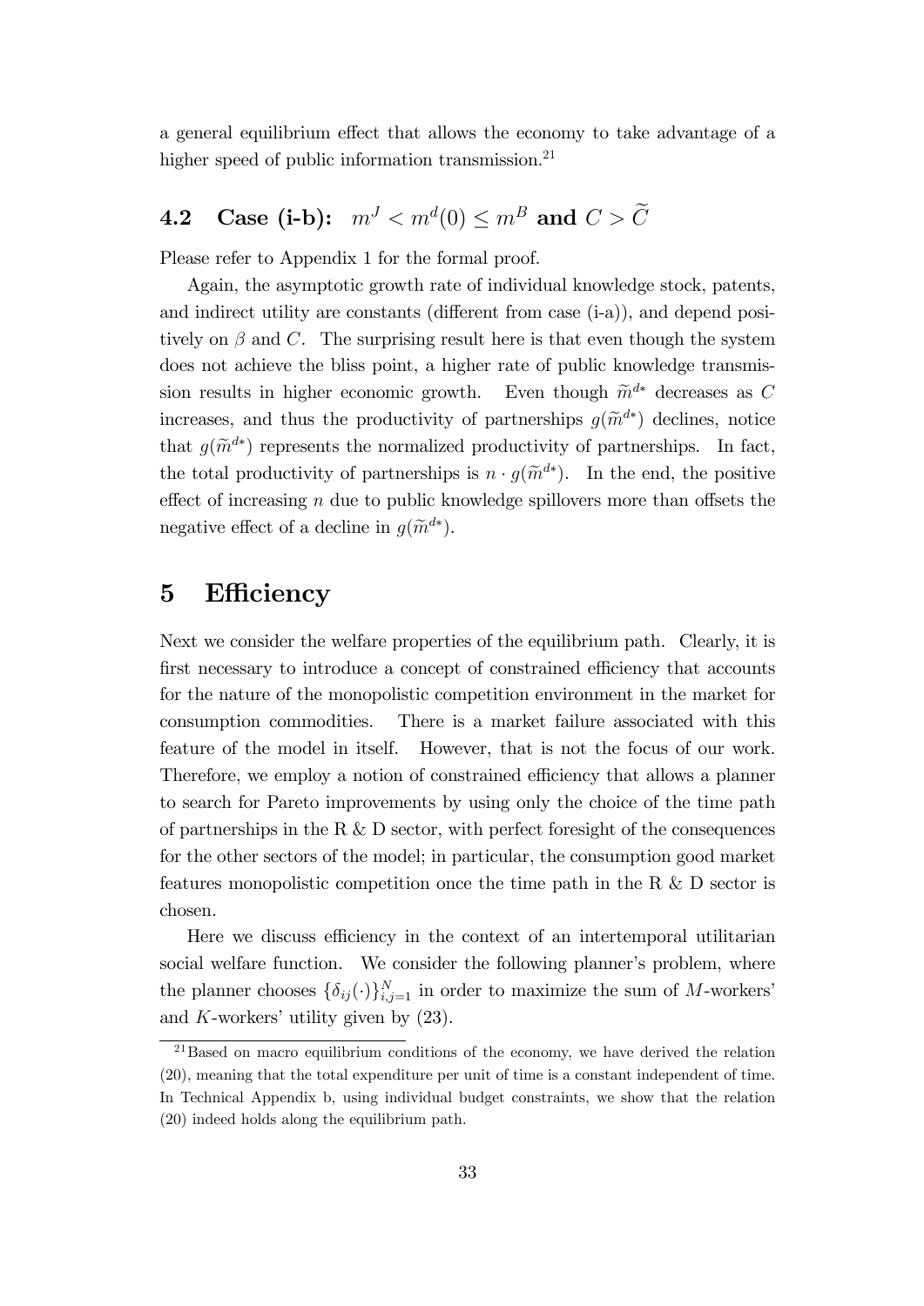a general equilibrium effect that allows the economy to take advantage of a higher speed of public information transmission.[21]

## 4.2 Case (i-b): $m^J < m^d(0) \leq m^B$ and $C > \widetilde{C}$

Please refer to Appendix 1 for the formal proof.

Again, the asymptotic growth rate of individual knowledge stock, patents, and indirect utility are constants (different from case (i-a)), and depend positively on $\beta$ and $C$. The surprising result here is that even though the system does not achieve the bliss point, a higher rate of public knowledge transmission results in higher economic growth. Even though $\widetilde{m}^{d*}$ decreases as $C$ increases, and thus the productivity of partnerships $g(\widetilde{m}^{d*})$ declines, notice that $g(\widetilde{m}^{d*})$ represents the normalized productivity of partnerships. In fact, the total productivity of partnerships is $n \cdot g(\widetilde{m}^{d*})$. In the end, the positive effect of increasing $n$ due to public knowledge spillovers more than offsets the negative effect of a decline in $g(\widetilde{m}^{d*})$.

# 5 Efficiency

Next we consider the welfare properties of the equilibrium path. Clearly, it is first necessary to introduce a concept of constrained efficiency that accounts for the nature of the monopolistic competition environment in the market for consumption commodities. There is a market failure associated with this feature of the model in itself. However, that is not the focus of our work. Therefore, we employ a notion of constrained efficiency that allows a planner to search for Pareto improvements by using only the choice of the time path of partnerships in the R & D sector, with perfect foresight of the consequences for the other sectors of the model; in particular, the consumption good market features monopolistic competition once the time path in the R & D sector is chosen.

Here we discuss efficiency in the context of an intertemporal utilitarian social welfare function. We consider the following planner's problem, where the planner chooses $\{\delta_{ij}(\cdot)\}_{i,j=1}^{N}$ in order to maximize the sum of $M$-workers' and $K$-workers' utility given by (23).

[21] Based on macro equilibrium conditions of the economy, we have derived the relation (20), meaning that the total expenditure per unit of time is a constant independent of time. In Technical Appendix b, using individual budget constraints, we show that the relation (20) indeed holds along the equilibrium path.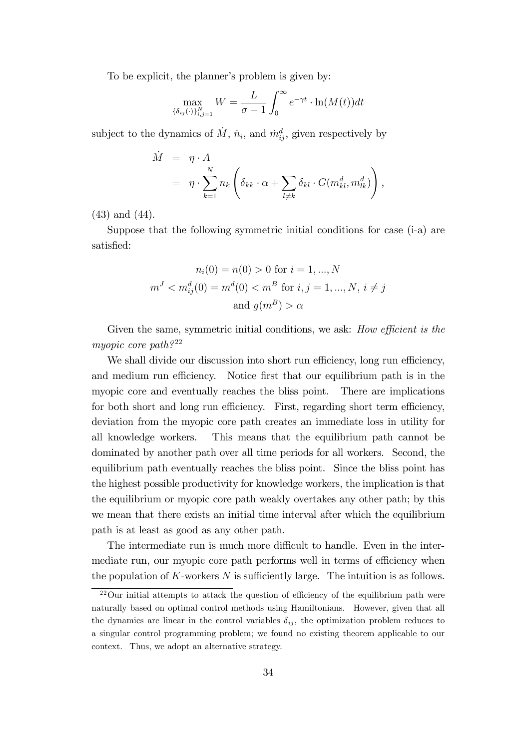To be explicit, the planner's problem is given by:

$$\max_{\{\delta_{ij}(\cdot)\}_{i,j=1}^{N}} W = \frac{L}{\sigma - 1} \int_0^\infty e^{-\gamma t} \cdot \ln(M(t)) dt$$

subject to the dynamics of $\dot{M}$, $\dot{n}_i$, and $\dot{m}_{ij}^d$, given respectively by

$$\begin{aligned} \dot{M} &= \eta \cdot A \\ &= \eta \cdot \sum_{k=1}^{N} n_k \left( \delta_{kk} \cdot \alpha + \sum_{l \neq k} \delta_{kl} \cdot G(m_{kl}^d, m_{lk}^d) \right), \end{aligned}$$

(43) and (44).

Suppose that the following symmetric initial conditions for case (i-a) are satisfied:

$$n_i(0) = n(0) > 0 \text{ for } i = 1, ..., N$$

$$m^J < m_{ij}^d(0) = m^d(0) < m^B \text{ for } i, j = 1, ..., N, \; i \neq j$$

$$\text{and } g(m^B) > \alpha$$

Given the same, symmetric initial conditions, we ask: *How efficient is the myopic core path?*[22]

We shall divide our discussion into short run efficiency, long run efficiency, and medium run efficiency. Notice first that our equilibrium path is in the myopic core and eventually reaches the bliss point. There are implications for both short and long run efficiency. First, regarding short term efficiency, deviation from the myopic core path creates an immediate loss in utility for all knowledge workers. This means that the equilibrium path cannot be dominated by another path over all time periods for all workers. Second, the equilibrium path eventually reaches the bliss point. Since the bliss point has the highest possible productivity for knowledge workers, the implication is that the equilibrium or myopic core path weakly overtakes any other path; by this we mean that there exists an initial time interval after which the equilibrium path is at least as good as any other path.

The intermediate run is much more difficult to handle. Even in the intermediate run, our myopic core path performs well in terms of efficiency when the population of $K$-workers $N$ is sufficiently large. The intuition is as follows.

[22] Our initial attempts to attack the question of efficiency of the equilibrium path were naturally based on optimal control methods using Hamiltonians. However, given that all the dynamics are linear in the control variables $\delta_{ij}$, the optimization problem reduces to a singular control programming problem; we found no existing theorem applicable to our context. Thus, we adopt an alternative strategy.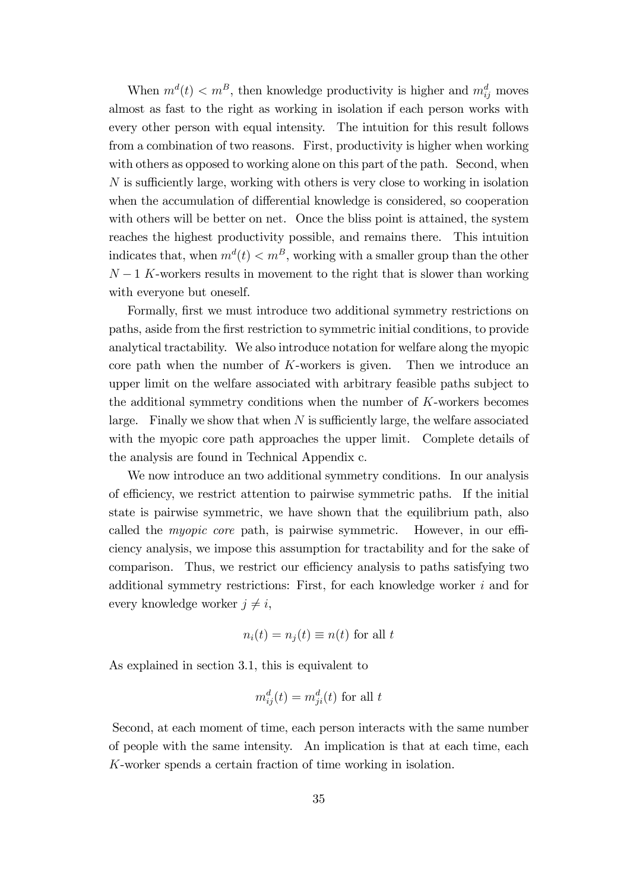When $m^d(t) < m^B$, then knowledge productivity is higher and $m^d_{ij}$ moves almost as fast to the right as working in isolation if each person works with every other person with equal intensity. The intuition for this result follows from a combination of two reasons. First, productivity is higher when working with others as opposed to working alone on this part of the path. Second, when $N$ is sufficiently large, working with others is very close to working in isolation when the accumulation of differential knowledge is considered, so cooperation with others will be better on net. Once the bliss point is attained, the system reaches the highest productivity possible, and remains there. This intuition indicates that, when $m^d(t) < m^B$, working with a smaller group than the other $N - 1$ $K$-workers results in movement to the right that is slower than working with everyone but oneself.

Formally, first we must introduce two additional symmetry restrictions on paths, aside from the first restriction to symmetric initial conditions, to provide analytical tractability. We also introduce notation for welfare along the myopic core path when the number of $K$-workers is given. Then we introduce an upper limit on the welfare associated with arbitrary feasible paths subject to the additional symmetry conditions when the number of $K$-workers becomes large. Finally we show that when $N$ is sufficiently large, the welfare associated with the myopic core path approaches the upper limit. Complete details of the analysis are found in Technical Appendix c.

We now introduce an two additional symmetry conditions. In our analysis of efficiency, we restrict attention to pairwise symmetric paths. If the initial state is pairwise symmetric, we have shown that the equilibrium path, also called the *myopic core* path, is pairwise symmetric. However, in our efficiency analysis, we impose this assumption for tractability and for the sake of comparison. Thus, we restrict our efficiency analysis to paths satisfying two additional symmetry restrictions: First, for each knowledge worker $i$ and for every knowledge worker $j \neq i$,

$$n_i(t) = n_j(t) \equiv n(t) \text{ for all } t$$

As explained in section 3.1, this is equivalent to

$$m^d_{ij}(t) = m^d_{ji}(t) \text{ for all } t$$

Second, at each moment of time, each person interacts with the same number of people with the same intensity. An implication is that at each time, each $K$-worker spends a certain fraction of time working in isolation.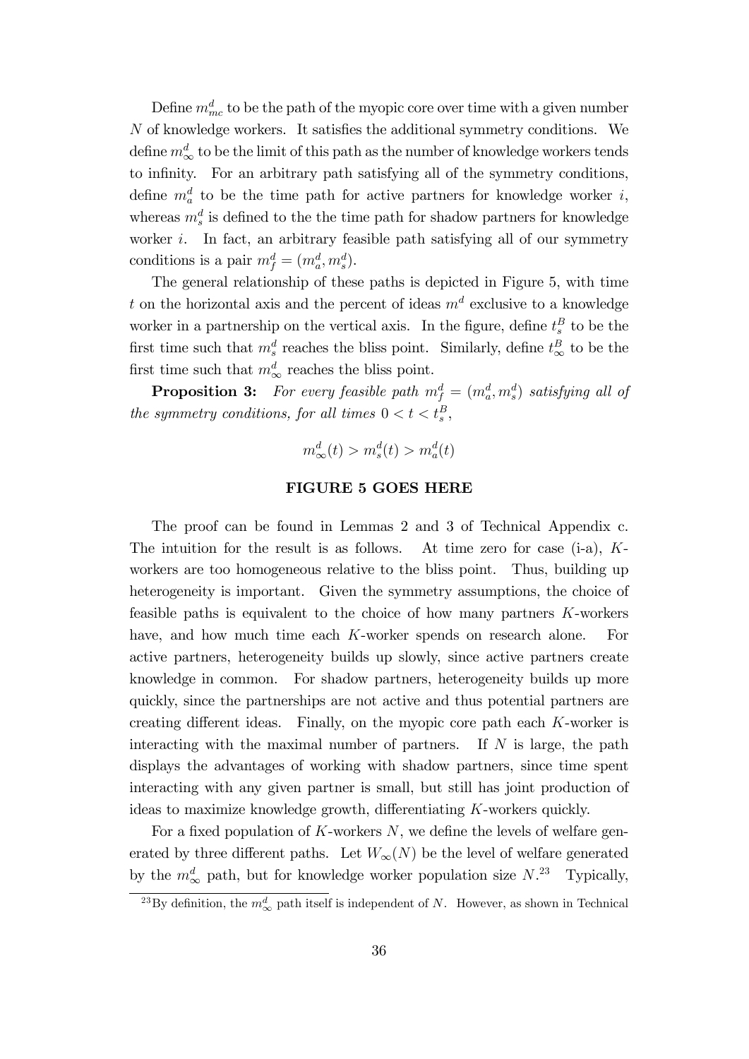Define $m_{mc}^d$ to be the path of the myopic core over time with a given number $N$ of knowledge workers. It satisfies the additional symmetry conditions. We define $m_{\infty}^d$ to be the limit of this path as the number of knowledge workers tends to infinity. For an arbitrary path satisfying all of the symmetry conditions, define $m_a^d$ to be the time path for active partners for knowledge worker $i$, whereas $m_s^d$ is defined to the the time path for shadow partners for knowledge worker $i$. In fact, an arbitrary feasible path satisfying all of our symmetry conditions is a pair $m_f^d = (m_a^d, m_s^d)$.

The general relationship of these paths is depicted in Figure 5, with time $t$ on the horizontal axis and the percent of ideas $m^d$ exclusive to a knowledge worker in a partnership on the vertical axis. In the figure, define $t_s^B$ to be the first time such that $m_s^d$ reaches the bliss point. Similarly, define $t_{\infty}^B$ to be the first time such that $m_{\infty}^d$ reaches the bliss point.

**Proposition 3:** *For every feasible path $m_f^d = (m_a^d, m_s^d)$ satisfying all of the symmetry conditions, for all times $0 < t < t_s^B$,*

$$m_{\infty}^d(t) > m_s^d(t) > m_a^d(t)$$

**FIGURE 5 GOES HERE**

The proof can be found in Lemmas 2 and 3 of Technical Appendix c. The intuition for the result is as follows. At time zero for case (i-a), $K$-workers are too homogeneous relative to the bliss point. Thus, building up heterogeneity is important. Given the symmetry assumptions, the choice of feasible paths is equivalent to the choice of how many partners $K$-workers have, and how much time each $K$-worker spends on research alone. For active partners, heterogeneity builds up slowly, since active partners create knowledge in common. For shadow partners, heterogeneity builds up more quickly, since the partnerships are not active and thus potential partners are creating different ideas. Finally, on the myopic core path each $K$-worker is interacting with the maximal number of partners. If $N$ is large, the path displays the advantages of working with shadow partners, since time spent interacting with any given partner is small, but still has joint production of ideas to maximize knowledge growth, differentiating $K$-workers quickly.

For a fixed population of $K$-workers $N$, we define the levels of welfare generated by three different paths. Let $W_{\infty}(N)$ be the level of welfare generated by the $m_{\infty}^d$ path, but for knowledge worker population size $N$.[23] Typically,

[23] By definition, the $m_{\infty}^d$ path itself is independent of $N$. However, as shown in Technical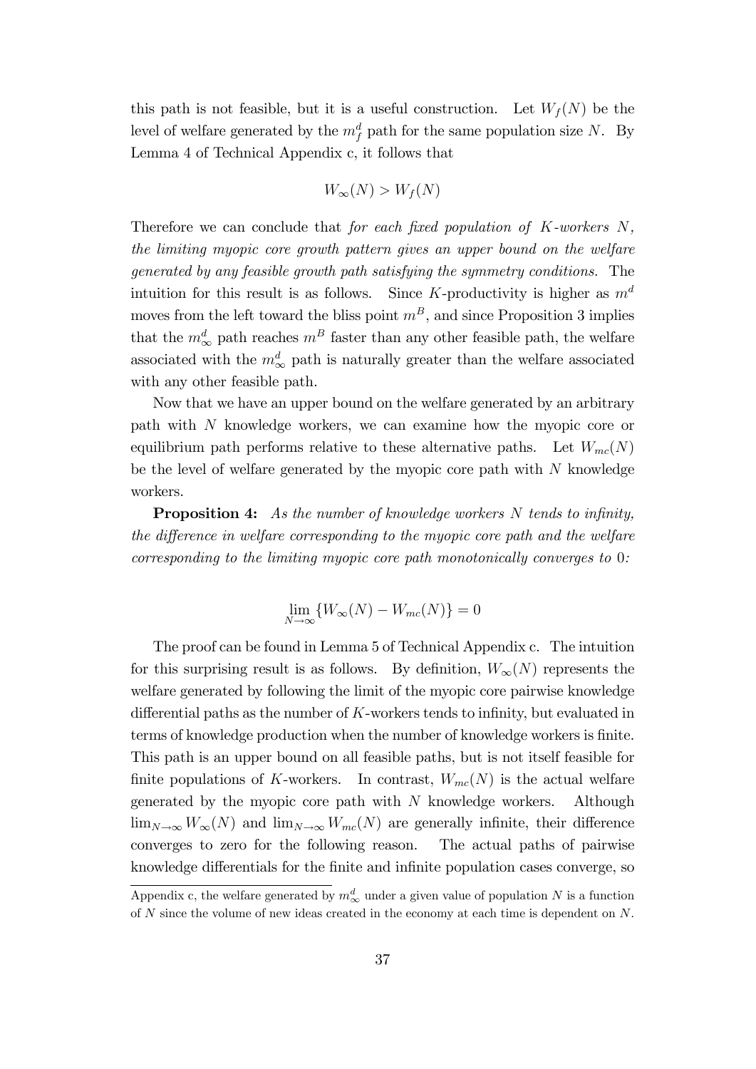this path is not feasible, but it is a useful construction. Let $W_f(N)$ be the level of welfare generated by the $m_f^d$ path for the same population size $N$. By Lemma 4 of Technical Appendix c, it follows that

$$W_\infty(N) > W_f(N)$$

Therefore we can conclude that *for each fixed population of $K$-workers $N$, the limiting myopic core growth pattern gives an upper bound on the welfare generated by any feasible growth path satisfying the symmetry conditions.* The intuition for this result is as follows. Since $K$-productivity is higher as $m^d$ moves from the left toward the bliss point $m^B$, and since Proposition 3 implies that the $m_\infty^d$ path reaches $m^B$ faster than any other feasible path, the welfare associated with the $m_\infty^d$ path is naturally greater than the welfare associated with any other feasible path.

Now that we have an upper bound on the welfare generated by an arbitrary path with $N$ knowledge workers, we can examine how the myopic core or equilibrium path performs relative to these alternative paths. Let $W_{mc}(N)$ be the level of welfare generated by the myopic core path with $N$ knowledge workers.

**Proposition 4:** *As the number of knowledge workers $N$ tends to infinity, the difference in welfare corresponding to the myopic core path and the welfare corresponding to the limiting myopic core path monotonically converges to* 0*:*

$$\lim_{N\to\infty} \{W_\infty(N) - W_{mc}(N)\} = 0$$

The proof can be found in Lemma 5 of Technical Appendix c. The intuition for this surprising result is as follows. By definition, $W_\infty(N)$ represents the welfare generated by following the limit of the myopic core pairwise knowledge differential paths as the number of $K$-workers tends to infinity, but evaluated in terms of knowledge production when the number of knowledge workers is finite. This path is an upper bound on all feasible paths, but is not itself feasible for finite populations of $K$-workers. In contrast, $W_{mc}(N)$ is the actual welfare generated by the myopic core path with $N$ knowledge workers. Although $\lim_{N\to\infty} W_\infty(N)$ and $\lim_{N\to\infty} W_{mc}(N)$ are generally infinite, their difference converges to zero for the following reason. The actual paths of pairwise knowledge differentials for the finite and infinite population cases converge, so

Appendix c, the welfare generated by $m_\infty^d$ under a given value of population $N$ is a function of $N$ since the volume of new ideas created in the economy at each time is dependent on $N$.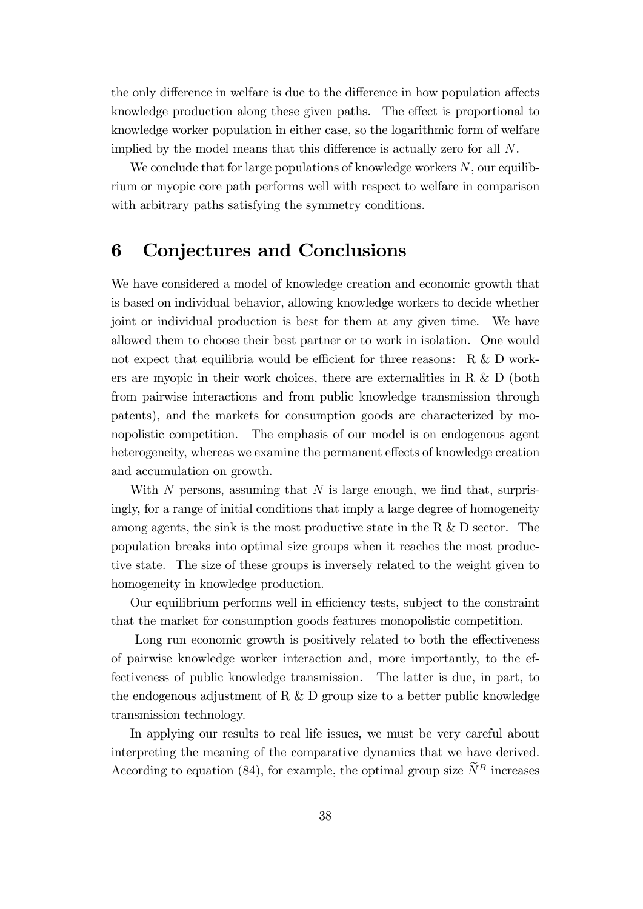the only difference in welfare is due to the difference in how population affects knowledge production along these given paths. The effect is proportional to knowledge worker population in either case, so the logarithmic form of welfare implied by the model means that this difference is actually zero for all $N$.

We conclude that for large populations of knowledge workers $N$, our equilibrium or myopic core path performs well with respect to welfare in comparison with arbitrary paths satisfying the symmetry conditions.

# 6 Conjectures and Conclusions

We have considered a model of knowledge creation and economic growth that is based on individual behavior, allowing knowledge workers to decide whether joint or individual production is best for them at any given time. We have allowed them to choose their best partner or to work in isolation. One would not expect that equilibria would be efficient for three reasons: R & D workers are myopic in their work choices, there are externalities in R & D (both from pairwise interactions and from public knowledge transmission through patents), and the markets for consumption goods are characterized by monopolistic competition. The emphasis of our model is on endogenous agent heterogeneity, whereas we examine the permanent effects of knowledge creation and accumulation on growth.

With $N$ persons, assuming that $N$ is large enough, we find that, surprisingly, for a range of initial conditions that imply a large degree of homogeneity among agents, the sink is the most productive state in the R & D sector. The population breaks into optimal size groups when it reaches the most productive state. The size of these groups is inversely related to the weight given to homogeneity in knowledge production.

Our equilibrium performs well in efficiency tests, subject to the constraint that the market for consumption goods features monopolistic competition.

Long run economic growth is positively related to both the effectiveness of pairwise knowledge worker interaction and, more importantly, to the effectiveness of public knowledge transmission. The latter is due, in part, to the endogenous adjustment of R & D group size to a better public knowledge transmission technology.

In applying our results to real life issues, we must be very careful about interpreting the meaning of the comparative dynamics that we have derived. According to equation (84), for example, the optimal group size $\widetilde{N}^B$ increases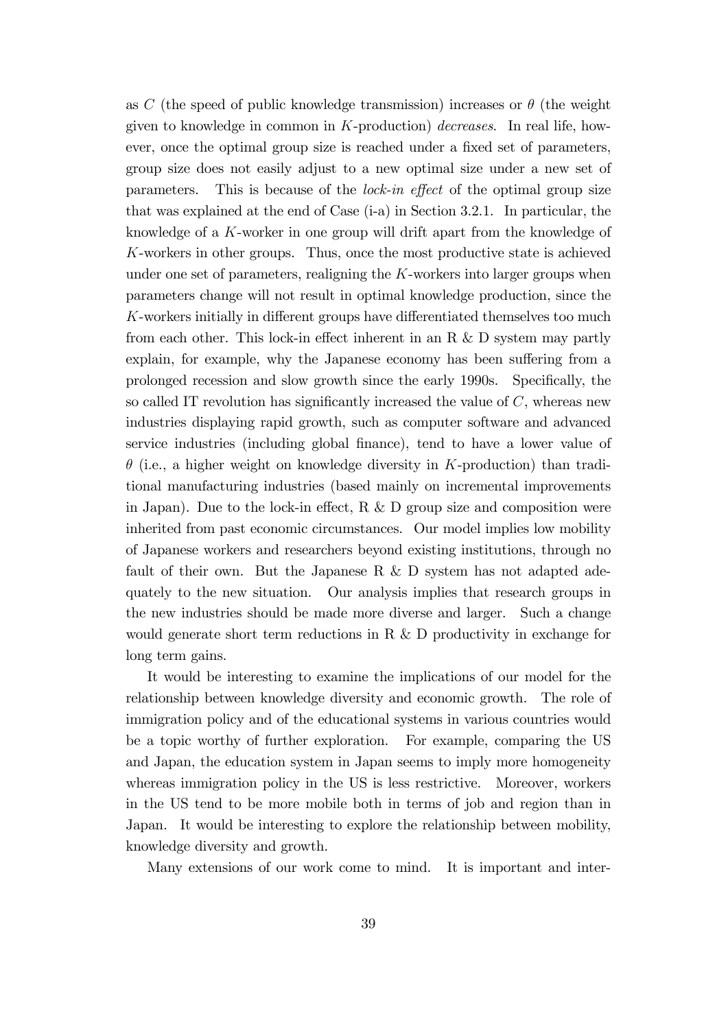as $C$ (the speed of public knowledge transmission) increases or $\theta$ (the weight given to knowledge in common in $K$-production) *decreases*. In real life, however, once the optimal group size is reached under a fixed set of parameters, group size does not easily adjust to a new optimal size under a new set of parameters. This is because of the *lock-in effect* of the optimal group size that was explained at the end of Case (i-a) in Section 3.2.1. In particular, the knowledge of a $K$-worker in one group will drift apart from the knowledge of $K$-workers in other groups. Thus, once the most productive state is achieved under one set of parameters, realigning the $K$-workers into larger groups when parameters change will not result in optimal knowledge production, since the $K$-workers initially in different groups have differentiated themselves too much from each other. This lock-in effect inherent in an R & D system may partly explain, for example, why the Japanese economy has been suffering from a prolonged recession and slow growth since the early 1990s. Specifically, the so called IT revolution has significantly increased the value of $C$, whereas new industries displaying rapid growth, such as computer software and advanced service industries (including global finance), tend to have a lower value of $\theta$ (i.e., a higher weight on knowledge diversity in $K$-production) than traditional manufacturing industries (based mainly on incremental improvements in Japan). Due to the lock-in effect, R & D group size and composition were inherited from past economic circumstances. Our model implies low mobility of Japanese workers and researchers beyond existing institutions, through no fault of their own. But the Japanese R & D system has not adapted adequately to the new situation. Our analysis implies that research groups in the new industries should be made more diverse and larger. Such a change would generate short term reductions in R & D productivity in exchange for long term gains.

It would be interesting to examine the implications of our model for the relationship between knowledge diversity and economic growth. The role of immigration policy and of the educational systems in various countries would be a topic worthy of further exploration. For example, comparing the US and Japan, the education system in Japan seems to imply more homogeneity whereas immigration policy in the US is less restrictive. Moreover, workers in the US tend to be more mobile both in terms of job and region than in Japan. It would be interesting to explore the relationship between mobility, knowledge diversity and growth.

Many extensions of our work come to mind. It is important and inter-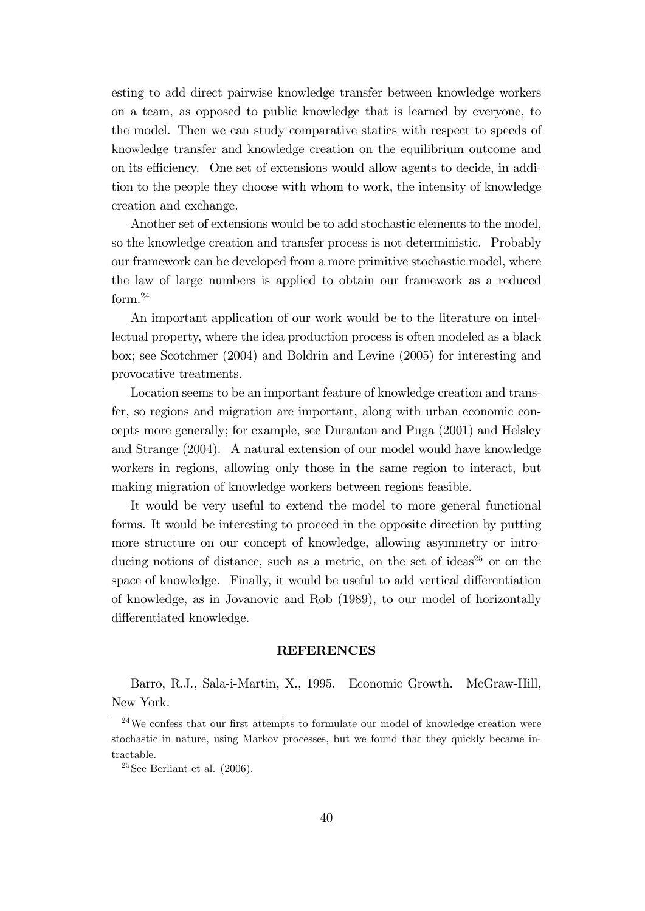esting to add direct pairwise knowledge transfer between knowledge workers on a team, as opposed to public knowledge that is learned by everyone, to the model. Then we can study comparative statics with respect to speeds of knowledge transfer and knowledge creation on the equilibrium outcome and on its efficiency. One set of extensions would allow agents to decide, in addition to the people they choose with whom to work, the intensity of knowledge creation and exchange.

Another set of extensions would be to add stochastic elements to the model, so the knowledge creation and transfer process is not deterministic. Probably our framework can be developed from a more primitive stochastic model, where the law of large numbers is applied to obtain our framework as a reduced form.[24]

An important application of our work would be to the literature on intellectual property, where the idea production process is often modeled as a black box; see Scotchmer (2004) and Boldrin and Levine (2005) for interesting and provocative treatments.

Location seems to be an important feature of knowledge creation and transfer, so regions and migration are important, along with urban economic concepts more generally; for example, see Duranton and Puga (2001) and Helsley and Strange (2004). A natural extension of our model would have knowledge workers in regions, allowing only those in the same region to interact, but making migration of knowledge workers between regions feasible.

It would be very useful to extend the model to more general functional forms. It would be interesting to proceed in the opposite direction by putting more structure on our concept of knowledge, allowing asymmetry or introducing notions of distance, such as a metric, on the set of ideas[25] or on the space of knowledge. Finally, it would be useful to add vertical differentiation of knowledge, as in Jovanovic and Rob (1989), to our model of horizontally differentiated knowledge.

## REFERENCES

Barro, R.J., Sala-i-Martin, X., 1995. Economic Growth. McGraw-Hill, New York.

[24] We confess that our first attempts to formulate our model of knowledge creation were stochastic in nature, using Markov processes, but we found that they quickly became intractable.

[25] See Berliant et al. (2006).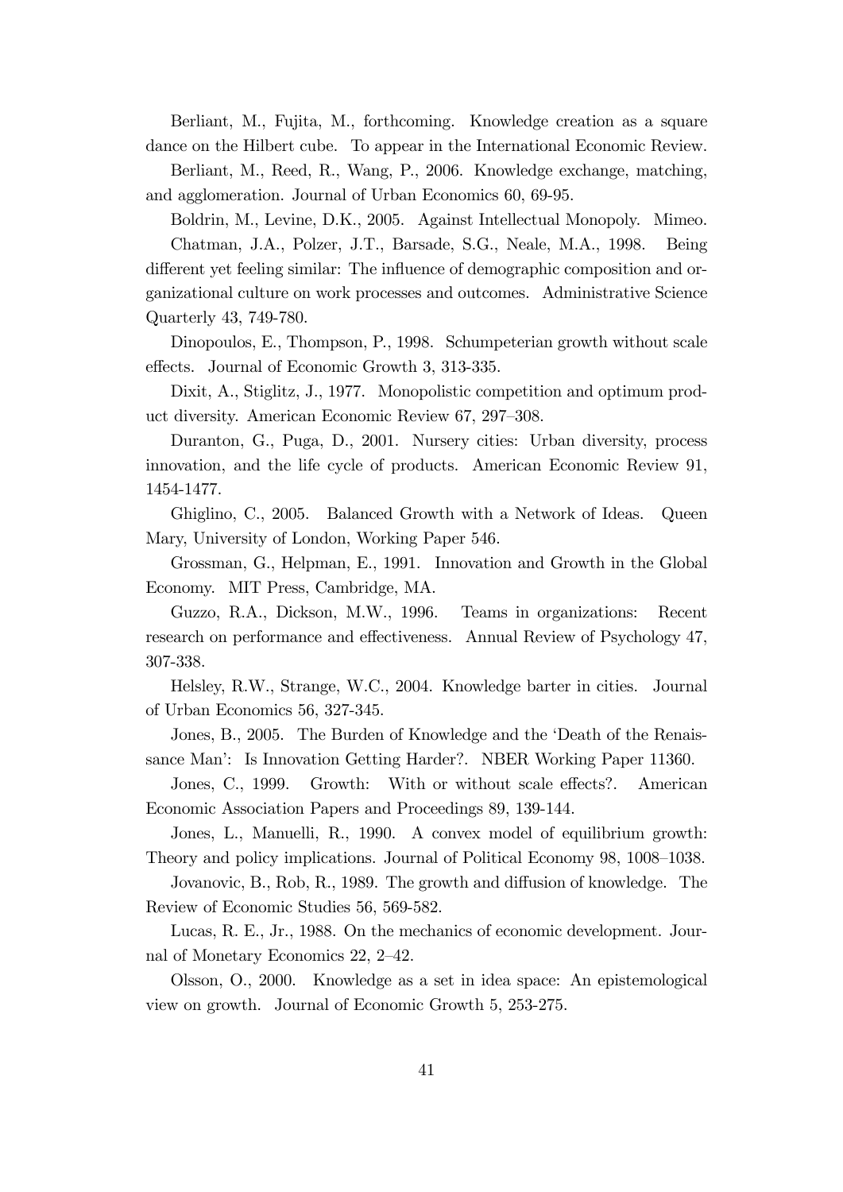Berliant, M., Fujita, M., forthcoming. Knowledge creation as a square dance on the Hilbert cube. To appear in the International Economic Review.

Berliant, M., Reed, R., Wang, P., 2006. Knowledge exchange, matching, and agglomeration. Journal of Urban Economics 60, 69-95.

Boldrin, M., Levine, D.K., 2005. Against Intellectual Monopoly. Mimeo.

Chatman, J.A., Polzer, J.T., Barsade, S.G., Neale, M.A., 1998. Being different yet feeling similar: The influence of demographic composition and organizational culture on work processes and outcomes. Administrative Science Quarterly 43, 749-780.

Dinopoulos, E., Thompson, P., 1998. Schumpeterian growth without scale effects. Journal of Economic Growth 3, 313-335.

Dixit, A., Stiglitz, J., 1977. Monopolistic competition and optimum product diversity. American Economic Review 67, 297–308.

Duranton, G., Puga, D., 2001. Nursery cities: Urban diversity, process innovation, and the life cycle of products. American Economic Review 91, 1454-1477.

Ghiglino, C., 2005. Balanced Growth with a Network of Ideas. Queen Mary, University of London, Working Paper 546.

Grossman, G., Helpman, E., 1991. Innovation and Growth in the Global Economy. MIT Press, Cambridge, MA.

Guzzo, R.A., Dickson, M.W., 1996. Teams in organizations: Recent research on performance and effectiveness. Annual Review of Psychology 47, 307-338.

Helsley, R.W., Strange, W.C., 2004. Knowledge barter in cities. Journal of Urban Economics 56, 327-345.

Jones, B., 2005. The Burden of Knowledge and the 'Death of the Renaissance Man': Is Innovation Getting Harder?. NBER Working Paper 11360.

Jones, C., 1999. Growth: With or without scale effects?. American Economic Association Papers and Proceedings 89, 139-144.

Jones, L., Manuelli, R., 1990. A convex model of equilibrium growth: Theory and policy implications. Journal of Political Economy 98, 1008–1038.

Jovanovic, B., Rob, R., 1989. The growth and diffusion of knowledge. The Review of Economic Studies 56, 569-582.

Lucas, R. E., Jr., 1988. On the mechanics of economic development. Journal of Monetary Economics 22, 2–42.

Olsson, O., 2000. Knowledge as a set in idea space: An epistemological view on growth. Journal of Economic Growth 5, 253-275.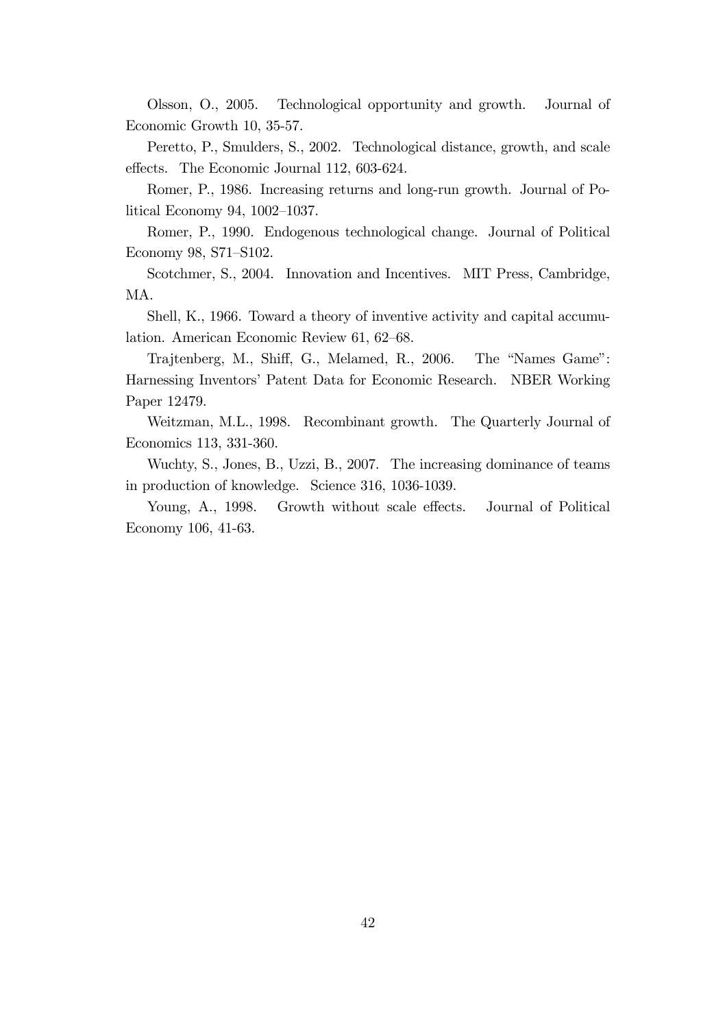Olsson, O., 2005. Technological opportunity and growth. Journal of Economic Growth 10, 35-57.

Peretto, P., Smulders, S., 2002. Technological distance, growth, and scale effects. The Economic Journal 112, 603-624.

Romer, P., 1986. Increasing returns and long-run growth. Journal of Political Economy 94, 1002–1037.

Romer, P., 1990. Endogenous technological change. Journal of Political Economy 98, S71–S102.

Scotchmer, S., 2004. Innovation and Incentives. MIT Press, Cambridge, MA.

Shell, K., 1966. Toward a theory of inventive activity and capital accumulation. American Economic Review 61, 62–68.

Trajtenberg, M., Shiff, G., Melamed, R., 2006. The "Names Game": Harnessing Inventors' Patent Data for Economic Research. NBER Working Paper 12479.

Weitzman, M.L., 1998. Recombinant growth. The Quarterly Journal of Economics 113, 331-360.

Wuchty, S., Jones, B., Uzzi, B., 2007. The increasing dominance of teams in production of knowledge. Science 316, 1036-1039.

Young, A., 1998. Growth without scale effects. Journal of Political Economy 106, 41-63.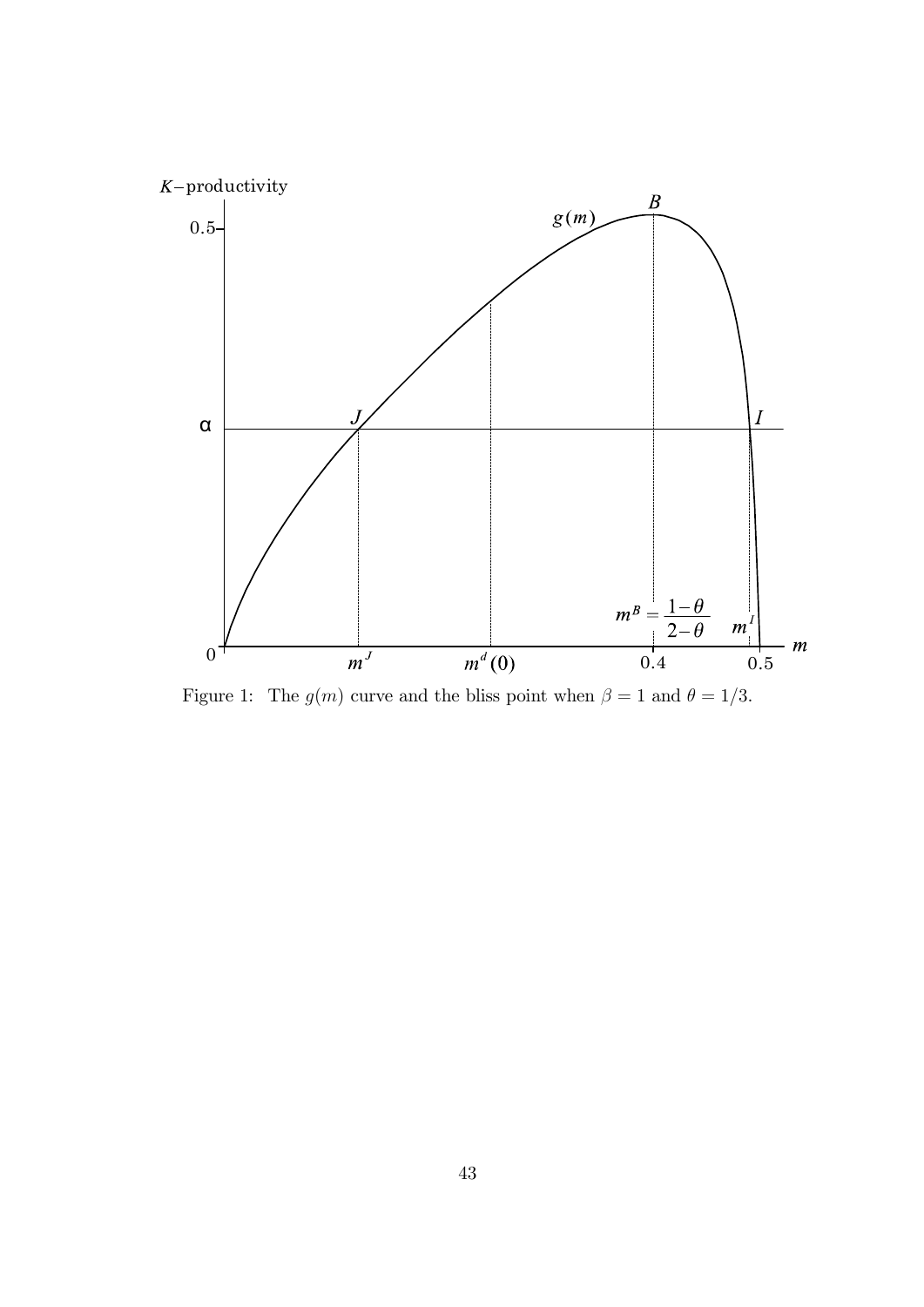Figure 1: The $g(m)$ curve and the bliss point when $\beta = 1$ and $\theta = 1/3$.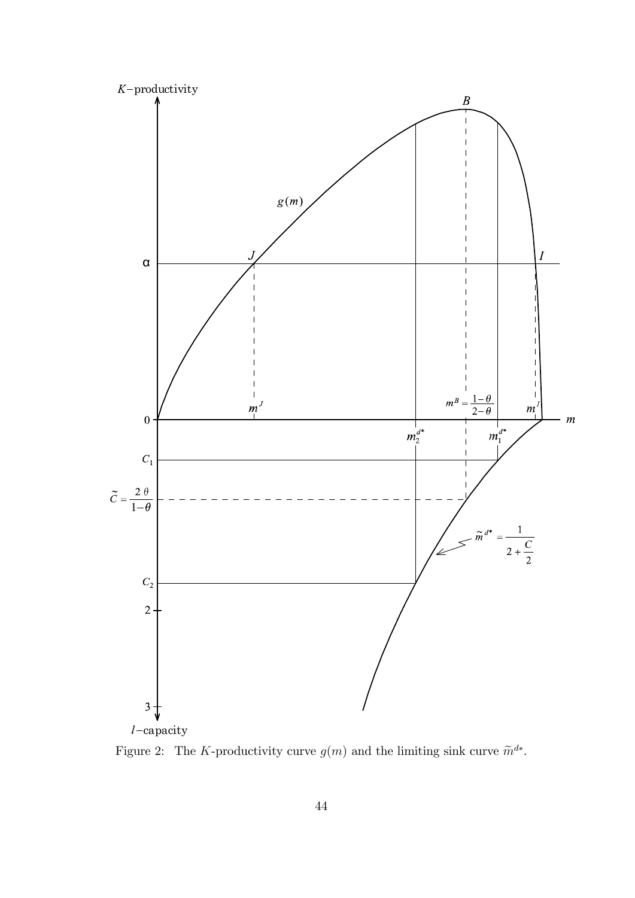Figure 2: The $K$-productivity curve $g(m)$ and the limiting sink curve $\widetilde{m}^{d*}$.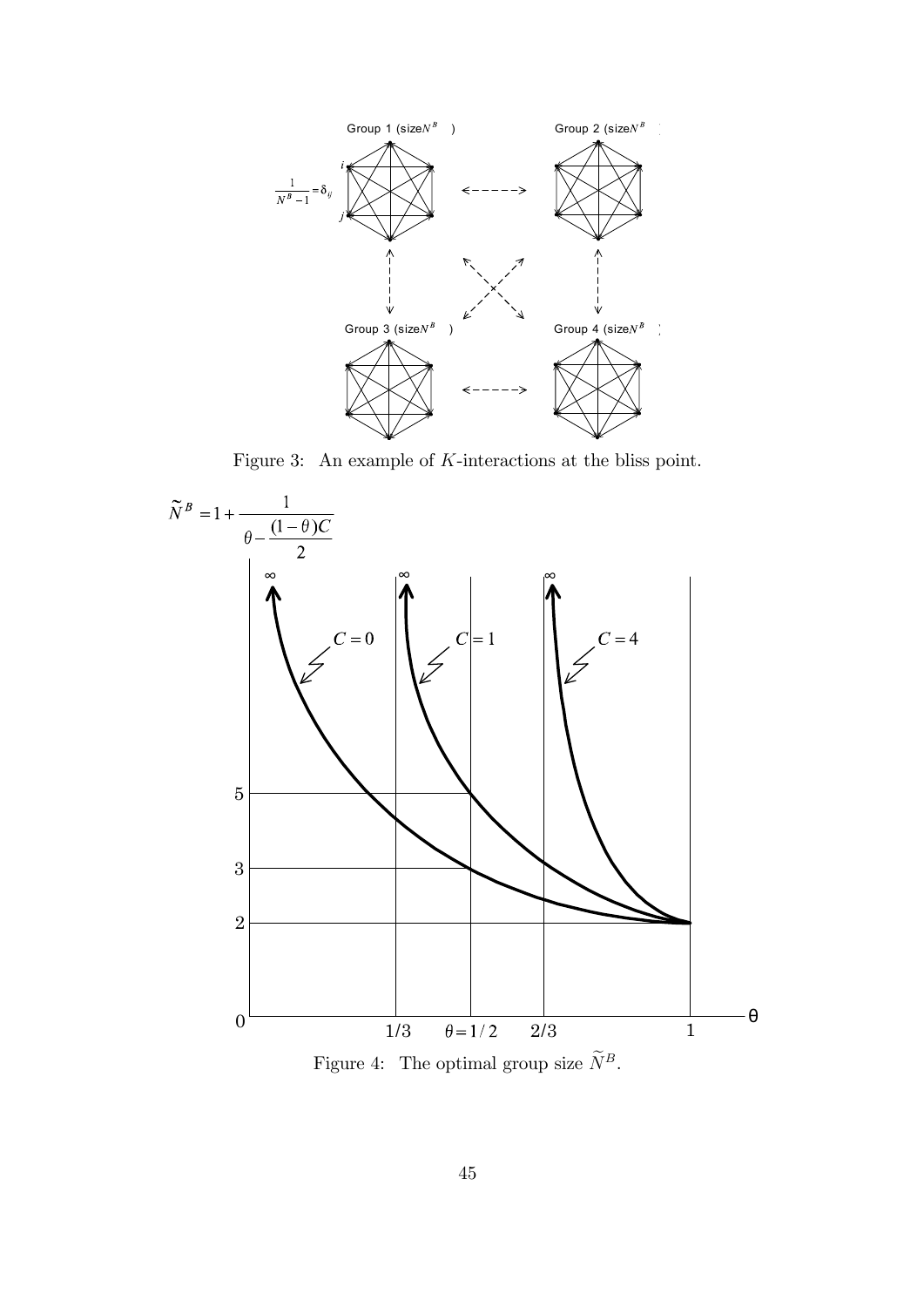Figure 3: An example of $K$-interactions at the bliss point.

Figure 4: The optimal group size $\widetilde{N}^B$.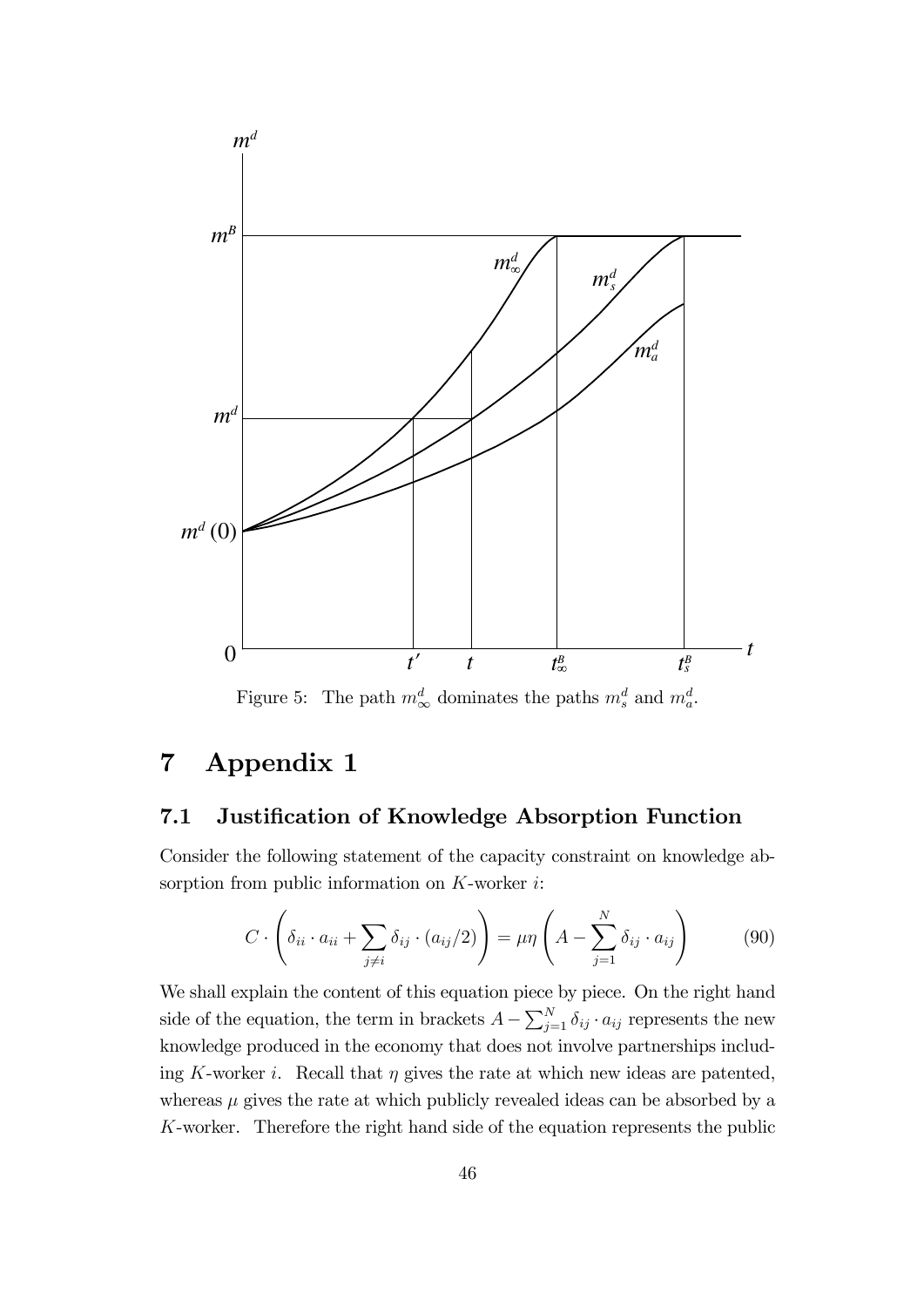Figure 5: The path $m^d_\infty$ dominates the paths $m^d_s$ and $m^d_a$.

# 7 Appendix 1

## 7.1 Justification of Knowledge Absorption Function

Consider the following statement of the capacity constraint on knowledge absorption from public information on $K$-worker $i$:

$$C \cdot \left( \delta_{ii} \cdot a_{ii} + \sum_{j \neq i} \delta_{ij} \cdot (a_{ij}/2) \right) = \mu\eta \left( A - \sum_{j=1}^{N} \delta_{ij} \cdot a_{ij} \right) \tag{90}$$

We shall explain the content of this equation piece by piece. On the right hand side of the equation, the term in brackets $A - \sum_{j=1}^{N} \delta_{ij} \cdot a_{ij}$ represents the new knowledge produced in the economy that does not involve partnerships including $K$-worker $i$. Recall that $\eta$ gives the rate at which new ideas are patented, whereas $\mu$ gives the rate at which publicly revealed ideas can be absorbed by a $K$-worker. Therefore the right hand side of the equation represents the public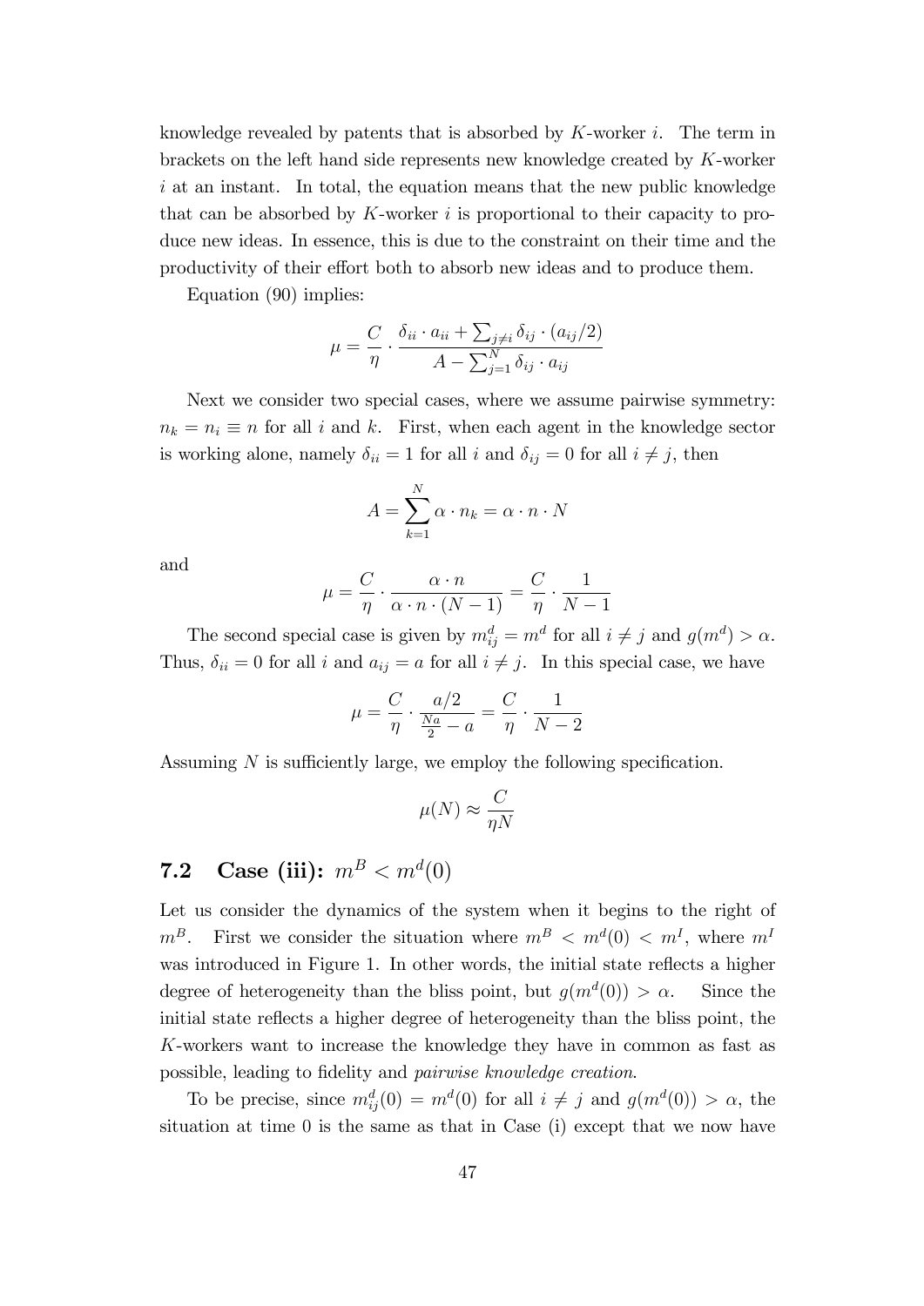knowledge revealed by patents that is absorbed by $K$-worker $i$. The term in brackets on the left hand side represents new knowledge created by $K$-worker $i$ at an instant. In total, the equation means that the new public knowledge that can be absorbed by $K$-worker $i$ is proportional to their capacity to produce new ideas. In essence, this is due to the constraint on their time and the productivity of their effort both to absorb new ideas and to produce them.

Equation (90) implies:

$$\mu = \frac{C}{\eta} \cdot \frac{\delta_{ii} \cdot a_{ii} + \sum_{j \neq i} \delta_{ij} \cdot (a_{ij}/2)}{A - \sum_{j=1}^{N} \delta_{ij} \cdot a_{ij}}$$

Next we consider two special cases, where we assume pairwise symmetry: $n_k = n_i \equiv n$ for all $i$ and $k$. First, when each agent in the knowledge sector is working alone, namely $\delta_{ii} = 1$ for all $i$ and $\delta_{ij} = 0$ for all $i \neq j$, then

$$A = \sum_{k=1}^{N} \alpha \cdot n_k = \alpha \cdot n \cdot N$$

and

$$\mu = \frac{C}{\eta} \cdot \frac{\alpha \cdot n}{\alpha \cdot n \cdot (N-1)} = \frac{C}{\eta} \cdot \frac{1}{N-1}$$

The second special case is given by $m^d_{ij} = m^d$ for all $i \neq j$ and $g(m^d) > \alpha$. Thus, $\delta_{ii} = 0$ for all $i$ and $a_{ij} = a$ for all $i \neq j$. In this special case, we have

$$\mu = \frac{C}{\eta} \cdot \frac{a/2}{\frac{Na}{2} - a} = \frac{C}{\eta} \cdot \frac{1}{N-2}$$

Assuming $N$ is sufficiently large, we employ the following specification.

$$\mu(N) \approx \frac{C}{\eta N}$$

## 7.2 Case (iii): $m^B < m^d(0)$

Let us consider the dynamics of the system when it begins to the right of $m^B$. First we consider the situation where $m^B < m^d(0) < m^I$, where $m^I$ was introduced in Figure 1. In other words, the initial state reflects a higher degree of heterogeneity than the bliss point, but $g(m^d(0)) > \alpha$. Since the initial state reflects a higher degree of heterogeneity than the bliss point, the $K$-workers want to increase the knowledge they have in common as fast as possible, leading to fidelity and *pairwise knowledge creation*.

To be precise, since $m^d_{ij}(0) = m^d(0)$ for all $i \neq j$ and $g(m^d(0)) > \alpha$, the situation at time 0 is the same as that in Case (i) except that we now have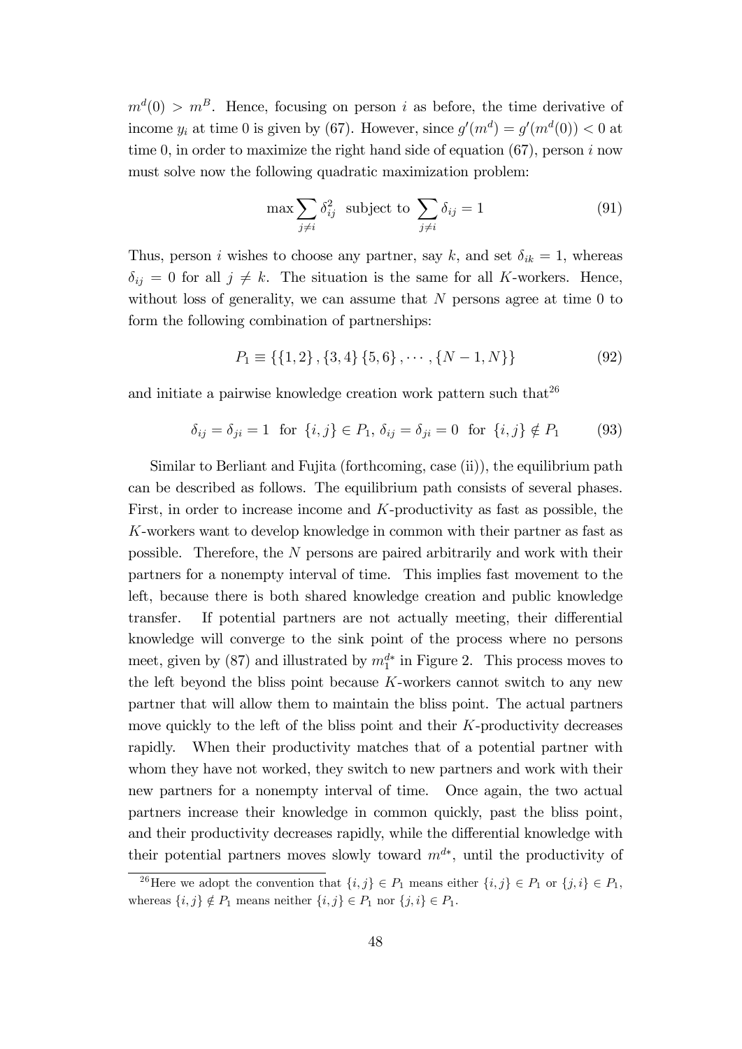$m^d(0) > m^B$. Hence, focusing on person $i$ as before, the time derivative of income $y_i$ at time 0 is given by (67). However, since $g'(m^d) = g'(m^d(0)) < 0$ at time 0, in order to maximize the right hand side of equation (67), person $i$ now must solve now the following quadratic maximization problem:

$$\max \sum_{j \neq i} \delta_{ij}^2 \text{ subject to } \sum_{j \neq i} \delta_{ij} = 1 \tag{91}$$

Thus, person $i$ wishes to choose any partner, say $k$, and set $\delta_{ik} = 1$, whereas $\delta_{ij} = 0$ for all $j \neq k$. The situation is the same for all $K$-workers. Hence, without loss of generality, we can assume that $N$ persons agree at time 0 to form the following combination of partnerships:

$$P_1 \equiv \{\{1,2\}, \{3,4\} \{5,6\}, \cdots, \{N-1, N\}\} \tag{92}$$

and initiate a pairwise knowledge creation work pattern such that[26]

$$\delta_{ij} = \delta_{ji} = 1 \text{ for } \{i,j\} \in P_1, \, \delta_{ij} = \delta_{ji} = 0 \text{ for } \{i,j\} \notin P_1 \tag{93}$$

Similar to Berliant and Fujita (forthcoming, case (ii)), the equilibrium path can be described as follows. The equilibrium path consists of several phases. First, in order to increase income and $K$-productivity as fast as possible, the $K$-workers want to develop knowledge in common with their partner as fast as possible. Therefore, the $N$ persons are paired arbitrarily and work with their partners for a nonempty interval of time. This implies fast movement to the left, because there is both shared knowledge creation and public knowledge transfer. If potential partners are not actually meeting, their differential knowledge will converge to the sink point of the process where no persons meet, given by (87) and illustrated by $m_1^{d*}$ in Figure 2. This process moves to the left beyond the bliss point because $K$-workers cannot switch to any new partner that will allow them to maintain the bliss point. The actual partners move quickly to the left of the bliss point and their $K$-productivity decreases rapidly. When their productivity matches that of a potential partner with whom they have not worked, they switch to new partners and work with their new partners for a nonempty interval of time. Once again, the two actual partners increase their knowledge in common quickly, past the bliss point, and their productivity decreases rapidly, while the differential knowledge with their potential partners moves slowly toward $m^{d*}$, until the productivity of

[26] Here we adopt the convention that $\{i,j\} \in P_1$ means either $\{i,j\} \in P_1$ or $\{j,i\} \in P_1$, whereas $\{i,j\} \notin P_1$ means neither $\{i,j\} \in P_1$ nor $\{j,i\} \in P_1$.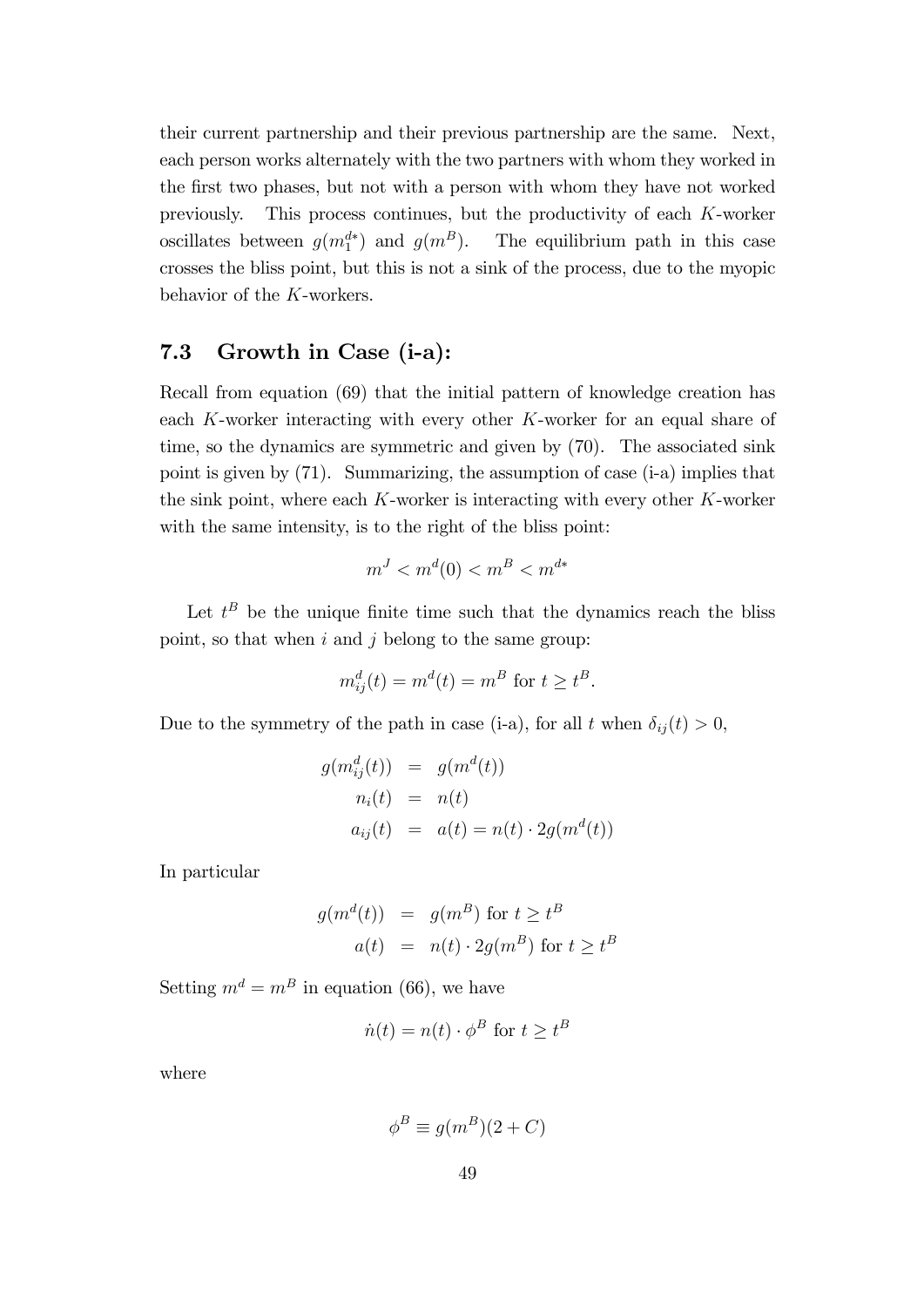their current partnership and their previous partnership are the same. Next, each person works alternately with the two partners with whom they worked in the first two phases, but not with a person with whom they have not worked previously. This process continues, but the productivity of each $K$-worker oscillates between $g(m_1^{d*})$ and $g(m^B)$. The equilibrium path in this case crosses the bliss point, but this is not a sink of the process, due to the myopic behavior of the $K$-workers.

### 7.3 Growth in Case (i-a):

Recall from equation (69) that the initial pattern of knowledge creation has each $K$-worker interacting with every other $K$-worker for an equal share of time, so the dynamics are symmetric and given by (70). The associated sink point is given by (71). Summarizing, the assumption of case (i-a) implies that the sink point, where each $K$-worker is interacting with every other $K$-worker with the same intensity, is to the right of the bliss point:

$$m^J < m^d(0) < m^B < m^{d*}$$

Let $t^B$ be the unique finite time such that the dynamics reach the bliss point, so that when $i$ and $j$ belong to the same group:

$$m_{ij}^d(t) = m^d(t) = m^B \text{ for } t \geq t^B.$$

Due to the symmetry of the path in case (i-a), for all $t$ when $\delta_{ij}(t) > 0$,

$$\begin{aligned} g(m_{ij}^d(t)) &= g(m^d(t)) \\ n_i(t) &= n(t) \\ a_{ij}(t) &= a(t) = n(t) \cdot 2g(m^d(t)) \end{aligned}$$

In particular

$$\begin{aligned} g(m^d(t)) &= g(m^B) \text{ for } t \geq t^B \\ a(t) &= n(t) \cdot 2g(m^B) \text{ for } t \geq t^B \end{aligned}$$

Setting $m^d = m^B$ in equation (66), we have

$$\dot{n}(t) = n(t) \cdot \phi^B \text{ for } t \geq t^B$$

where

$$\phi^B \equiv g(m^B)(2 + C)$$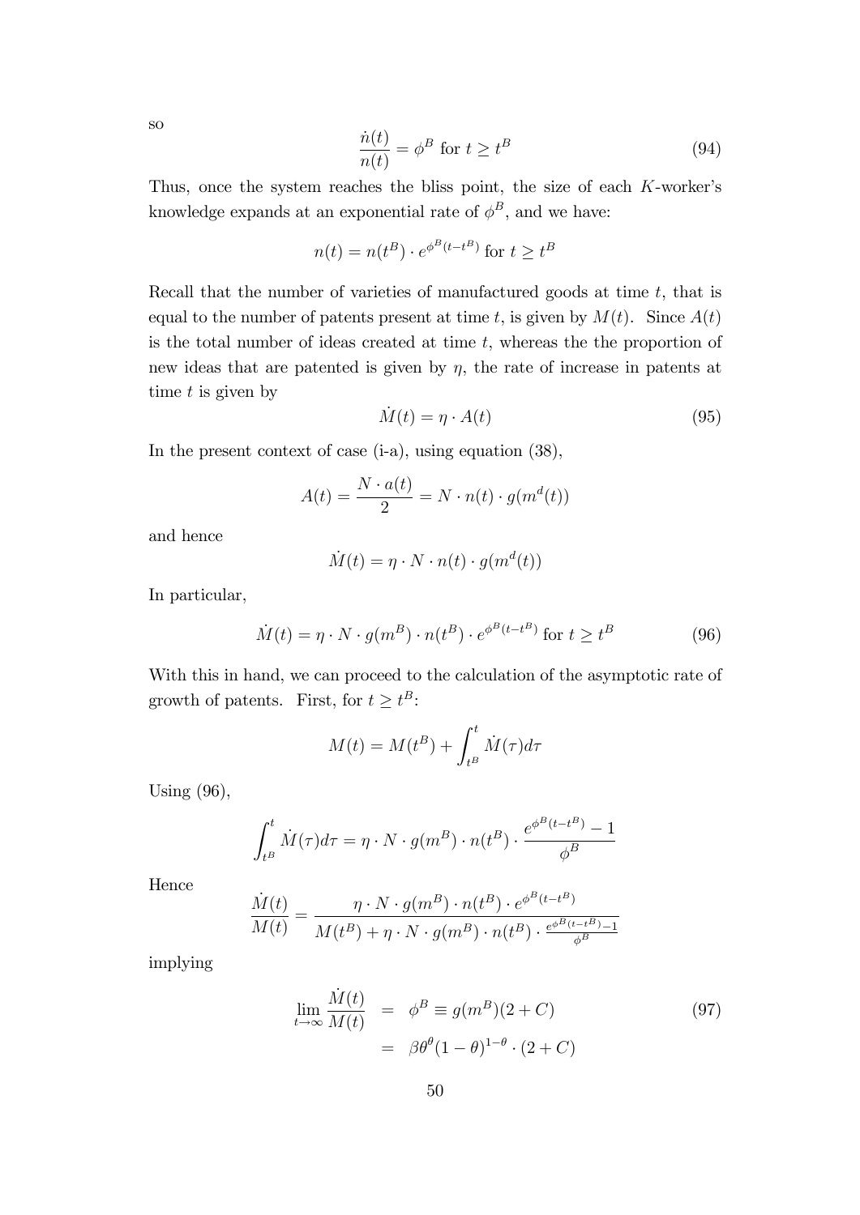so

$$\frac{\dot{n}(t)}{n(t)} = \phi^B \text{ for } t \geq t^B \tag{94}$$

Thus, once the system reaches the bliss point, the size of each $K$-worker's knowledge expands at an exponential rate of $\phi^B$, and we have:

$$n(t) = n(t^B) \cdot e^{\phi^B (t - t^B)} \text{ for } t \geq t^B$$

Recall that the number of varieties of manufactured goods at time $t$, that is equal to the number of patents present at time $t$, is given by $M(t)$. Since $A(t)$ is the total number of ideas created at time $t$, whereas the the proportion of new ideas that are patented is given by $\eta$, the rate of increase in patents at time $t$ is given by

$$\dot{M}(t) = \eta \cdot A(t) \tag{95}$$

In the present context of case (i-a), using equation (38),

$$A(t) = \frac{N \cdot a(t)}{2} = N \cdot n(t) \cdot g(m^d(t))$$

and hence

$$\dot{M}(t) = \eta \cdot N \cdot n(t) \cdot g(m^d(t))$$

In particular,

$$\dot{M}(t) = \eta \cdot N \cdot g(m^B) \cdot n(t^B) \cdot e^{\phi^B (t - t^B)} \text{ for } t \geq t^B \tag{96}$$

With this in hand, we can proceed to the calculation of the asymptotic rate of growth of patents. First, for $t \geq t^B$:

$$M(t) = M(t^B) + \int_{t^B}^{t} \dot{M}(\tau) d\tau$$

Using (96),

$$\int_{t^B}^{t} \dot{M}(\tau) d\tau = \eta \cdot N \cdot g(m^B) \cdot n(t^B) \cdot \frac{e^{\phi^B (t - t^B)} - 1}{\phi^B}$$

Hence

$$\frac{\dot{M}(t)}{M(t)} = \frac{\eta \cdot N \cdot g(m^B) \cdot n(t^B) \cdot e^{\phi^B (t - t^B)}}{M(t^B) + \eta \cdot N \cdot g(m^B) \cdot n(t^B) \cdot \frac{e^{\phi^B (t - t^B)} - 1}{\phi^B}}$$

implying

$$\begin{aligned} \lim_{t \to \infty} \frac{\dot{M}(t)}{M(t)} &= \phi^B \equiv g(m^B)(2 + C) \\ &= \beta \theta^\theta (1 - \theta)^{1-\theta} \cdot (2 + C) \end{aligned} \tag{97}$$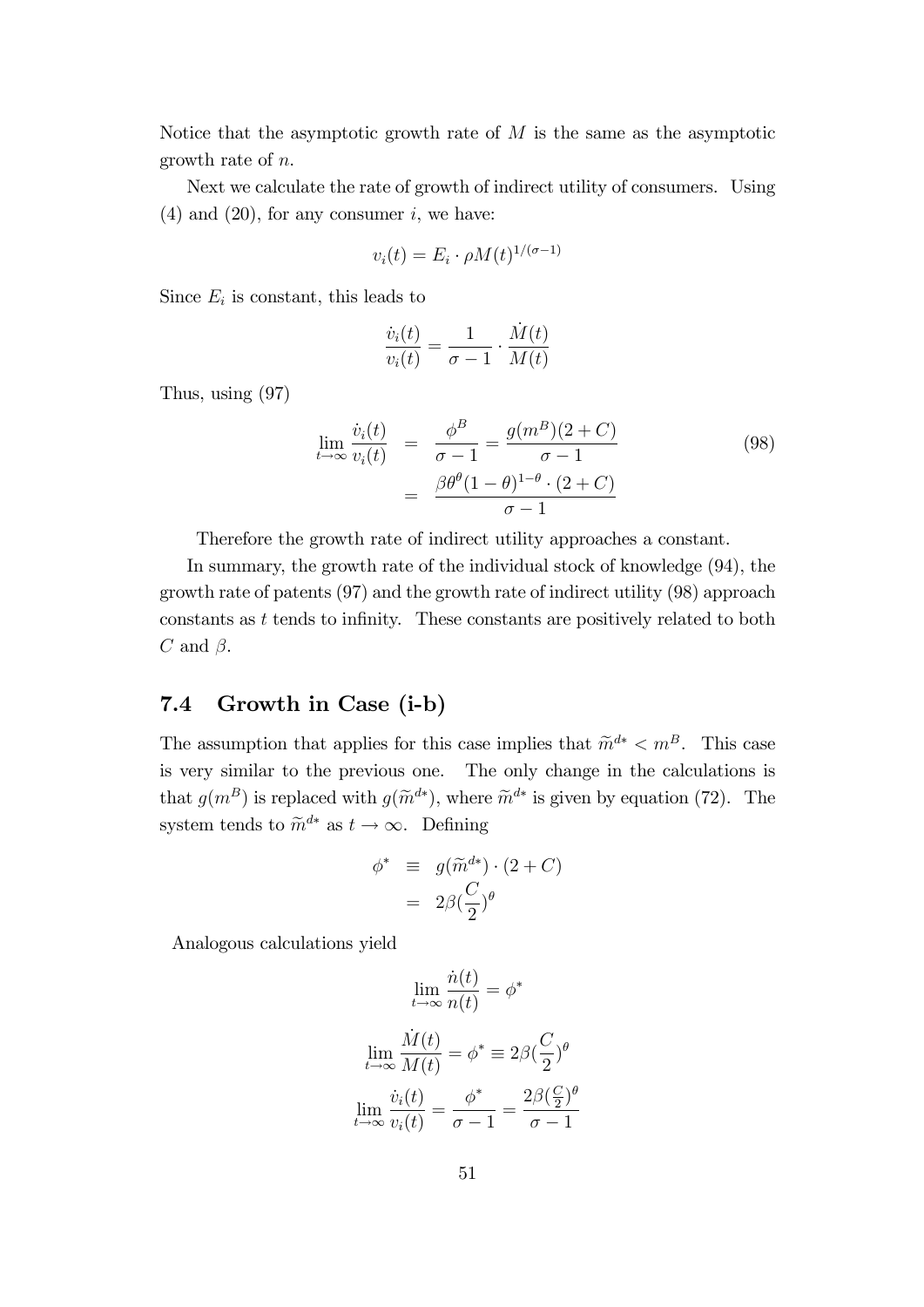Notice that the asymptotic growth rate of $M$ is the same as the asymptotic growth rate of $n$.

Next we calculate the rate of growth of indirect utility of consumers. Using (4) and (20), for any consumer $i$, we have:

$$v_i(t) = E_i \cdot \rho M(t)^{1/(\sigma-1)}$$

Since $E_i$ is constant, this leads to

$$\frac{\dot{v}_i(t)}{v_i(t)} = \frac{1}{\sigma - 1} \cdot \frac{\dot{M}(t)}{M(t)}$$

Thus, using (97)

$$\begin{aligned} \lim_{t\to\infty} \frac{\dot{v}_i(t)}{v_i(t)} &= \frac{\phi^B}{\sigma - 1} = \frac{g(m^B)(2+C)}{\sigma - 1} \\ &= \frac{\beta\theta^\theta(1-\theta)^{1-\theta} \cdot (2+C)}{\sigma - 1} \end{aligned} \tag{98}$$

Therefore the growth rate of indirect utility approaches a constant.

In summary, the growth rate of the individual stock of knowledge (94), the growth rate of patents (97) and the growth rate of indirect utility (98) approach constants as $t$ tends to infinity. These constants are positively related to both $C$ and $\beta$.

### 7.4 Growth in Case (i-b)

The assumption that applies for this case implies that $\widetilde{m}^{d*} < m^B$. This case is very similar to the previous one. The only change in the calculations is that $g(m^B)$ is replaced with $g(\widetilde{m}^{d*})$, where $\widetilde{m}^{d*}$ is given by equation (72). The system tends to $\widetilde{m}^{d*}$ as $t \to \infty$. Defining

$$\begin{aligned} \phi^* &\equiv g(\widetilde{m}^{d*}) \cdot (2+C) \\ &= 2\beta(\frac{C}{2})^\theta \end{aligned}$$

Analogous calculations yield

$$\lim_{t\to\infty} \frac{\dot{n}(t)}{n(t)} = \phi^*$$

$$\lim_{t\to\infty} \frac{\dot{M}(t)}{M(t)} = \phi^* \equiv 2\beta(\frac{C}{2})^\theta$$

$$\lim_{t\to\infty} \frac{\dot{v}_i(t)}{v_i(t)} = \frac{\phi^*}{\sigma - 1} = \frac{2\beta(\frac{C}{2})^\theta}{\sigma - 1}$$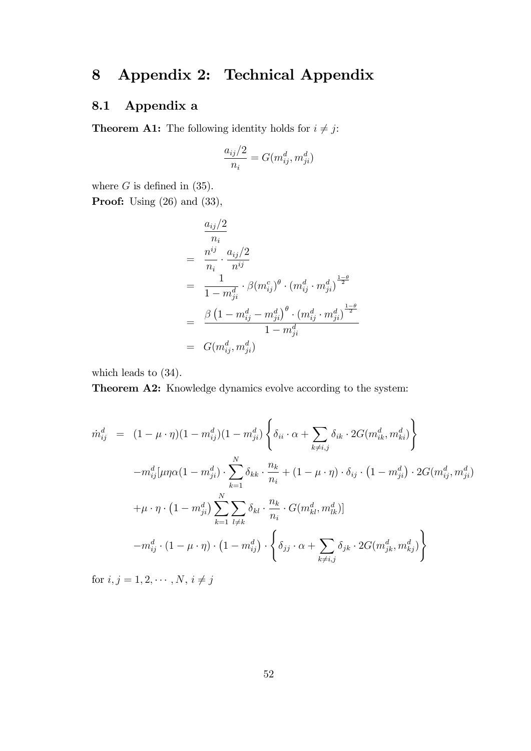# 8 Appendix 2: Technical Appendix

## 8.1 Appendix a

**Theorem A1:** The following identity holds for $i \neq j$:

$$\frac{a_{ij}/2}{n_i} = G(m_{ij}^d, m_{ji}^d)$$

where $G$ is defined in (35).

**Proof:** Using (26) and (33),

$$\begin{aligned}
& \frac{a_{ij}/2}{n_i} \\
= & \frac{n^{ij}}{n_i} \cdot \frac{a_{ij}/2}{n^{ij}} \\
= & \frac{1}{1-m_{ji}^d} \cdot \beta (m_{ij}^c)^\theta \cdot (m_{ij}^d \cdot m_{ji}^d)^{\frac{1-\theta}{2}} \\
= & \frac{\beta \left(1 - m_{ij}^d - m_{ji}^d\right)^\theta \cdot (m_{ij}^d \cdot m_{ji}^d)^{\frac{1-\theta}{2}}}{1 - m_{ji}^d} \\
= & G(m_{ij}^d, m_{ji}^d)
\end{aligned}$$

which leads to (34).

**Theorem A2:** Knowledge dynamics evolve according to the system:

$$\begin{aligned}
\dot{m}_{ij}^d = & (1-\mu\cdot\eta)(1-m_{ij}^d)(1-m_{ji}^d)\left\{\delta_{ii}\cdot\alpha + \sum_{k\neq i,j}\delta_{ik}\cdot 2G(m_{ik}^d, m_{ki}^d)\right\} \\
& - m_{ij}^d[\mu\eta\alpha(1-m_{ji}^d)\cdot\sum_{k=1}^{N}\delta_{kk}\cdot\frac{n_k}{n_i} + (1-\mu\cdot\eta)\cdot\delta_{ij}\cdot\left(1-m_{ji}^d\right)\cdot 2G(m_{ij}^d, m_{ji}^d) \\
& + \mu\cdot\eta\cdot\left(1-m_{ji}^d\right)\sum_{k=1}^{N}\sum_{l\neq k}\delta_{kl}\cdot\frac{n_k}{n_i}\cdot G(m_{kl}^d, m_{lk}^d)] \\
& - m_{ij}^d\cdot(1-\mu\cdot\eta)\cdot\left(1-m_{ij}^d\right)\cdot\left\{\delta_{jj}\cdot\alpha + \sum_{k\neq i,j}\delta_{jk}\cdot 2G(m_{jk}^d, m_{kj}^d)\right\}
\end{aligned}$$

for $i, j = 1, 2, \cdots, N$, $i \neq j$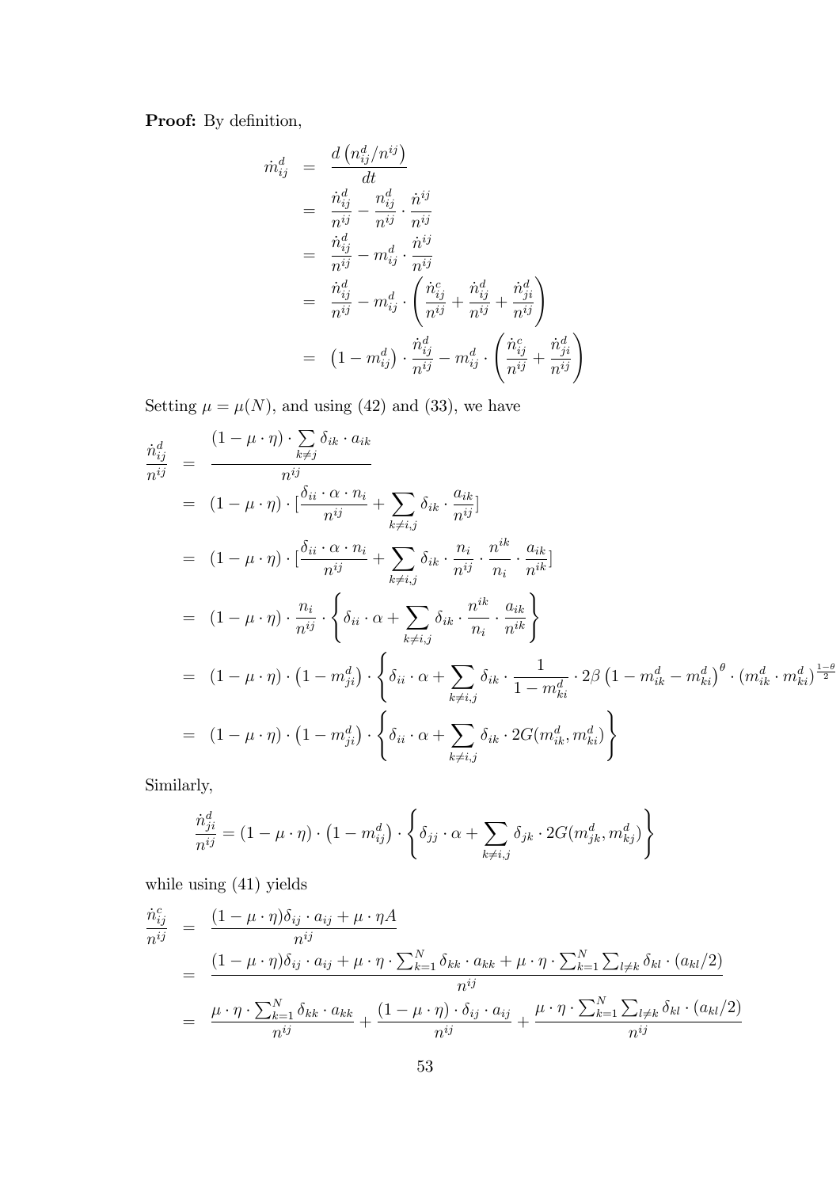**Proof:** By definition,

$$
\begin{aligned}
\dot{m}_{ij}^d &= \frac{d\left(n_{ij}^d/n^{ij}\right)}{dt} \\
&= \frac{\dot{n}_{ij}^d}{n^{ij}} - \frac{n_{ij}^d}{n^{ij}} \cdot \frac{\dot{n}^{ij}}{n^{ij}} \\
&= \frac{\dot{n}_{ij}^d}{n^{ij}} - m_{ij}^d \cdot \frac{\dot{n}^{ij}}{n^{ij}} \\
&= \frac{\dot{n}_{ij}^d}{n^{ij}} - m_{ij}^d \cdot \left(\frac{\dot{n}_{ij}^c}{n^{ij}} + \frac{\dot{n}_{ij}^d}{n^{ij}} + \frac{\dot{n}_{ji}^d}{n^{ij}}\right) \\
&= \left(1 - m_{ij}^d\right) \cdot \frac{\dot{n}_{ij}^d}{n^{ij}} - m_{ij}^d \cdot \left(\frac{\dot{n}_{ij}^c}{n^{ij}} + \frac{\dot{n}_{ji}^d}{n^{ij}}\right)
\end{aligned}
$$

Setting $\mu = \mu(N)$, and using (42) and (33), we have

$$
\begin{aligned}
\frac{\dot{n}_{ij}^d}{n^{ij}} &= \frac{(1-\mu\cdot\eta)\cdot\sum\limits_{k\neq j}\delta_{ik}\cdot a_{ik}}{n^{ij}} \\
&= (1-\mu\cdot\eta)\cdot\left[\frac{\delta_{ii}\cdot\alpha\cdot n_i}{n^{ij}} + \sum_{k\neq i,j}\delta_{ik}\cdot\frac{a_{ik}}{n^{ij}}\right] \\
&= (1-\mu\cdot\eta)\cdot\left[\frac{\delta_{ii}\cdot\alpha\cdot n_i}{n^{ij}} + \sum_{k\neq i,j}\delta_{ik}\cdot\frac{n_i}{n^{ij}}\cdot\frac{n^{ik}}{n_i}\cdot\frac{a_{ik}}{n^{ik}}\right] \\
&= (1-\mu\cdot\eta)\cdot\frac{n_i}{n^{ij}}\cdot\left\{\delta_{ii}\cdot\alpha + \sum_{k\neq i,j}\delta_{ik}\cdot\frac{n^{ik}}{n_i}\cdot\frac{a_{ik}}{n^{ik}}\right\} \\
&= (1-\mu\cdot\eta)\cdot\left(1-m_{ji}^d\right)\cdot\left\{\delta_{ii}\cdot\alpha + \sum_{k\neq i,j}\delta_{ik}\cdot\frac{1}{1-m_{ki}^d}\cdot 2\beta\left(1-m_{ik}^d-m_{ki}^d\right)^\theta\cdot\left(m_{ik}^d\cdot m_{ki}^d\right)^{\frac{1-\theta}{2}}\right\} \\
&= (1-\mu\cdot\eta)\cdot\left(1-m_{ji}^d\right)\cdot\left\{\delta_{ii}\cdot\alpha + \sum_{k\neq i,j}\delta_{ik}\cdot 2G(m_{ik}^d, m_{ki}^d)\right\}
\end{aligned}
$$

Similarly,

$$
\frac{\dot{n}_{ji}^d}{n^{ij}} = (1-\mu\cdot\eta)\cdot\left(1-m_{ij}^d\right)\cdot\left\{\delta_{jj}\cdot\alpha + \sum_{k\neq i,j}\delta_{jk}\cdot 2G(m_{jk}^d, m_{kj}^d)\right\}
$$

while using (41) yields

$$
\begin{aligned}
\frac{\dot{n}_{ij}^c}{n^{ij}} &= \frac{(1-\mu\cdot\eta)\delta_{ij}\cdot a_{ij} + \mu\cdot\eta A}{n^{ij}} \\
&= \frac{(1-\mu\cdot\eta)\delta_{ij}\cdot a_{ij} + \mu\cdot\eta\cdot\sum_{k=1}^N\delta_{kk}\cdot a_{kk} + \mu\cdot\eta\cdot\sum_{k=1}^N\sum_{l\neq k}\delta_{kl}\cdot(a_{kl}/2)}{n^{ij}} \\
&= \frac{\mu\cdot\eta\cdot\sum_{k=1}^N\delta_{kk}\cdot a_{kk}}{n^{ij}} + \frac{(1-\mu\cdot\eta)\cdot\delta_{ij}\cdot a_{ij}}{n^{ij}} + \frac{\mu\cdot\eta\cdot\sum_{k=1}^N\sum_{l\neq k}\delta_{kl}\cdot(a_{kl}/2)}{n^{ij}}
\end{aligned}
$$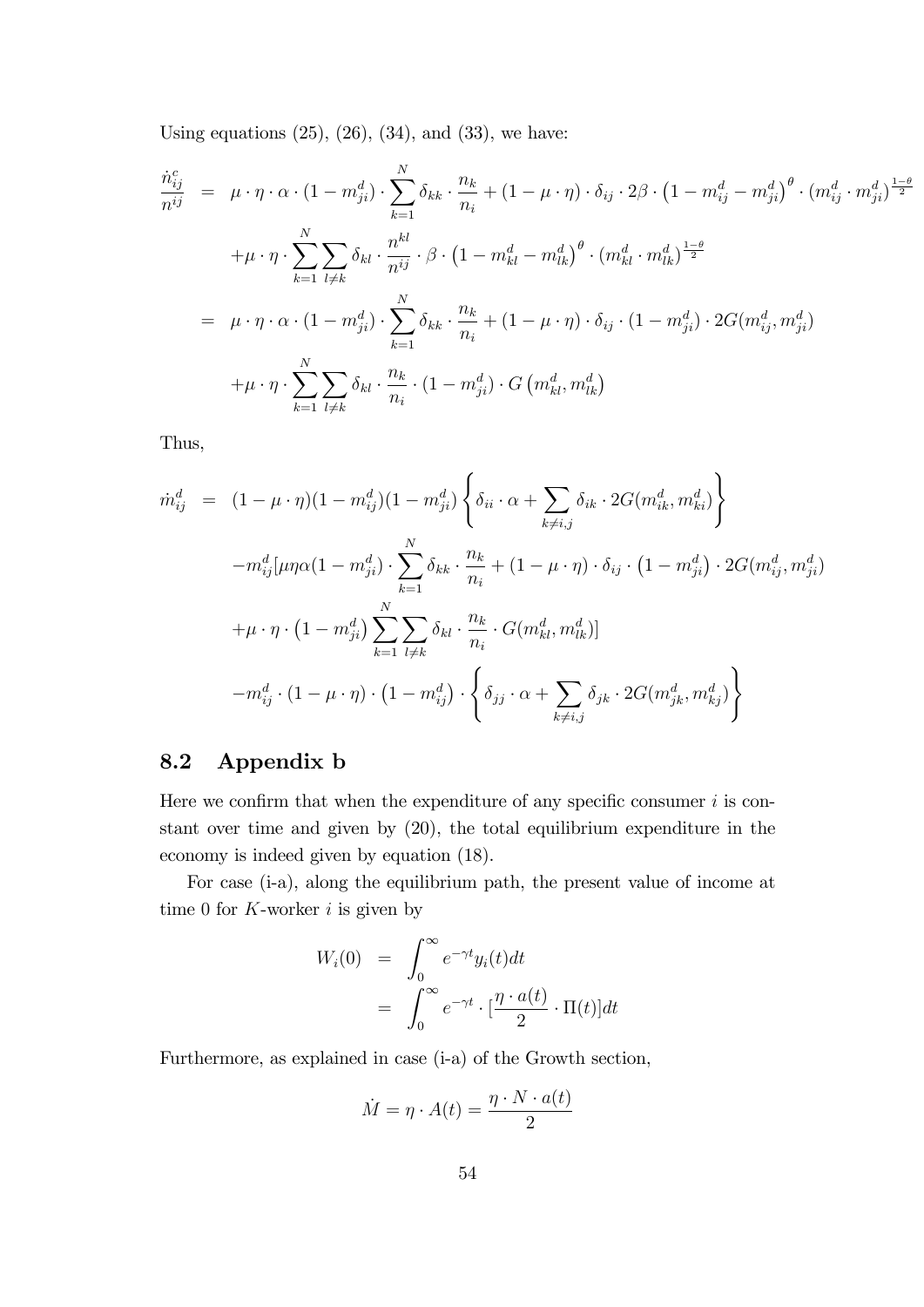Using equations (25), (26), (34), and (33), we have:

$$
\begin{aligned}
\frac{\dot{n}_{ij}^{c}}{n^{ij}} &= \mu \cdot \eta \cdot \alpha \cdot (1 - m_{ji}^{d}) \cdot \sum_{k=1}^{N} \delta_{kk} \cdot \frac{n_k}{n_i} + (1 - \mu \cdot \eta) \cdot \delta_{ij} \cdot 2\beta \cdot \left(1 - m_{ij}^{d} - m_{ji}^{d}\right)^{\theta} \cdot (m_{ij}^{d} \cdot m_{ji}^{d})^{\frac{1-\theta}{2}} \\
&\quad + \mu \cdot \eta \cdot \sum_{k=1}^{N} \sum_{l \neq k} \delta_{kl} \cdot \frac{n^{kl}}{n^{ij}} \cdot \beta \cdot \left(1 - m_{kl}^{d} - m_{lk}^{d}\right)^{\theta} \cdot (m_{kl}^{d} \cdot m_{lk}^{d})^{\frac{1-\theta}{2}} \\
&= \mu \cdot \eta \cdot \alpha \cdot (1 - m_{ji}^{d}) \cdot \sum_{k=1}^{N} \delta_{kk} \cdot \frac{n_k}{n_i} + (1 - \mu \cdot \eta) \cdot \delta_{ij} \cdot (1 - m_{ji}^{d}) \cdot 2G(m_{ij}^{d}, m_{ji}^{d}) \\
&\quad + \mu \cdot \eta \cdot \sum_{k=1}^{N} \sum_{l \neq k} \delta_{kl} \cdot \frac{n_k}{n_i} \cdot (1 - m_{ji}^{d}) \cdot G\left(m_{kl}^{d}, m_{lk}^{d}\right)
\end{aligned}
$$

Thus,

$$
\begin{aligned}
\dot{m}_{ij}^{d} &= (1 - \mu \cdot \eta)(1 - m_{ij}^{d})(1 - m_{ji}^{d}) \left\{ \delta_{ii} \cdot \alpha + \sum_{k \neq i,j} \delta_{ik} \cdot 2G(m_{ik}^{d}, m_{ki}^{d}) \right\} \\
&\quad - m_{ij}^{d} [\mu \eta \alpha (1 - m_{ji}^{d}) \cdot \sum_{k=1}^{N} \delta_{kk} \cdot \frac{n_k}{n_i} + (1 - \mu \cdot \eta) \cdot \delta_{ij} \cdot \left(1 - m_{ji}^{d}\right) \cdot 2G(m_{ij}^{d}, m_{ji}^{d}) \\
&\quad + \mu \cdot \eta \cdot \left(1 - m_{ji}^{d}\right) \sum_{k=1}^{N} \sum_{l \neq k} \delta_{kl} \cdot \frac{n_k}{n_i} \cdot G(m_{kl}^{d}, m_{lk}^{d})] \\
&\quad - m_{ij}^{d} \cdot (1 - \mu \cdot \eta) \cdot \left(1 - m_{ij}^{d}\right) \cdot \left\{ \delta_{jj} \cdot \alpha + \sum_{k \neq i,j} \delta_{jk} \cdot 2G(m_{jk}^{d}, m_{kj}^{d}) \right\}
\end{aligned}
$$

## 8.2 Appendix b

Here we confirm that when the expenditure of any specific consumer $i$ is constant over time and given by (20), the total equilibrium expenditure in the economy is indeed given by equation (18).

For case (i-a), along the equilibrium path, the present value of income at time 0 for $K$-worker $i$ is given by

$$
\begin{aligned}
W_i(0) &= \int_0^{\infty} e^{-\gamma t} y_i(t) dt \\
&= \int_0^{\infty} e^{-\gamma t} \cdot [\frac{\eta \cdot a(t)}{2} \cdot \Pi(t)] dt
\end{aligned}
$$

Furthermore, as explained in case (i-a) of the Growth section,

$$
\dot{M} = \eta \cdot A(t) = \frac{\eta \cdot N \cdot a(t)}{2}
$$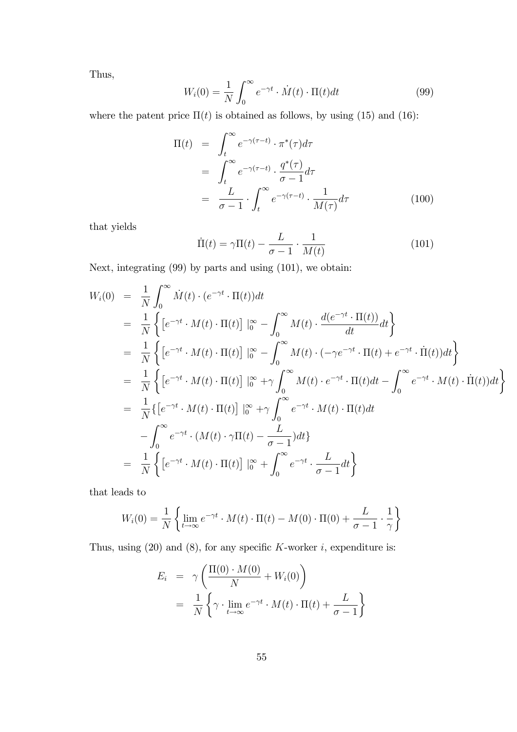Thus,

$$W_i(0) = \frac{1}{N}\int_0^{\infty} e^{-\gamma t}\cdot \dot{M}(t)\cdot \Pi(t)dt \tag{99}$$

where the patent price $\Pi(t)$ is obtained as follows, by using (15) and (16):

$$\begin{aligned}
\Pi(t) &= \int_t^{\infty} e^{-\gamma(\tau - t)}\cdot \pi^*(\tau)d\tau \\
&= \int_t^{\infty} e^{-\gamma(\tau - t)}\cdot \frac{q^*(\tau)}{\sigma - 1}d\tau \\
&= \frac{L}{\sigma - 1}\cdot \int_t^{\infty} e^{-\gamma(\tau - t)}\cdot \frac{1}{M(\tau)}d\tau
\end{aligned} \tag{100}$$

that yields

$$\dot{\Pi}(t) = \gamma \Pi(t) - \frac{L}{\sigma - 1}\cdot \frac{1}{M(t)} \tag{101}$$

Next, integrating (99) by parts and using (101), we obtain:

$$\begin{aligned}
W_i(0) &= \frac{1}{N}\int_0^{\infty} \dot{M}(t)\cdot (e^{-\gamma t}\cdot \Pi(t))dt \\
&= \frac{1}{N}\left\{\left[e^{-\gamma t}\cdot M(t)\cdot \Pi(t)\right]\big|_0^{\infty} - \int_0^{\infty} M(t)\cdot \frac{d(e^{-\gamma t}\cdot \Pi(t))}{dt}dt\right\} \\
&= \frac{1}{N}\left\{\left[e^{-\gamma t}\cdot M(t)\cdot \Pi(t)\right]\big|_0^{\infty} - \int_0^{\infty} M(t)\cdot (-\gamma e^{-\gamma t}\cdot \Pi(t) + e^{-\gamma t}\cdot \dot{\Pi}(t))dt\right\} \\
&= \frac{1}{N}\left\{\left[e^{-\gamma t}\cdot M(t)\cdot \Pi(t)\right]\big|_0^{\infty} + \gamma\int_0^{\infty} M(t)\cdot e^{-\gamma t}\cdot \Pi(t)dt - \int_0^{\infty} e^{-\gamma t}\cdot M(t)\cdot \dot{\Pi}(t))dt\right\} \\
&= \frac{1}{N}\{\left[e^{-\gamma t}\cdot M(t)\cdot \Pi(t)\right]\big|_0^{\infty} + \gamma\int_0^{\infty} e^{-\gamma t}\cdot M(t)\cdot \Pi(t)dt \\
&\quad - \int_0^{\infty} e^{-\gamma t}\cdot (M(t)\cdot \gamma\Pi(t) - \frac{L}{\sigma - 1})dt\} \\
&= \frac{1}{N}\left\{\left[e^{-\gamma t}\cdot M(t)\cdot \Pi(t)\right]\big|_0^{\infty} + \int_0^{\infty} e^{-\gamma t}\cdot \frac{L}{\sigma - 1}dt\right\}
\end{aligned}$$

that leads to

$$W_i(0) = \frac{1}{N}\left\{\lim_{t\to\infty} e^{-\gamma t}\cdot M(t)\cdot \Pi(t) - M(0)\cdot \Pi(0) + \frac{L}{\sigma - 1}\cdot \frac{1}{\gamma}\right\}$$

Thus, using (20) and (8), for any specific $K$-worker $i$, expenditure is:

$$\begin{aligned}
E_i &= \gamma\left(\frac{\Pi(0)\cdot M(0)}{N} + W_i(0)\right) \\
&= \frac{1}{N}\left\{\gamma\cdot \lim_{t\to\infty} e^{-\gamma t}\cdot M(t)\cdot \Pi(t) + \frac{L}{\sigma - 1}\right\}
\end{aligned}$$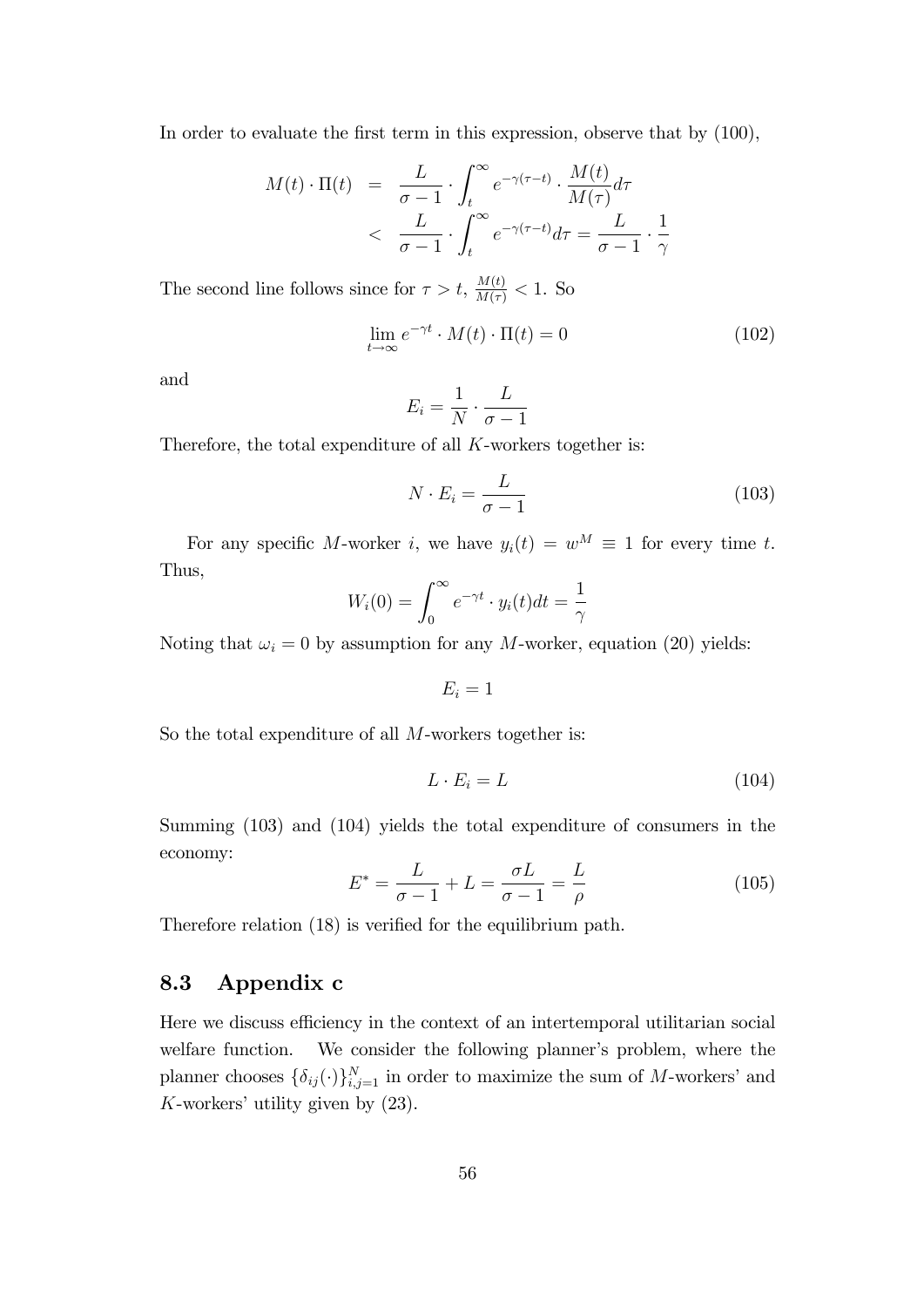In order to evaluate the first term in this expression, observe that by (100),

$$
\begin{aligned}
M(t) \cdot \Pi(t) &= \frac{L}{\sigma - 1} \cdot \int_t^{\infty} e^{-\gamma(\tau - t)} \cdot \frac{M(t)}{M(\tau)} d\tau \\
&< \frac{L}{\sigma - 1} \cdot \int_t^{\infty} e^{-\gamma(\tau - t)} d\tau = \frac{L}{\sigma - 1} \cdot \frac{1}{\gamma}
\end{aligned}
$$

The second line follows since for $\tau > t$, $\frac{M(t)}{M(\tau)} < 1$. So

$$
\lim_{t \to \infty} e^{-\gamma t} \cdot M(t) \cdot \Pi(t) = 0 \tag{102}
$$

and

$$
E_i = \frac{1}{N} \cdot \frac{L}{\sigma - 1}
$$

Therefore, the total expenditure of all $K$-workers together is:

$$
N \cdot E_i = \frac{L}{\sigma - 1} \tag{103}
$$

For any specific $M$-worker $i$, we have $y_i(t) = w^M \equiv 1$ for every time $t$. Thus,

$$
W_i(0) = \int_0^{\infty} e^{-\gamma t} \cdot y_i(t) dt = \frac{1}{\gamma}
$$

Noting that $\omega_i = 0$ by assumption for any $M$-worker, equation (20) yields:

$$
E_i = 1
$$

So the total expenditure of all $M$-workers together is:

$$
L \cdot E_i = L \tag{104}
$$

Summing (103) and (104) yields the total expenditure of consumers in the economy:

$$
E^* = \frac{L}{\sigma - 1} + L = \frac{\sigma L}{\sigma - 1} = \frac{L}{\rho} \tag{105}
$$

Therefore relation (18) is verified for the equilibrium path.

## 8.3 Appendix c

Here we discuss efficiency in the context of an intertemporal utilitarian social welfare function. We consider the following planner's problem, where the planner chooses $\{\delta_{ij}(\cdot)\}_{i,j=1}^{N}$ in order to maximize the sum of $M$-workers' and $K$-workers' utility given by (23).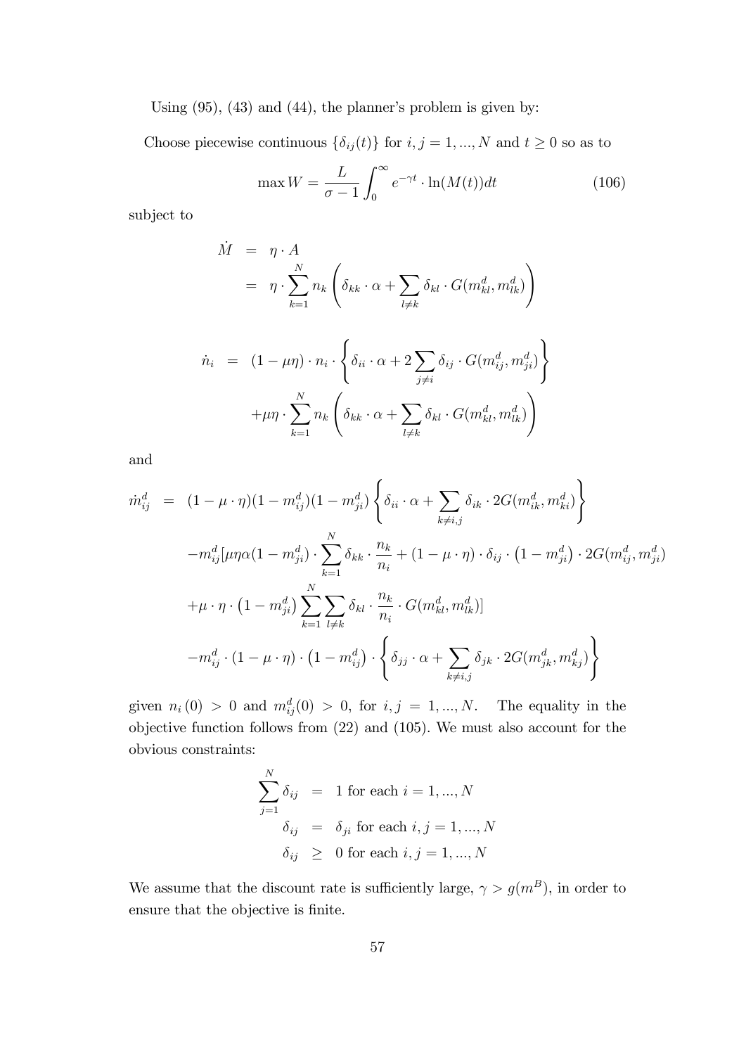Using (95), (43) and (44), the planner's problem is given by:

Choose piecewise continuous $\{\delta_{ij}(t)\}$ for $i, j = 1, ..., N$ and $t \geq 0$ so as to

$$\max W = \frac{L}{\sigma - 1} \int_0^\infty e^{-\gamma t} \cdot \ln(M(t)) dt \tag{106}$$

subject to

$$\begin{aligned}
\dot{M} &= \eta \cdot A \\
&= \eta \cdot \sum_{k=1}^{N} n_k \left( \delta_{kk} \cdot \alpha + \sum_{l \neq k} \delta_{kl} \cdot G(m_{kl}^d, m_{lk}^d) \right)
\end{aligned}$$

$$\begin{aligned}
\dot{n}_i &= (1 - \mu\eta) \cdot n_i \cdot \left\{ \delta_{ii} \cdot \alpha + 2 \sum_{j \neq i} \delta_{ij} \cdot G(m_{ij}^d, m_{ji}^d) \right\} \\
&\quad + \mu\eta \cdot \sum_{k=1}^{N} n_k \left( \delta_{kk} \cdot \alpha + \sum_{l \neq k} \delta_{kl} \cdot G(m_{kl}^d, m_{lk}^d) \right)
\end{aligned}$$

and

$$\begin{aligned}
\dot{m}_{ij}^d &= (1 - \mu \cdot \eta)(1 - m_{ij}^d)(1 - m_{ji}^d) \left\{ \delta_{ii} \cdot \alpha + \sum_{k \neq i,j} \delta_{ik} \cdot 2G(m_{ik}^d, m_{ki}^d) \right\} \\
&\quad - m_{ij}^d [\mu\eta\alpha(1 - m_{ji}^d) \cdot \sum_{k=1}^{N} \delta_{kk} \cdot \frac{n_k}{n_i} + (1 - \mu \cdot \eta) \cdot \delta_{ij} \cdot \left(1 - m_{ji}^d\right) \cdot 2G(m_{ij}^d, m_{ji}^d) \\
&\quad + \mu \cdot \eta \cdot \left(1 - m_{ji}^d\right) \sum_{k=1}^{N} \sum_{l \neq k} \delta_{kl} \cdot \frac{n_k}{n_i} \cdot G(m_{kl}^d, m_{lk}^d)] \\
&\quad - m_{ij}^d \cdot (1 - \mu \cdot \eta) \cdot \left(1 - m_{ij}^d\right) \cdot \left\{ \delta_{jj} \cdot \alpha + \sum_{k \neq i,j} \delta_{jk} \cdot 2G(m_{jk}^d, m_{kj}^d) \right\}
\end{aligned}$$

given $n_i(0) > 0$ and $m_{ij}^d(0) > 0$, for $i, j = 1, ..., N$. The equality in the objective function follows from (22) and (105). We must also account for the obvious constraints:

$$\begin{aligned}
\sum_{j=1}^{N} \delta_{ij} &= 1 \text{ for each } i = 1, ..., N \\
\delta_{ij} &= \delta_{ji} \text{ for each } i, j = 1, ..., N \\
\delta_{ij} &\geq 0 \text{ for each } i, j = 1, ..., N
\end{aligned}$$

We assume that the discount rate is sufficiently large, $\gamma > g(m^B)$, in order to ensure that the objective is finite.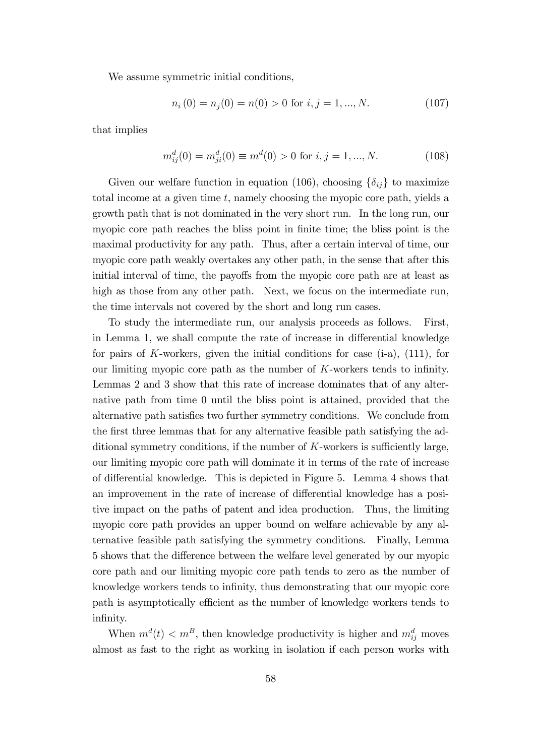We assume symmetric initial conditions,

$$n_i(0) = n_j(0) = n(0) > 0 \text{ for } i, j = 1, ..., N. \tag{107}$$

that implies

$$m_{ij}^d(0) = m_{ji}^d(0) \equiv m^d(0) > 0 \text{ for } i, j = 1, ..., N. \tag{108}$$

Given our welfare function in equation (106), choosing $\{\delta_{ij}\}$ to maximize total income at a given time $t$, namely choosing the myopic core path, yields a growth path that is not dominated in the very short run. In the long run, our myopic core path reaches the bliss point in finite time; the bliss point is the maximal productivity for any path. Thus, after a certain interval of time, our myopic core path weakly overtakes any other path, in the sense that after this initial interval of time, the payoffs from the myopic core path are at least as high as those from any other path. Next, we focus on the intermediate run, the time intervals not covered by the short and long run cases.

To study the intermediate run, our analysis proceeds as follows. First, in Lemma 1, we shall compute the rate of increase in differential knowledge for pairs of $K$-workers, given the initial conditions for case (i-a), (111), for our limiting myopic core path as the number of $K$-workers tends to infinity. Lemmas 2 and 3 show that this rate of increase dominates that of any alternative path from time 0 until the bliss point is attained, provided that the alternative path satisfies two further symmetry conditions. We conclude from the first three lemmas that for any alternative feasible path satisfying the additional symmetry conditions, if the number of $K$-workers is sufficiently large, our limiting myopic core path will dominate it in terms of the rate of increase of differential knowledge. This is depicted in Figure 5. Lemma 4 shows that an improvement in the rate of increase of differential knowledge has a positive impact on the paths of patent and idea production. Thus, the limiting myopic core path provides an upper bound on welfare achievable by any alternative feasible path satisfying the symmetry conditions. Finally, Lemma 5 shows that the difference between the welfare level generated by our myopic core path and our limiting myopic core path tends to zero as the number of knowledge workers tends to infinity, thus demonstrating that our myopic core path is asymptotically efficient as the number of knowledge workers tends to infinity.

When $m^d(t) < m^B$, then knowledge productivity is higher and $m_{ij}^d$ moves almost as fast to the right as working in isolation if each person works with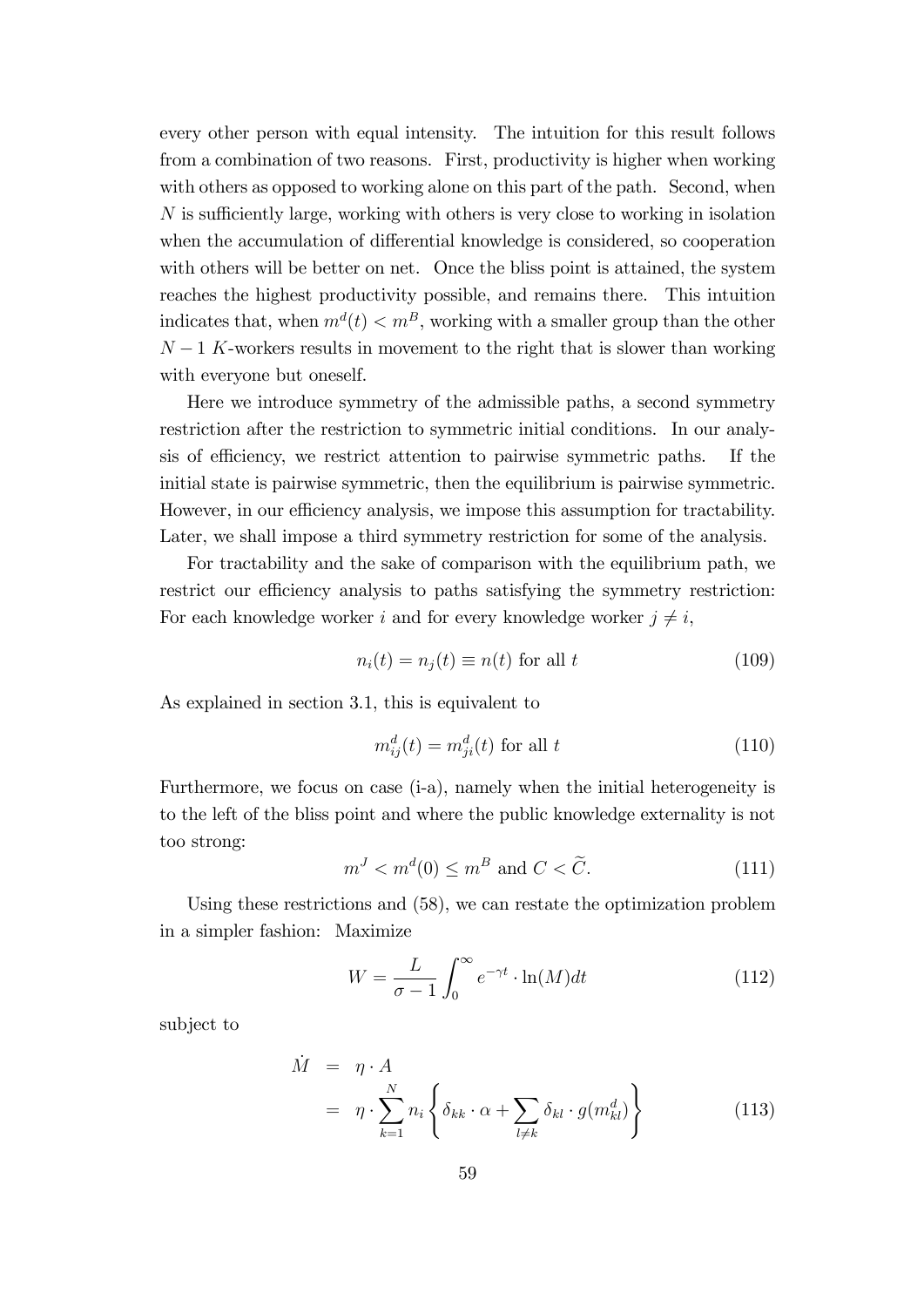every other person with equal intensity. The intuition for this result follows from a combination of two reasons. First, productivity is higher when working with others as opposed to working alone on this part of the path. Second, when $N$ is sufficiently large, working with others is very close to working in isolation when the accumulation of differential knowledge is considered, so cooperation with others will be better on net. Once the bliss point is attained, the system reaches the highest productivity possible, and remains there. This intuition indicates that, when $m^d(t) < m^B$, working with a smaller group than the other $N-1$ $K$-workers results in movement to the right that is slower than working with everyone but oneself.

Here we introduce symmetry of the admissible paths, a second symmetry restriction after the restriction to symmetric initial conditions. In our analysis of efficiency, we restrict attention to pairwise symmetric paths. If the initial state is pairwise symmetric, then the equilibrium is pairwise symmetric. However, in our efficiency analysis, we impose this assumption for tractability. Later, we shall impose a third symmetry restriction for some of the analysis.

For tractability and the sake of comparison with the equilibrium path, we restrict our efficiency analysis to paths satisfying the symmetry restriction: For each knowledge worker $i$ and for every knowledge worker $j \neq i$,

$$n_i(t) = n_j(t) \equiv n(t) \text{ for all } t \tag{109}$$

As explained in section 3.1, this is equivalent to

$$m^d_{ij}(t) = m^d_{ji}(t) \text{ for all } t \tag{110}$$

Furthermore, we focus on case (i-a), namely when the initial heterogeneity is to the left of the bliss point and where the public knowledge externality is not too strong:

$$m^J < m^d(0) \leq m^B \text{ and } C < \widetilde{C}. \tag{111}$$

Using these restrictions and (58), we can restate the optimization problem in a simpler fashion: Maximize

$$W = \frac{L}{\sigma - 1} \int_0^\infty e^{-\gamma t} \cdot \ln(M) dt \tag{112}$$

subject to

$$\begin{aligned} \dot{M} &= \eta \cdot A \\ &= \eta \cdot \sum_{k=1}^{N} n_i \left\{ \delta_{kk} \cdot \alpha + \sum_{l \neq k} \delta_{kl} \cdot g(m^d_{kl}) \right\} \end{aligned} \tag{113}$$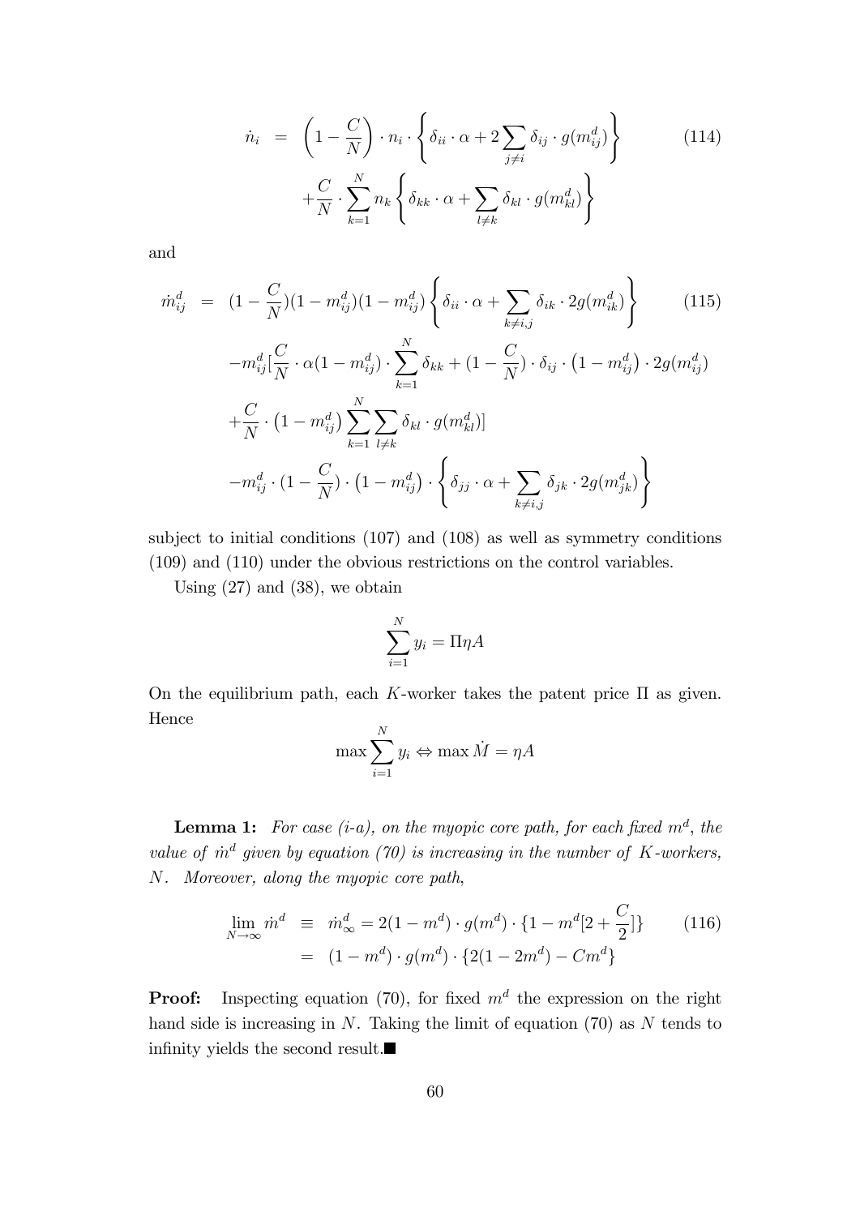$$\dot{n}_i = \left(1 - \frac{C}{N}\right) \cdot n_i \cdot \left\{ \delta_{ii} \cdot \alpha + 2 \sum_{j \neq i} \delta_{ij} \cdot g(m_{ij}^d) \right\} + \frac{C}{N} \cdot \sum_{k=1}^{N} n_k \left\{ \delta_{kk} \cdot \alpha + \sum_{l \neq k} \delta_{kl} \cdot g(m_{kl}^d) \right\} \tag{114}$$

and

$$\begin{aligned}
\dot{m}_{ij}^d &= (1 - \frac{C}{N})(1 - m_{ij}^d)(1 - m_{ij}^d) \left\{ \delta_{ii} \cdot \alpha + \sum_{k \neq i,j} \delta_{ik} \cdot 2g(m_{ik}^d) \right\} \\
&\quad - m_{ij}^d [\frac{C}{N} \cdot \alpha (1 - m_{ij}^d) \cdot \sum_{k=1}^{N} \delta_{kk} + (1 - \frac{C}{N}) \cdot \delta_{ij} \cdot \left(1 - m_{ij}^d\right) \cdot 2g(m_{ij}^d) \\
&\quad + \frac{C}{N} \cdot \left(1 - m_{ij}^d\right) \sum_{k=1}^{N} \sum_{l \neq k} \delta_{kl} \cdot g(m_{kl}^d)] \\
&\quad - m_{ij}^d \cdot (1 - \frac{C}{N}) \cdot \left(1 - m_{ij}^d\right) \cdot \left\{ \delta_{jj} \cdot \alpha + \sum_{k \neq i,j} \delta_{jk} \cdot 2g(m_{jk}^d) \right\}
\end{aligned} \tag{115}$$

subject to initial conditions (107) and (108) as well as symmetry conditions (109) and (110) under the obvious restrictions on the control variables.

Using (27) and (38), we obtain

$$\sum_{i=1}^{N} y_i = \Pi \eta A$$

On the equilibrium path, each $K$-worker takes the patent price $\Pi$ as given. Hence

$$\max \sum_{i=1}^{N} y_i \Leftrightarrow \max \dot{M} = \eta A$$

**Lemma 1:** *For case (i-a), on the myopic core path, for each fixed $m^d$, the value of $\dot{m}^d$ given by equation (70) is increasing in the number of $K$-workers, $N$. Moreover, along the myopic core path,*

$$\begin{aligned}
\lim_{N \to \infty} \dot{m}^d &\equiv \dot{m}_\infty^d = 2(1 - m^d) \cdot g(m^d) \cdot \{1 - m^d [2 + \frac{C}{2}]\} \\
&= (1 - m^d) \cdot g(m^d) \cdot \{2(1 - 2m^d) - Cm^d\}
\end{aligned} \tag{116}$$

**Proof:** Inspecting equation (70), for fixed $m^d$ the expression on the right hand side is increasing in $N$. Taking the limit of equation (70) as $N$ tends to infinity yields the second result.■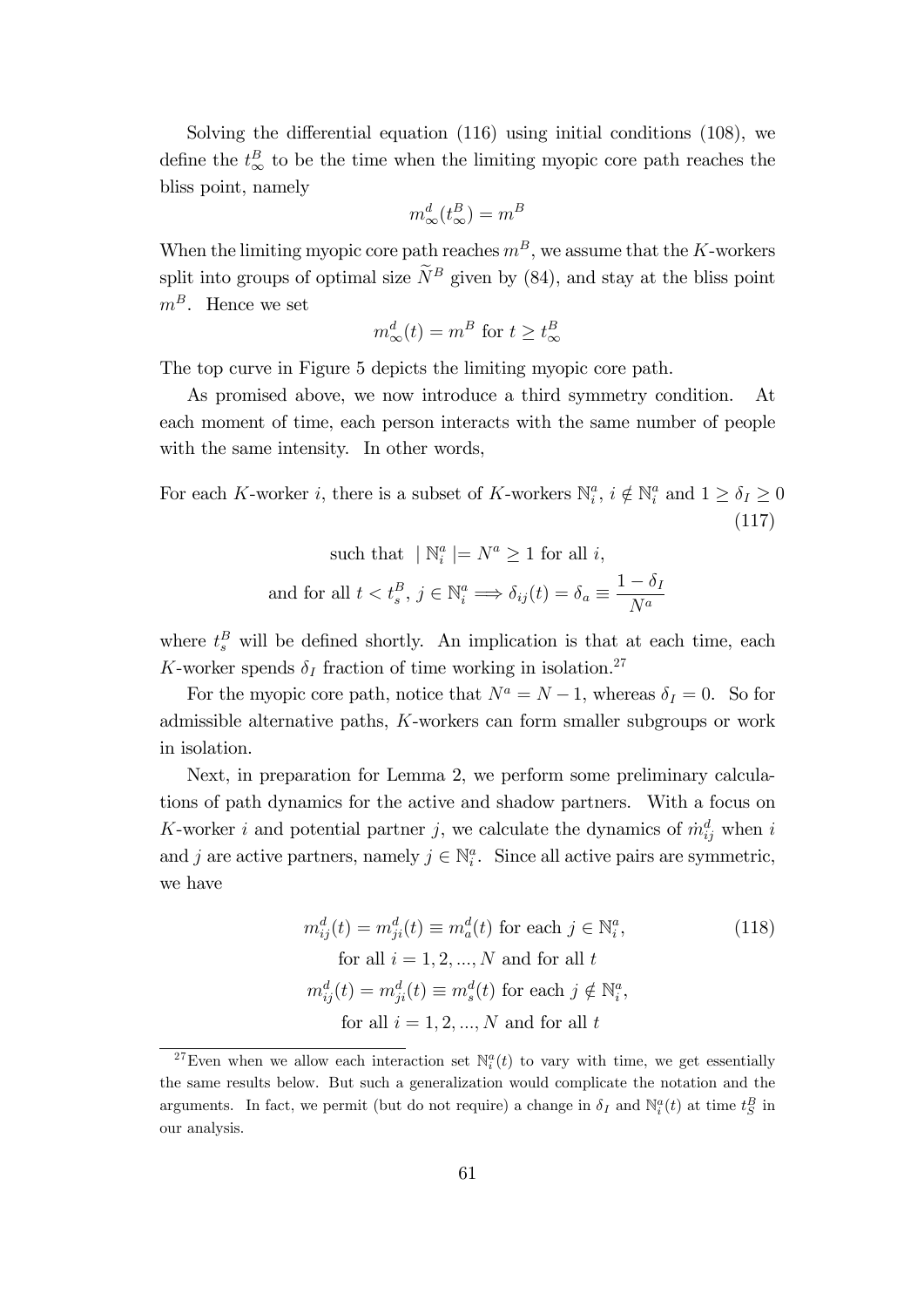Solving the differential equation (116) using initial conditions (108), we define the $t^B_\infty$ to be the time when the limiting myopic core path reaches the bliss point, namely

$$m^d_\infty(t^B_\infty) = m^B$$

When the limiting myopic core path reaches $m^B$, we assume that the $K$-workers split into groups of optimal size $\widetilde{N}^B$ given by (84), and stay at the bliss point $m^B$. Hence we set

$$m^d_\infty(t) = m^B \text{ for } t \geq t^B_\infty$$

The top curve in Figure 5 depicts the limiting myopic core path.

As promised above, we now introduce a third symmetry condition. At each moment of time, each person interacts with the same number of people with the same intensity. In other words,

$$\text{For each } K\text{-worker } i, \text{ there is a subset of } K\text{-workers } \mathbb{N}^a_i,\ i \notin \mathbb{N}^a_i \text{ and } 1 \geq \delta_I \geq 0 \tag{117}$$

$$\text{such that } \mid \mathbb{N}^a_i \mid = N^a \geq 1 \text{ for all } i,$$

$$\text{and for all } t < t^B_s,\ j \in \mathbb{N}^a_i \Longrightarrow \delta_{ij}(t) = \delta_a \equiv \frac{1-\delta_I}{N^a}$$

where $t^B_s$ will be defined shortly. An implication is that at each time, each $K$-worker spends $\delta_I$ fraction of time working in isolation.[27]

For the myopic core path, notice that $N^a = N - 1$, whereas $\delta_I = 0$. So for admissible alternative paths, $K$-workers can form smaller subgroups or work in isolation.

Next, in preparation for Lemma 2, we perform some preliminary calculations of path dynamics for the active and shadow partners. With a focus on $K$-worker $i$ and potential partner $j$, we calculate the dynamics of $\dot{m}^d_{ij}$ when $i$ and $j$ are active partners, namely $j \in \mathbb{N}^a_i$. Since all active pairs are symmetric, we have

$$m^d_{ij}(t) = m^d_{ji}(t) \equiv m^d_a(t) \text{ for each } j \in \mathbb{N}^a_i, \tag{118}$$

$$\text{for all } i = 1, 2, ..., N \text{ and for all } t$$

$$m^d_{ij}(t) = m^d_{ji}(t) \equiv m^d_s(t) \text{ for each } j \notin \mathbb{N}^a_i,$$

$$\text{for all } i = 1, 2, ..., N \text{ and for all } t$$

[27] Even when we allow each interaction set $\mathbb{N}^a_i(t)$ to vary with time, we get essentially the same results below. But such a generalization would complicate the notation and the arguments. In fact, we permit (but do not require) a change in $\delta_I$ and $\mathbb{N}^a_i(t)$ at time $t^B_S$ in our analysis.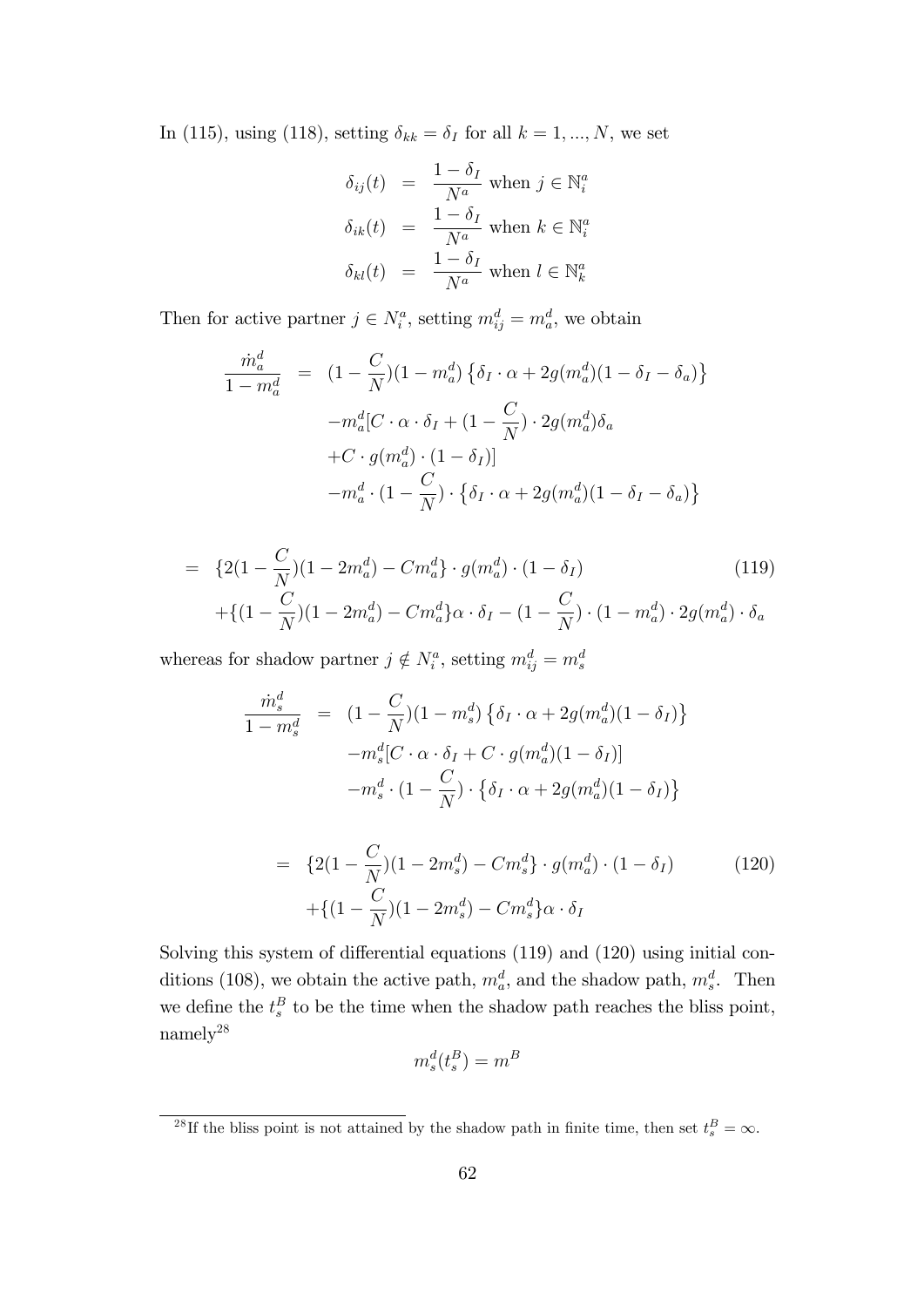In (115), using (118), setting $\delta_{kk} = \delta_I$ for all $k = 1, ..., N$, we set

$$
\begin{aligned}
\delta_{ij}(t) &= \frac{1-\delta_I}{N^a} \text{ when } j \in \mathbb{N}_i^a \\
\delta_{ik}(t) &= \frac{1-\delta_I}{N^a} \text{ when } k \in \mathbb{N}_i^a \\
\delta_{kl}(t) &= \frac{1-\delta_I}{N^a} \text{ when } l \in \mathbb{N}_k^a
\end{aligned}
$$

Then for active partner $j \in N_i^a$, setting $m_{ij}^d = m_a^d$, we obtain

$$
\begin{aligned}
\frac{\dot{m}_a^d}{1-m_a^d} &= (1-\frac{C}{N})(1-m_a^d)\left\{\delta_I \cdot \alpha + 2g(m_a^d)(1-\delta_I-\delta_a)\right\} \\
&\quad - m_a^d[C \cdot \alpha \cdot \delta_I + (1-\frac{C}{N}) \cdot 2g(m_a^d)\delta_a \\
&\quad + C \cdot g(m_a^d) \cdot (1-\delta_I)] \\
&\quad - m_a^d \cdot (1-\frac{C}{N}) \cdot \left\{\delta_I \cdot \alpha + 2g(m_a^d)(1-\delta_I-\delta_a)\right\}
\end{aligned}
$$

$$
\begin{aligned}
&= \{2(1-\frac{C}{N})(1-2m_a^d) - Cm_a^d\} \cdot g(m_a^d) \cdot (1-\delta_I) \\
&\quad + \{(1-\frac{C}{N})(1-2m_a^d) - Cm_a^d\}\alpha \cdot \delta_I - (1-\frac{C}{N}) \cdot (1-m_a^d) \cdot 2g(m_a^d) \cdot \delta_a
\end{aligned} \tag{119}
$$

whereas for shadow partner $j \notin N_i^a$, setting $m_{ij}^d = m_s^d$

$$
\begin{aligned}
\frac{\dot{m}_s^d}{1-m_s^d} &= (1-\frac{C}{N})(1-m_s^d)\left\{\delta_I \cdot \alpha + 2g(m_a^d)(1-\delta_I)\right\} \\
&\quad - m_s^d[C \cdot \alpha \cdot \delta_I + C \cdot g(m_a^d)(1-\delta_I)] \\
&\quad - m_s^d \cdot (1-\frac{C}{N}) \cdot \left\{\delta_I \cdot \alpha + 2g(m_a^d)(1-\delta_I)\right\}
\end{aligned}
$$

$$
\begin{aligned}
&= \{2(1-\frac{C}{N})(1-2m_s^d) - Cm_s^d\} \cdot g(m_a^d) \cdot (1-\delta_I) \\
&\quad + \{(1-\frac{C}{N})(1-2m_s^d) - Cm_s^d\}\alpha \cdot \delta_I
\end{aligned} \tag{120}
$$

Solving this system of differential equations (119) and (120) using initial conditions (108), we obtain the active path, $m_a^d$, and the shadow path, $m_s^d$. Then we define the $t_s^B$ to be the time when the shadow path reaches the bliss point, namely[28]

$$
m_s^d(t_s^B) = m^B
$$

[28] If the bliss point is not attained by the shadow path in finite time, then set $t_s^B = \infty$.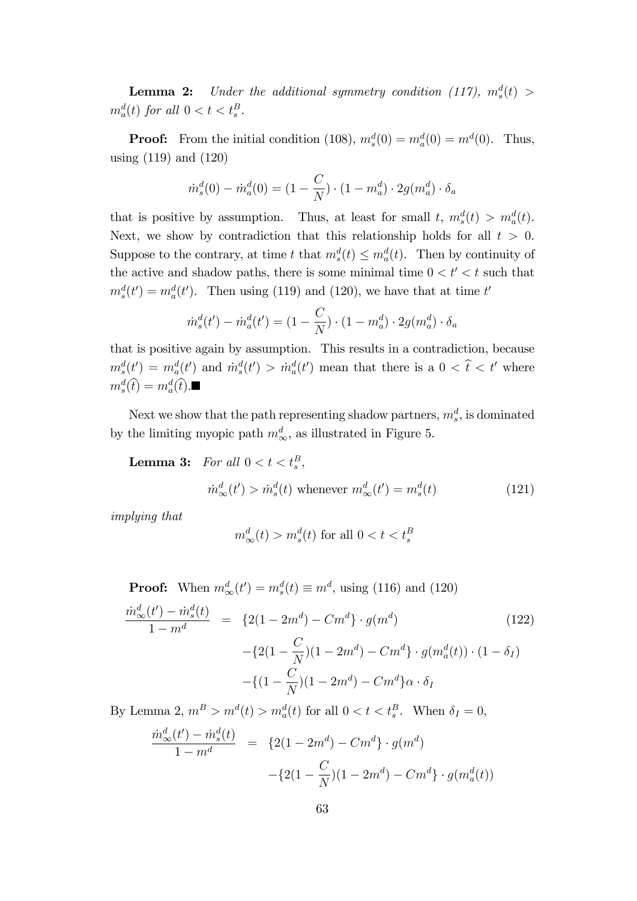**Lemma 2:** *Under the additional symmetry condition (117), $m_s^d(t) > m_a^d(t)$ for all $0 < t < t_s^B$.*

**Proof:** From the initial condition (108), $m_s^d(0) = m_a^d(0) = m^d(0)$. Thus, using (119) and (120)

$$\dot{m}_s^d(0) - \dot{m}_a^d(0) = (1 - \frac{C}{N}) \cdot (1 - m_a^d) \cdot 2g(m_a^d) \cdot \delta_a$$

that is positive by assumption. Thus, at least for small $t$, $m_s^d(t) > m_a^d(t)$. Next, we show by contradiction that this relationship holds for all $t > 0$. Suppose to the contrary, at time $t$ that $m_s^d(t) \leq m_a^d(t)$. Then by continuity of the active and shadow paths, there is some minimal time $0 < t' < t$ such that $m_s^d(t') = m_a^d(t')$. Then using (119) and (120), we have that at time $t'$

$$\dot{m}_s^d(t') - \dot{m}_a^d(t') = (1 - \frac{C}{N}) \cdot (1 - m_a^d) \cdot 2g(m_a^d) \cdot \delta_a$$

that is positive again by assumption. This results in a contradiction, because $m_s^d(t') = m_a^d(t')$ and $\dot{m}_s^d(t') > \dot{m}_a^d(t')$ mean that there is a $0 < \widehat{t} < t'$ where $m_s^d(\widehat{t}) = m_a^d(\widehat{t})$.■

Next we show that the path representing shadow partners, $m_s^d$, is dominated by the limiting myopic path $m_\infty^d$, as illustrated in Figure 5.

**Lemma 3:** *For all $0 < t < t_s^B$,*

$$\dot{m}_\infty^d(t') > \dot{m}_s^d(t) \text{ whenever } m_\infty^d(t') = m_s^d(t) \tag{121}$$

*implying that*

$$m_\infty^d(t) > m_s^d(t) \text{ for all } 0 < t < t_s^B$$

**Proof:** When $m_\infty^d(t') = m_s^d(t) \equiv m^d$, using (116) and (120)

$$\begin{aligned} \frac{\dot{m}_\infty^d(t') - \dot{m}_s^d(t)}{1 - m^d} &= \{2(1 - 2m^d) - Cm^d\} \cdot g(m^d) \\ &\quad - \{2(1 - \frac{C}{N})(1 - 2m^d) - Cm^d\} \cdot g(m_a^d(t)) \cdot (1 - \delta_I) \\ &\quad - \{(1 - \frac{C}{N})(1 - 2m^d) - Cm^d\}\alpha \cdot \delta_I \end{aligned} \tag{122}$$

By Lemma 2, $m^B > m^d(t) > m_a^d(t)$ for all $0 < t < t_s^B$. When $\delta_I = 0$,

$$\begin{aligned} \frac{\dot{m}_\infty^d(t') - \dot{m}_s^d(t)}{1 - m^d} &= \{2(1 - 2m^d) - Cm^d\} \cdot g(m^d) \\ &\quad - \{2(1 - \frac{C}{N})(1 - 2m^d) - Cm^d\} \cdot g(m_a^d(t)) \end{aligned}$$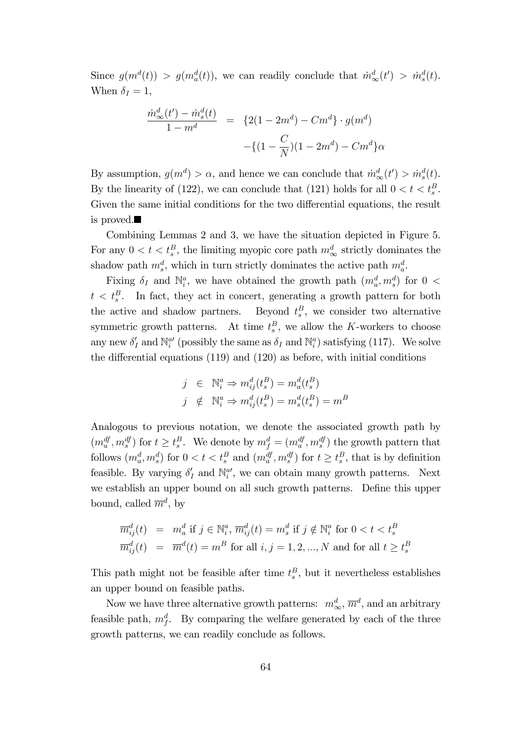Since $g(m^d(t)) > g(m_a^d(t))$, we can readily conclude that $\dot{m}_\infty^d(t') > \dot{m}_s^d(t)$. When $\delta_I = 1$,

$$
\begin{aligned}
\frac{\dot{m}_\infty^d(t') - \dot{m}_s^d(t)}{1 - m^d} &= \{2(1 - 2m^d) - Cm^d\} \cdot g(m^d) \\
&\quad - \{(1 - \frac{C}{N})(1 - 2m^d) - Cm^d\}\alpha
\end{aligned}
$$

By assumption, $g(m^d) > \alpha$, and hence we can conclude that $\dot{m}_\infty^d(t') > \dot{m}_s^d(t)$. By the linearity of (122), we can conclude that (121) holds for all $0 < t < t_s^B$. Given the same initial conditions for the two differential equations, the result is proved.■

Combining Lemmas 2 and 3, we have the situation depicted in Figure 5. For any $0 < t < t_s^B$, the limiting myopic core path $m_\infty^d$ strictly dominates the shadow path $m_s^d$, which in turn strictly dominates the active path $m_a^d$.

Fixing $\delta_I$ and $\mathbb{N}_i^a$, we have obtained the growth path $(m_a^d, m_s^d)$ for $0 < t < t_s^B$. In fact, they act in concert, generating a growth pattern for both the active and shadow partners. Beyond $t_s^B$, we consider two alternative symmetric growth patterns. At time $t_s^B$, we allow the $K$-workers to choose any new $\delta_I'$ and $\mathbb{N}_i^{a\prime}$ (possibly the same as $\delta_I$ and $\mathbb{N}_i^a$) satisfying (117). We solve the differential equations (119) and (120) as before, with initial conditions

$$
\begin{aligned}
j &\in \mathbb{N}_i^a \Rightarrow m_{ij}^d(t_s^B) = m_a^d(t_s^B) \\
j &\notin \mathbb{N}_i^a \Rightarrow m_{ij}^d(t_s^B) = m_s^d(t_s^B) = m^B
\end{aligned}
$$

Analogous to previous notation, we denote the associated growth path by $(m_a^{df}, m_s^{df})$ for $t \geq t_s^B$. We denote by $m_f^d = (m_a^{df}, m_s^{df})$ the growth pattern that follows $(m_a^d, m_s^d)$ for $0 < t < t_s^B$ and $(m_a^{df}, m_s^{df})$ for $t \geq t_s^B$, that is by definition feasible. By varying $\delta_I'$ and $\mathbb{N}_i^{a\prime}$, we can obtain many growth patterns. Next we establish an upper bound on all such growth patterns. Define this upper bound, called $\overline{m}^d$, by

$$
\begin{aligned}
\overline{m}_{ij}^d(t) &= m_a^d \text{ if } j \in \mathbb{N}_i^a, \overline{m}_{ij}^d(t) = m_s^d \text{ if } j \notin \mathbb{N}_i^a \text{ for } 0 < t < t_s^B \\
\overline{m}_{ij}^d(t) &= \overline{m}^d(t) = m^B \text{ for all } i, j = 1, 2, ..., N \text{ and for all } t \geq t_s^B
\end{aligned}
$$

This path might not be feasible after time $t_s^B$, but it nevertheless establishes an upper bound on feasible paths.

Now we have three alternative growth patterns: $m_\infty^d$, $\overline{m}^d$, and an arbitrary feasible path, $m_f^d$. By comparing the welfare generated by each of the three growth patterns, we can readily conclude as follows.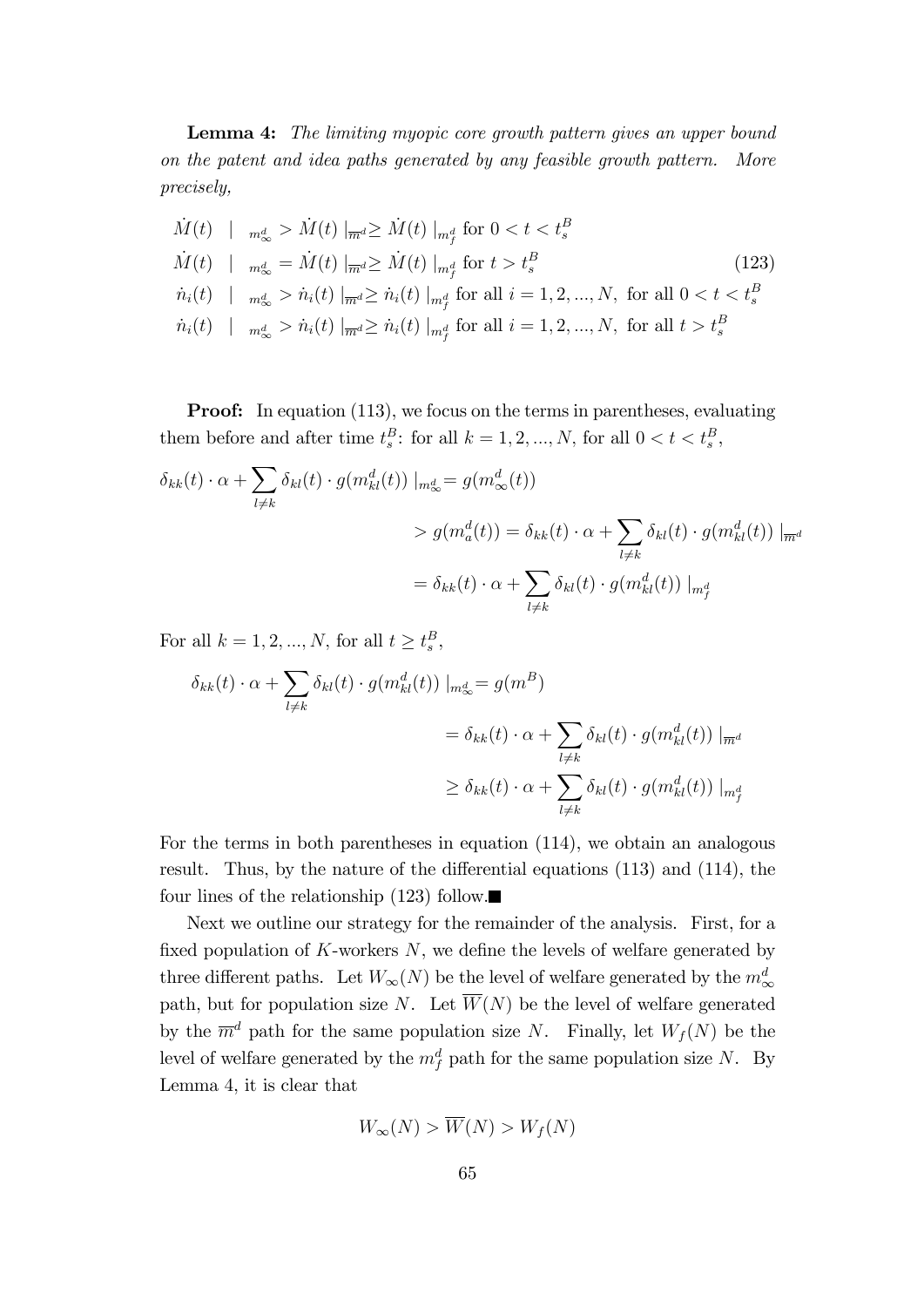**Lemma 4:** *The limiting myopic core growth pattern gives an upper bound on the patent and idea paths generated by any feasible growth pattern. More precisely,*

$$
\begin{aligned}
\dot{M}(t) \mid_{m^d_\infty} &> \dot{M}(t) \mid_{\overline{m}^d} \geq \dot{M}(t) \mid_{m^d_f} \text{ for } 0 < t < t^B_s \\
\dot{M}(t) \mid_{m^d_\infty} &= \dot{M}(t) \mid_{\overline{m}^d} \geq \dot{M}(t) \mid_{m^d_f} \text{ for } t > t^B_s \\
\dot{n}_i(t) \mid_{m^d_\infty} &> \dot{n}_i(t) \mid_{\overline{m}^d} \geq \dot{n}_i(t) \mid_{m^d_f} \text{ for all } i = 1, 2, ..., N, \text{ for all } 0 < t < t^B_s \\
\dot{n}_i(t) \mid_{m^d_\infty} &> \dot{n}_i(t) \mid_{\overline{m}^d} \geq \dot{n}_i(t) \mid_{m^d_f} \text{ for all } i = 1, 2, ..., N, \text{ for all } t > t^B_s
\end{aligned}
\tag{123}
$$

**Proof:** In equation (113), we focus on the terms in parentheses, evaluating them before and after time $t^B_s$: for all $k = 1, 2, ..., N$, for all $0 < t < t^B_s$,

$$
\begin{aligned}
\delta_{kk}(t) \cdot \alpha + \sum_{l \neq k} \delta_{kl}(t) \cdot g(m^d_{kl}(t)) \mid_{m^d_\infty} &= g(m^d_\infty(t)) \\
&> g(m^d_a(t)) = \delta_{kk}(t) \cdot \alpha + \sum_{l \neq k} \delta_{kl}(t) \cdot g(m^d_{kl}(t)) \mid_{\overline{m}^d} \\
&= \delta_{kk}(t) \cdot \alpha + \sum_{l \neq k} \delta_{kl}(t) \cdot g(m^d_{kl}(t)) \mid_{m^d_f}
\end{aligned}
$$

For all $k = 1, 2, ..., N$, for all $t \geq t^B_s$,

$$
\begin{aligned}
\delta_{kk}(t) \cdot \alpha + \sum_{l \neq k} \delta_{kl}(t) \cdot g(m^d_{kl}(t)) \mid_{m^d_\infty} &= g(m^B) \\
&= \delta_{kk}(t) \cdot \alpha + \sum_{l \neq k} \delta_{kl}(t) \cdot g(m^d_{kl}(t)) \mid_{\overline{m}^d} \\
&\geq \delta_{kk}(t) \cdot \alpha + \sum_{l \neq k} \delta_{kl}(t) \cdot g(m^d_{kl}(t)) \mid_{m^d_f}
\end{aligned}
$$

For the terms in both parentheses in equation (114), we obtain an analogous result. Thus, by the nature of the differential equations (113) and (114), the four lines of the relationship (123) follow.■

Next we outline our strategy for the remainder of the analysis. First, for a fixed population of $K$-workers $N$, we define the levels of welfare generated by three different paths. Let $W_\infty(N)$ be the level of welfare generated by the $m^d_\infty$ path, but for population size $N$. Let $\overline{W}(N)$ be the level of welfare generated by the $\overline{m}^d$ path for the same population size $N$. Finally, let $W_f(N)$ be the level of welfare generated by the $m^d_f$ path for the same population size $N$. By Lemma 4, it is clear that

$$
W_\infty(N) > \overline{W}(N) > W_f(N)
$$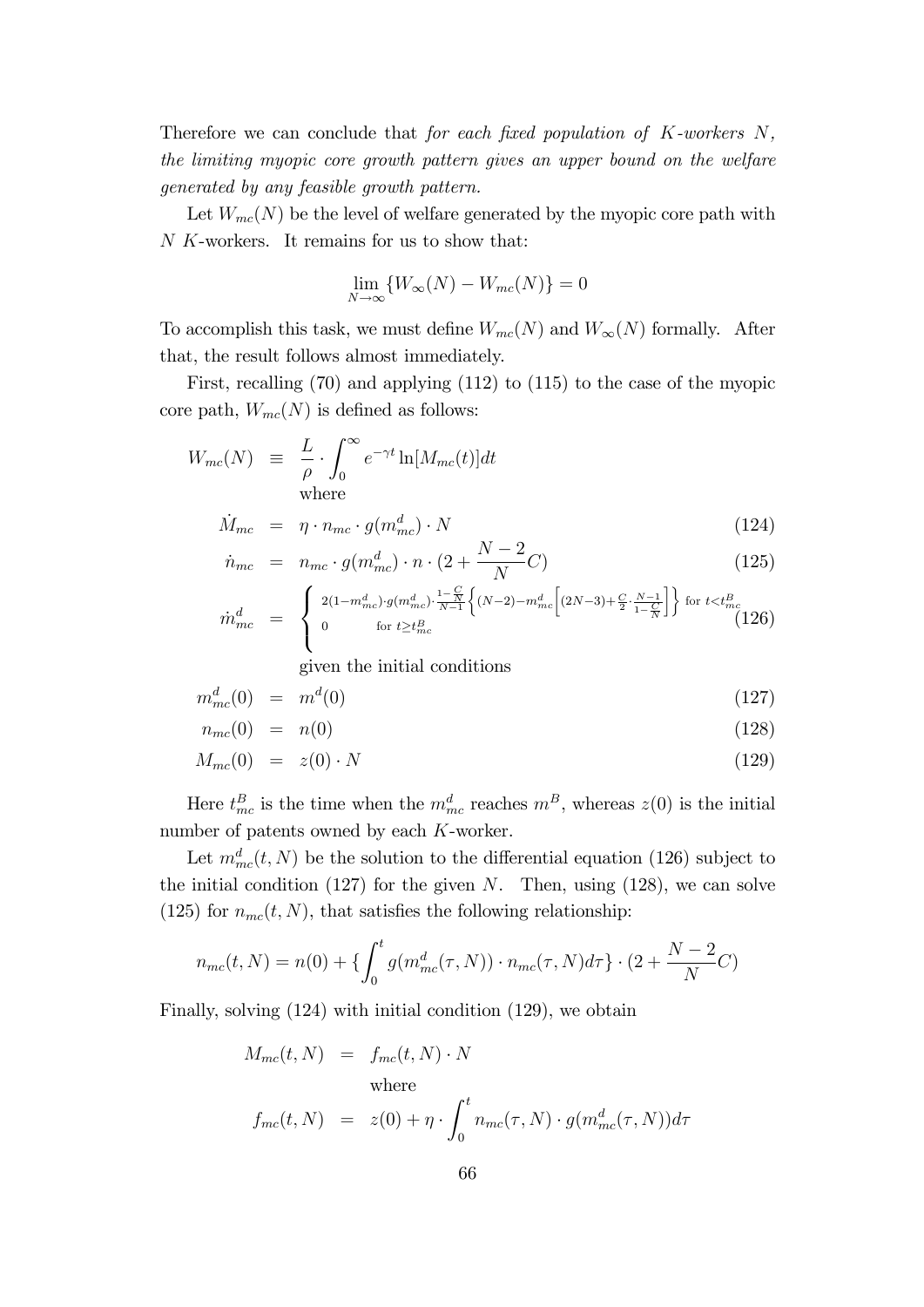Therefore we can conclude that *for each fixed population of $K$-workers $N$, the limiting myopic core growth pattern gives an upper bound on the welfare generated by any feasible growth pattern.*

Let $W_{mc}(N)$ be the level of welfare generated by the myopic core path with $N$ $K$-workers. It remains for us to show that:

$$\lim_{N\to\infty}\{W_{\infty}(N) - W_{mc}(N)\} = 0$$

To accomplish this task, we must define $W_{mc}(N)$ and $W_{\infty}(N)$ formally. After that, the result follows almost immediately.

First, recalling (70) and applying (112) to (115) to the case of the myopic core path, $W_{mc}(N)$ is defined as follows:

$$W_{mc}(N) \equiv \frac{L}{\rho}\cdot\int_0^{\infty} e^{-\gamma t}\ln[M_{mc}(t)]dt$$

where

$$\dot{M}_{mc} = \eta\cdot n_{mc}\cdot g(m^d_{mc})\cdot N \tag{124}$$

$$\dot{n}_{mc} = n_{mc}\cdot g(m^d_{mc})\cdot n\cdot(2+\frac{N-2}{N}C) \tag{125}$$

$$\dot{m}^d_{mc} = \begin{cases} 2(1-m^d_{mc})\cdot g(m^d_{mc})\cdot\frac{1-\frac{C}{N}}{N-1}\left\{(N-2)-m^d_{mc}\left[(2N-3)+\frac{C}{2}\cdot\frac{N-1}{1-\frac{C}{N}}\right]\right\} & \text{for } t<t^B_{mc} \\ 0 & \text{for } t\geq t^B_{mc} \end{cases} \tag{126}$$

given the initial conditions

$$m^d_{mc}(0) = m^d(0) \tag{127}$$

$$n_{mc}(0) = n(0) \tag{128}$$

$$M_{mc}(0) = z(0)\cdot N \tag{129}$$

Here $t^B_{mc}$ is the time when the $m^d_{mc}$ reaches $m^B$, whereas $z(0)$ is the initial number of patents owned by each $K$-worker.

Let $m^d_{mc}(t,N)$ be the solution to the differential equation (126) subject to the initial condition (127) for the given $N$. Then, using (128), we can solve (125) for $n_{mc}(t,N)$, that satisfies the following relationship:

$$n_{mc}(t,N) = n(0) + \{\int_0^t g(m^d_{mc}(\tau,N))\cdot n_{mc}(\tau,N)d\tau\}\cdot(2+\frac{N-2}{N}C)$$

Finally, solving (124) with initial condition (129), we obtain

$$M_{mc}(t,N) = f_{mc}(t,N)\cdot N$$

where

$$f_{mc}(t,N) = z(0) + \eta\cdot\int_0^t n_{mc}(\tau,N)\cdot g(m^d_{mc}(\tau,N))d\tau$$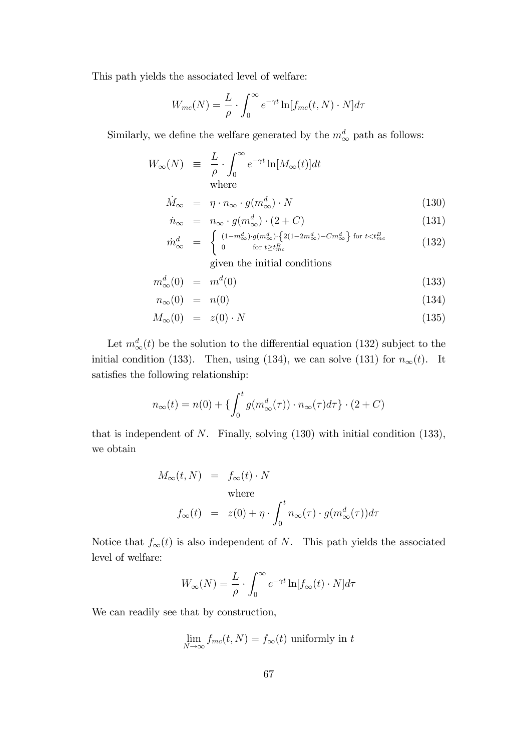This path yields the associated level of welfare:

$$W_{mc}(N) = \frac{L}{\rho} \cdot \int_0^\infty e^{-\gamma t} \ln[f_{mc}(t, N) \cdot N] d\tau$$

Similarly, we define the welfare generated by the $m^d_\infty$ path as follows:

$$\begin{aligned}
W_\infty(N) &\equiv \frac{L}{\rho} \cdot \int_0^\infty e^{-\gamma t} \ln[M_\infty(t)] dt \\
&\quad \text{where} \\
\dot{M}_\infty &= \eta \cdot n_\infty \cdot g(m^d_\infty) \cdot N && (130) \\
\dot{n}_\infty &= n_\infty \cdot g(m^d_\infty) \cdot (2 + C) && (131) \\
\dot{m}^d_\infty &= \begin{cases} (1-m^d_\infty) \cdot g(m^d_\infty) \cdot \left\{2(1-2m^d_\infty) - Cm^d_\infty\right\} & \text{for } t < t^B_{mc} \\ 0 & \text{for } t \geq t^B_{mc} \end{cases} && (132) \\
&\quad \text{given the initial conditions} \\
m^d_\infty(0) &= m^d(0) && (133) \\
n_\infty(0) &= n(0) && (134) \\
M_\infty(0) &= z(0) \cdot N && (135)
\end{aligned}$$

Let $m^d_\infty(t)$ be the solution to the differential equation (132) subject to the initial condition (133). Then, using (134), we can solve (131) for $n_\infty(t)$. It satisfies the following relationship:

$$n_\infty(t) = n(0) + \{\int_0^t g(m^d_\infty(\tau)) \cdot n_\infty(\tau) d\tau\} \cdot (2 + C)$$

that is independent of $N$. Finally, solving (130) with initial condition (133), we obtain

$$\begin{aligned}
M_\infty(t, N) &= f_\infty(t) \cdot N \\
&\quad \text{where} \\
f_\infty(t) &= z(0) + \eta \cdot \int_0^t n_\infty(\tau) \cdot g(m^d_\infty(\tau)) d\tau
\end{aligned}$$

Notice that $f_\infty(t)$ is also independent of $N$. This path yields the associated level of welfare:

$$W_\infty(N) = \frac{L}{\rho} \cdot \int_0^\infty e^{-\gamma t} \ln[f_\infty(t) \cdot N] d\tau$$

We can readily see that by construction,

$$\lim_{N \to \infty} f_{mc}(t, N) = f_\infty(t) \text{ uniformly in } t$$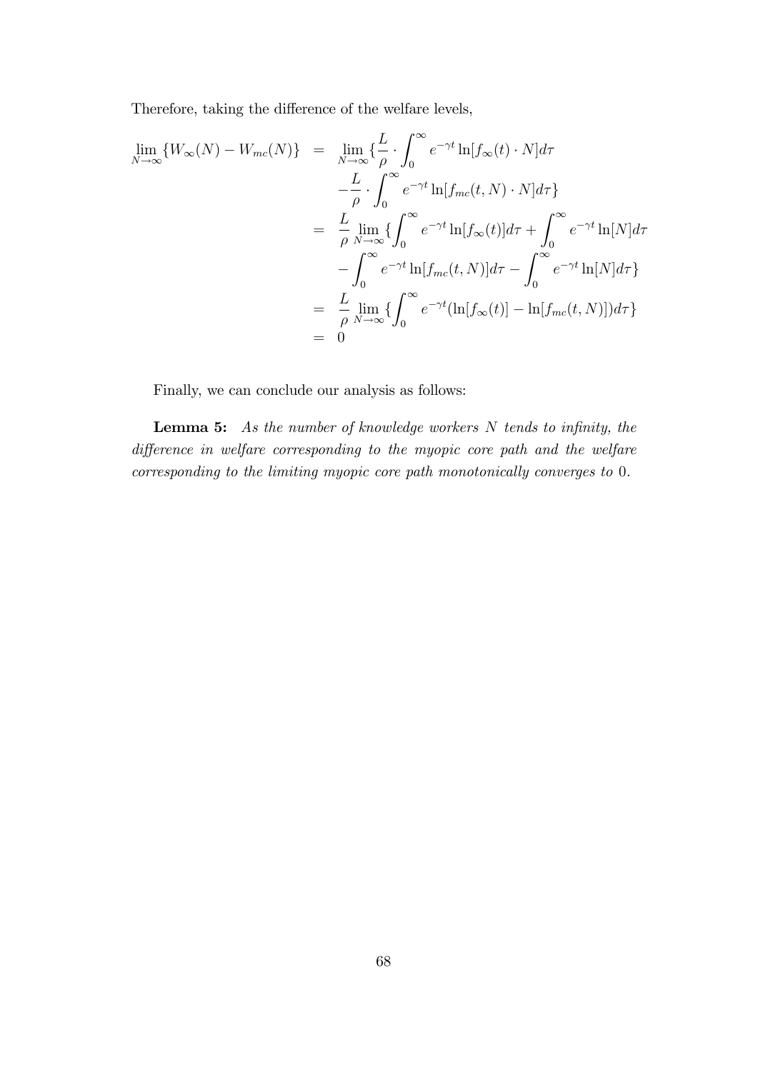Therefore, taking the difference of the welfare levels,

$$
\begin{aligned}
\lim_{N\to\infty}\{W_\infty(N) - W_{mc}(N)\} &= \lim_{N\to\infty}\{\frac{L}{\rho}\cdot\int_0^\infty e^{-\gamma t}\ln[f_\infty(t)\cdot N]d\tau \\
&\quad -\frac{L}{\rho}\cdot\int_0^\infty e^{-\gamma t}\ln[f_{mc}(t,N)\cdot N]d\tau\} \\
&= \frac{L}{\rho}\lim_{N\to\infty}\{\int_0^\infty e^{-\gamma t}\ln[f_\infty(t)]d\tau + \int_0^\infty e^{-\gamma t}\ln[N]d\tau \\
&\quad -\int_0^\infty e^{-\gamma t}\ln[f_{mc}(t,N)]d\tau - \int_0^\infty e^{-\gamma t}\ln[N]d\tau\} \\
&= \frac{L}{\rho}\lim_{N\to\infty}\{\int_0^\infty e^{-\gamma t}(\ln[f_\infty(t)] - \ln[f_{mc}(t,N)])d\tau\} \\
&= 0
\end{aligned}
$$

Finally, we can conclude our analysis as follows:

**Lemma 5:** *As the number of knowledge workers $N$ tends to infinity, the difference in welfare corresponding to the myopic core path and the welfare corresponding to the limiting myopic core path monotonically converges to* 0.